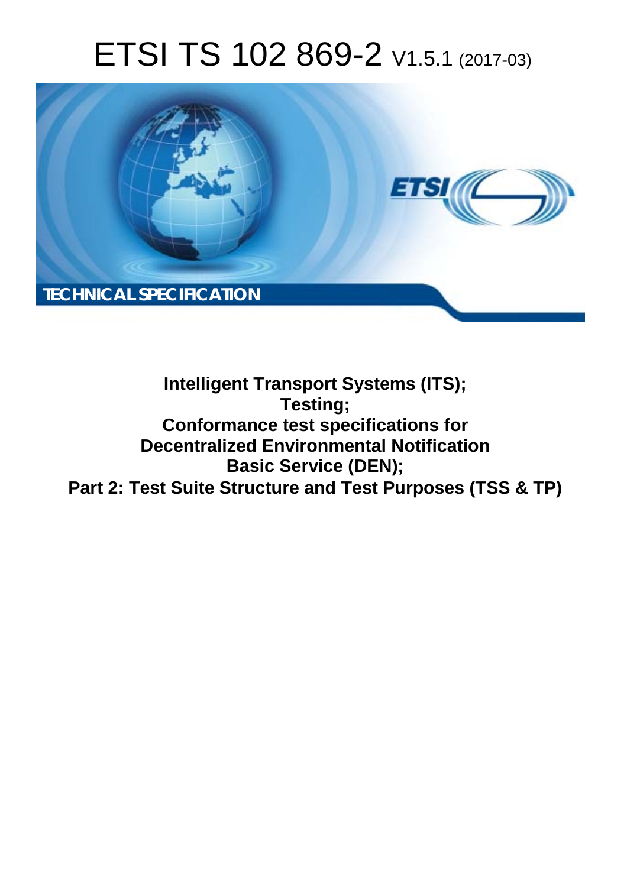# ETSI TS 102 869-2 V1.5.1 (2017-03)

TECHNICAL SPECIFICATION

**Intelligent Transport Systems (ITS);**
**Testing;**
**Conformance test specifications for**
**Decentralized Environmental Notification**
**Basic Service (DEN);**
**Part 2: Test Suite Structure and Test Purposes (TSS & TP)**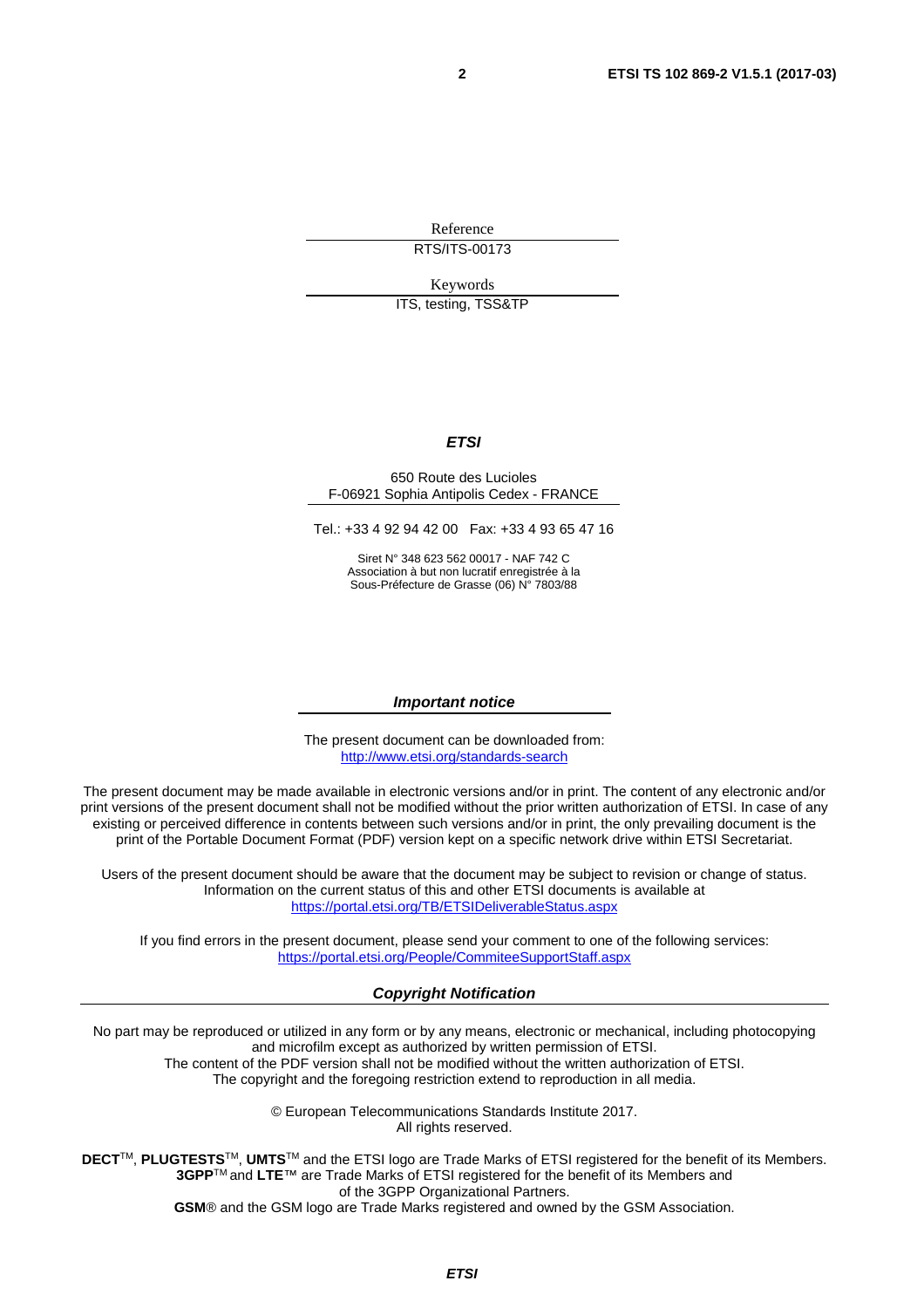Reference

RTS/ITS-00173

Keywords

ITS, testing, TSS&TP

***ETSI***

650 Route des Lucioles
F-06921 Sophia Antipolis Cedex - FRANCE

Tel.: +33 4 92 94 42 00 Fax: +33 4 93 65 47 16

Siret N° 348 623 562 00017 - NAF 742 C
Association à but non lucratif enregistrée à la
Sous-Préfecture de Grasse (06) N° 7803/88

***Important notice***

The present document can be downloaded from:
http://www.etsi.org/standards-search

The present document may be made available in electronic versions and/or in print. The content of any electronic and/or print versions of the present document shall not be modified without the prior written authorization of ETSI. In case of any existing or perceived difference in contents between such versions and/or in print, the only prevailing document is the print of the Portable Document Format (PDF) version kept on a specific network drive within ETSI Secretariat.

Users of the present document should be aware that the document may be subject to revision or change of status. Information on the current status of this and other ETSI documents is available at
https://portal.etsi.org/TB/ETSIDeliverableStatus.aspx

If you find errors in the present document, please send your comment to one of the following services:
https://portal.etsi.org/People/CommiteeSupportStaff.aspx

***Copyright Notification***

No part may be reproduced or utilized in any form or by any means, electronic or mechanical, including photocopying and microfilm except as authorized by written permission of ETSI.
The content of the PDF version shall not be modified without the written authorization of ETSI.
The copyright and the foregoing restriction extend to reproduction in all media.

© European Telecommunications Standards Institute 2017.
All rights reserved.

**DECT**™, **PLUGTESTS**™, **UMTS**™ and the ETSI logo are Trade Marks of ETSI registered for the benefit of its Members.
**3GPP**™ and **LTE**™ are Trade Marks of ETSI registered for the benefit of its Members and of the 3GPP Organizational Partners.
**GSM**® and the GSM logo are Trade Marks registered and owned by the GSM Association.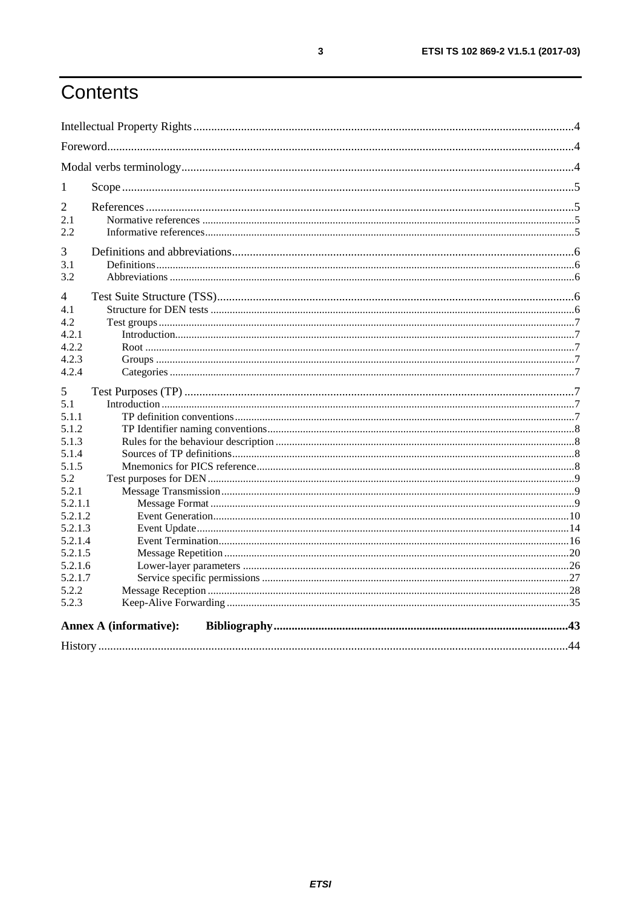# Contents

Intellectual Property Rights ........................................................................................................................... 4

Foreword ........................................................................................................................................................ 4

Modal verbs terminology ................................................................................................................................ 4

1 Scope ........................................................................................................................................................ 5

2 References ................................................................................................................................................ 5

2.1 Normative references ........................................................................................................................... 5

2.2 Informative references ......................................................................................................................... 5

3 Definitions and abbreviations .................................................................................................................. 6

3.1 Definitions ............................................................................................................................................ 6

3.2 Abbreviations ....................................................................................................................................... 6

4 Test Suite Structure (TSS) ....................................................................................................................... 6

4.1 Structure for DEN tests ........................................................................................................................ 6

4.2 Test groups ........................................................................................................................................... 7

4.2.1 Introduction ..................................................................................................................................... 7

4.2.2 Root ................................................................................................................................................ 7

4.2.3 Groups ............................................................................................................................................. 7

4.2.4 Categories ....................................................................................................................................... 7

5 Test Purposes (TP) .................................................................................................................................... 7

5.1 Introduction .......................................................................................................................................... 7

5.1.1 TP definition conventions ................................................................................................................ 7

5.1.2 TP Identifier naming conventions ..................................................................................................... 8

5.1.3 Rules for the behaviour description .................................................................................................. 8

5.1.4 Sources of TP definitions ................................................................................................................. 8

5.1.5 Mnemonics for PICS reference ........................................................................................................ 8

5.2 Test purposes for DEN ......................................................................................................................... 9

5.2.1 Message Transmission ..................................................................................................................... 9

5.2.1.1 Message Format ......................................................................................................................... 9

5.2.1.2 Event Generation ....................................................................................................................... 10

5.2.1.3 Event Update ............................................................................................................................. 14

5.2.1.4 Event Termination ..................................................................................................................... 16

5.2.1.5 Message Repetition ................................................................................................................... 20

5.2.1.6 Lower-layer parameters ............................................................................................................. 26

5.2.1.7 Service specific permissions ...................................................................................................... 27

5.2.2 Message Reception ......................................................................................................................... 28

5.2.3 Keep-Alive Forwarding ................................................................................................................... 35

**Annex A (informative): Bibliography** ........................................................................................................ **43**

History .......................................................................................................................................................... 44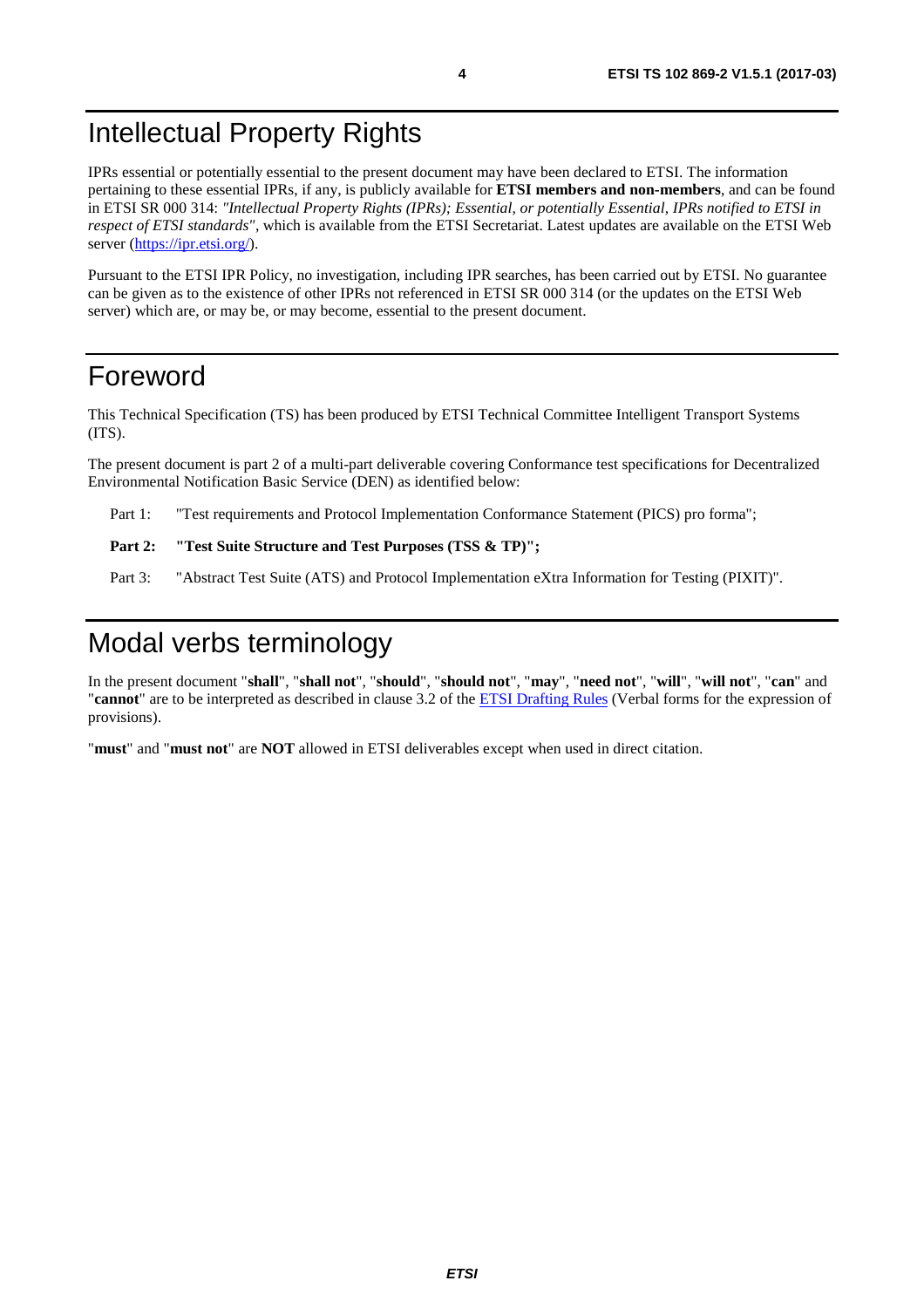# Intellectual Property Rights

IPRs essential or potentially essential to the present document may have been declared to ETSI. The information pertaining to these essential IPRs, if any, is publicly available for **ETSI members and non-members**, and can be found in ETSI SR 000 314: *"Intellectual Property Rights (IPRs); Essential, or potentially Essential, IPRs notified to ETSI in respect of ETSI standards"*, which is available from the ETSI Secretariat. Latest updates are available on the ETSI Web server (https://ipr.etsi.org/).

Pursuant to the ETSI IPR Policy, no investigation, including IPR searches, has been carried out by ETSI. No guarantee can be given as to the existence of other IPRs not referenced in ETSI SR 000 314 (or the updates on the ETSI Web server) which are, or may be, or may become, essential to the present document.

# Foreword

This Technical Specification (TS) has been produced by ETSI Technical Committee Intelligent Transport Systems (ITS).

The present document is part 2 of a multi-part deliverable covering Conformance test specifications for Decentralized Environmental Notification Basic Service (DEN) as identified below:

Part 1: "Test requirements and Protocol Implementation Conformance Statement (PICS) pro forma";

**Part 2: "Test Suite Structure and Test Purposes (TSS & TP)";**

Part 3: "Abstract Test Suite (ATS) and Protocol Implementation eXtra Information for Testing (PIXIT)".

# Modal verbs terminology

In the present document "**shall**", "**shall not**", "**should**", "**should not**", "**may**", "**need not**", "**will**", "**will not**", "**can**" and "**cannot**" are to be interpreted as described in clause 3.2 of the ETSI Drafting Rules (Verbal forms for the expression of provisions).

"**must**" and "**must not**" are **NOT** allowed in ETSI deliverables except when used in direct citation.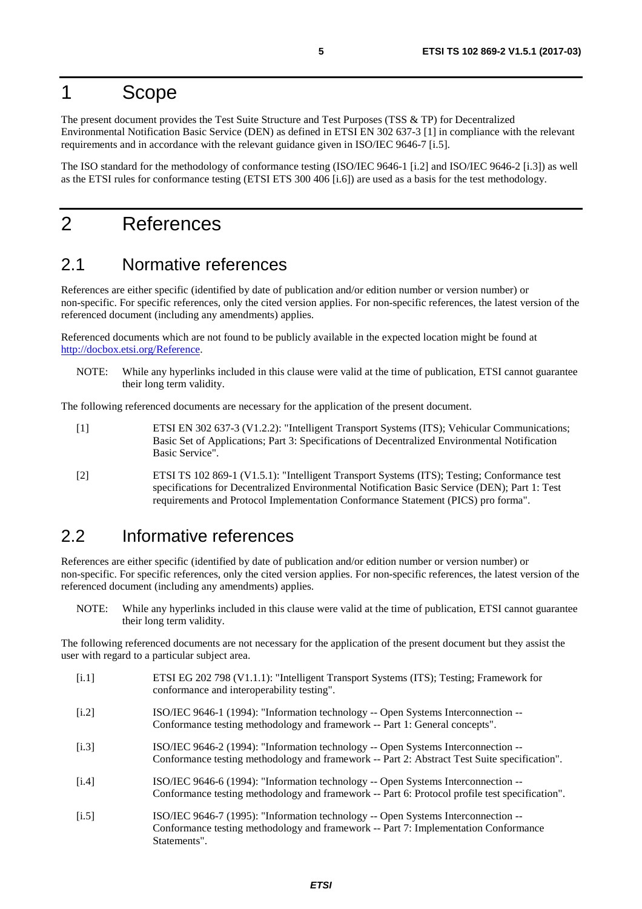# 1 Scope

The present document provides the Test Suite Structure and Test Purposes (TSS & TP) for Decentralized Environmental Notification Basic Service (DEN) as defined in ETSI EN 302 637-3 [1] in compliance with the relevant requirements and in accordance with the relevant guidance given in ISO/IEC 9646-7 [i.5].

The ISO standard for the methodology of conformance testing (ISO/IEC 9646-1 [i.2] and ISO/IEC 9646-2 [i.3]) as well as the ETSI rules for conformance testing (ETSI ETS 300 406 [i.6]) are used as a basis for the test methodology.

# 2 References

## 2.1 Normative references

References are either specific (identified by date of publication and/or edition number or version number) or non-specific. For specific references, only the cited version applies. For non-specific references, the latest version of the referenced document (including any amendments) applies.

Referenced documents which are not found to be publicly available in the expected location might be found at http://docbox.etsi.org/Reference.

NOTE: While any hyperlinks included in this clause were valid at the time of publication, ETSI cannot guarantee their long term validity.

The following referenced documents are necessary for the application of the present document.

[1] ETSI EN 302 637-3 (V1.2.2): "Intelligent Transport Systems (ITS); Vehicular Communications; Basic Set of Applications; Part 3: Specifications of Decentralized Environmental Notification Basic Service".

[2] ETSI TS 102 869-1 (V1.5.1): "Intelligent Transport Systems (ITS); Testing; Conformance test specifications for Decentralized Environmental Notification Basic Service (DEN); Part 1: Test requirements and Protocol Implementation Conformance Statement (PICS) pro forma".

## 2.2 Informative references

References are either specific (identified by date of publication and/or edition number or version number) or non-specific. For specific references, only the cited version applies. For non-specific references, the latest version of the referenced document (including any amendments) applies.

NOTE: While any hyperlinks included in this clause were valid at the time of publication, ETSI cannot guarantee their long term validity.

The following referenced documents are not necessary for the application of the present document but they assist the user with regard to a particular subject area.

[i.1] ETSI EG 202 798 (V1.1.1): "Intelligent Transport Systems (ITS); Testing; Framework for conformance and interoperability testing".

[i.2] ISO/IEC 9646-1 (1994): "Information technology -- Open Systems Interconnection -- Conformance testing methodology and framework -- Part 1: General concepts".

[i.3] ISO/IEC 9646-2 (1994): "Information technology -- Open Systems Interconnection -- Conformance testing methodology and framework -- Part 2: Abstract Test Suite specification".

[i.4] ISO/IEC 9646-6 (1994): "Information technology -- Open Systems Interconnection -- Conformance testing methodology and framework -- Part 6: Protocol profile test specification".

[i.5] ISO/IEC 9646-7 (1995): "Information technology -- Open Systems Interconnection -- Conformance testing methodology and framework -- Part 7: Implementation Conformance Statements".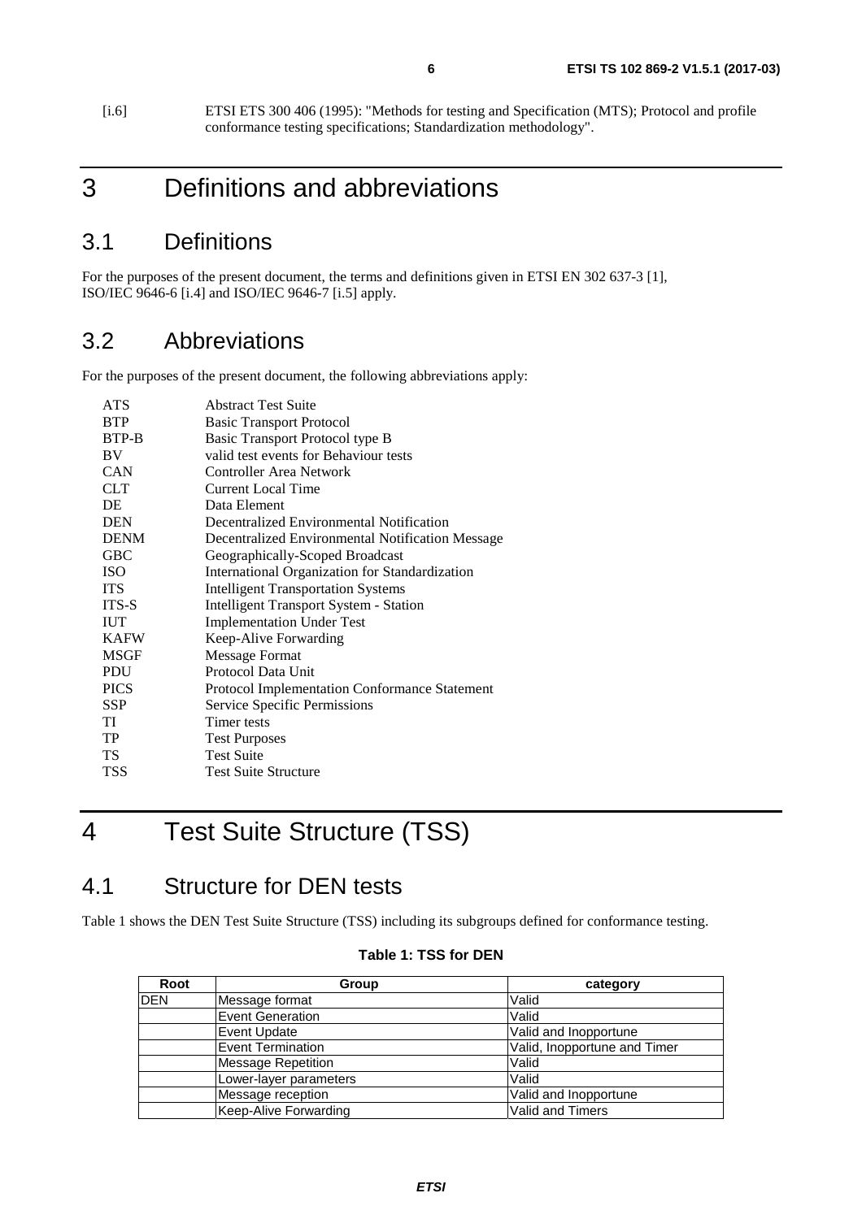[i.6] ETSI ETS 300 406 (1995): "Methods for testing and Specification (MTS); Protocol and profile conformance testing specifications; Standardization methodology".

# 3 Definitions and abbreviations

## 3.1 Definitions

For the purposes of the present document, the terms and definitions given in ETSI EN 302 637-3 [1], ISO/IEC 9646-6 [i.4] and ISO/IEC 9646-7 [i.5] apply.

## 3.2 Abbreviations

For the purposes of the present document, the following abbreviations apply:

| | |
|---|---|
| ATS | Abstract Test Suite |
| BTP | Basic Transport Protocol |
| BTP-B | Basic Transport Protocol type B |
| BV | valid test events for Behaviour tests |
| CAN | Controller Area Network |
| CLT | Current Local Time |
| DE | Data Element |
| DEN | Decentralized Environmental Notification |
| DENM | Decentralized Environmental Notification Message |
| GBC | Geographically-Scoped Broadcast |
| ISO | International Organization for Standardization |
| ITS | Intelligent Transportation Systems |
| ITS-S | Intelligent Transport System - Station |
| IUT | Implementation Under Test |
| KAFW | Keep-Alive Forwarding |
| MSGF | Message Format |
| PDU | Protocol Data Unit |
| PICS | Protocol Implementation Conformance Statement |
| SSP | Service Specific Permissions |
| TI | Timer tests |
| TP | Test Purposes |
| TS | Test Suite |
| TSS | Test Suite Structure |

# 4 Test Suite Structure (TSS)

## 4.1 Structure for DEN tests

Table 1 shows the DEN Test Suite Structure (TSS) including its subgroups defined for conformance testing.

**Table 1: TSS for DEN**

| Root | Group | category |
|---|---|---|
| DEN | Message format | Valid |
| | Event Generation | Valid |
| | Event Update | Valid and Inopportune |
| | Event Termination | Valid, Inopportune and Timer |
| | Message Repetition | Valid |
| | Lower-layer parameters | Valid |
| | Message reception | Valid and Inopportune |
| | Keep-Alive Forwarding | Valid and Timers |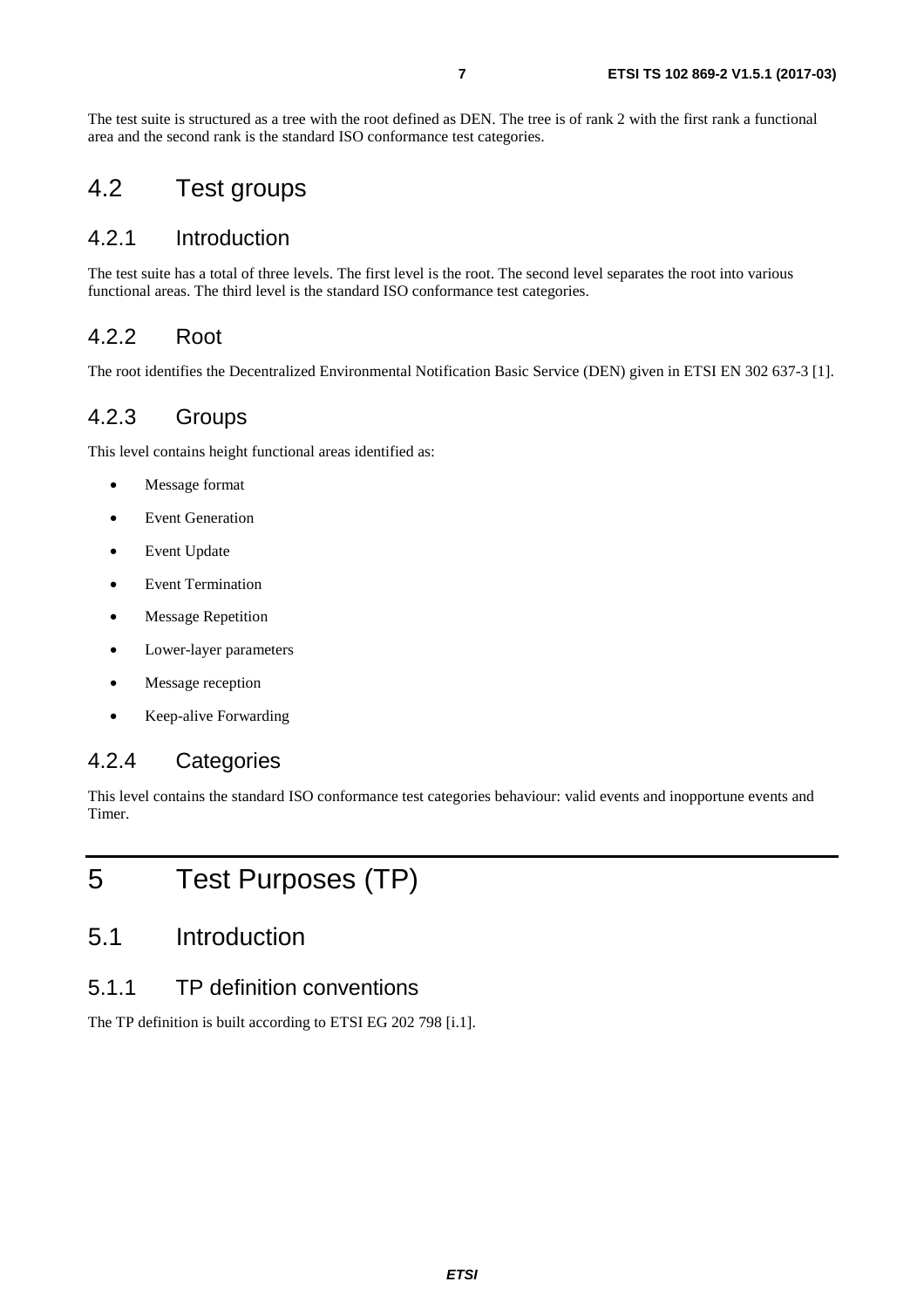The test suite is structured as a tree with the root defined as DEN. The tree is of rank 2 with the first rank a functional area and the second rank is the standard ISO conformance test categories.

## 4.2 Test groups

### 4.2.1 Introduction

The test suite has a total of three levels. The first level is the root. The second level separates the root into various functional areas. The third level is the standard ISO conformance test categories.

### 4.2.2 Root

The root identifies the Decentralized Environmental Notification Basic Service (DEN) given in ETSI EN 302 637-3 [1].

### 4.2.3 Groups

This level contains height functional areas identified as:

- Message format
- Event Generation
- Event Update
- Event Termination
- Message Repetition
- Lower-layer parameters
- Message reception
- Keep-alive Forwarding

### 4.2.4 Categories

This level contains the standard ISO conformance test categories behaviour: valid events and inopportune events and Timer.

# 5 Test Purposes (TP)

## 5.1 Introduction

### 5.1.1 TP definition conventions

The TP definition is built according to ETSI EG 202 798 [i.1].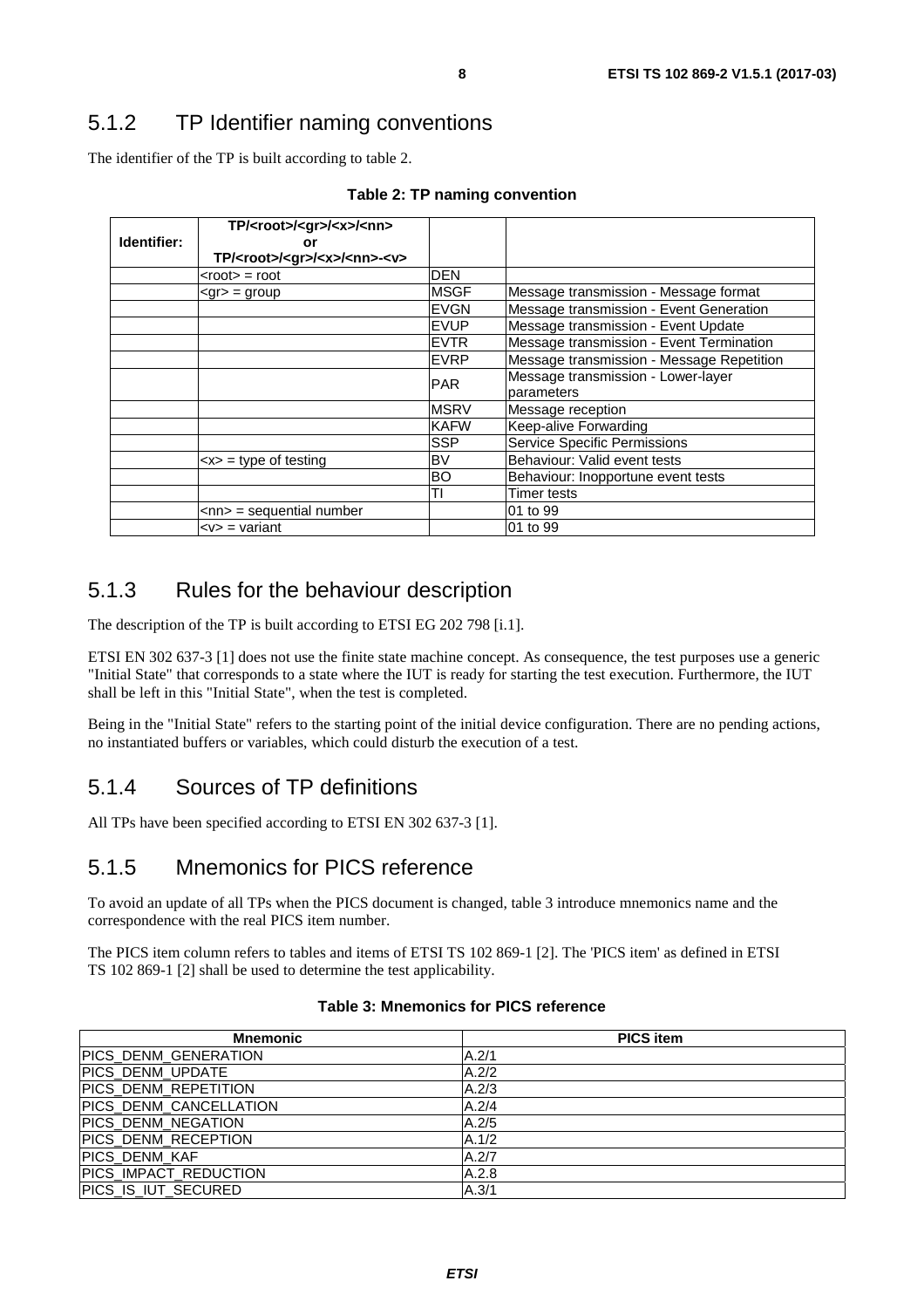## 5.1.2 TP Identifier naming conventions

The identifier of the TP is built according to table 2.

**Table 2: TP naming convention**

| **Identifier:** | **TP/<root>/<gr>/<x>/<nn> or TP/<root>/<gr>/<x>/<nn>-<v>** | | |
|---|---|---|---|
| | <root> = root | DEN | |
| | <gr> = group | MSGF | Message transmission - Message format |
| | | EVGN | Message transmission - Event Generation |
| | | EVUP | Message transmission - Event Update |
| | | EVTR | Message transmission - Event Termination |
| | | EVRP | Message transmission - Message Repetition |
| | | PAR | Message transmission - Lower-layer parameters |
| | | MSRV | Message reception |
| | | KAFW | Keep-alive Forwarding |
| | | SSP | Service Specific Permissions |
| | <x> = type of testing | BV | Behaviour: Valid event tests |
| | | BO | Behaviour: Inopportune event tests |
| | | TI | Timer tests |
| | <nn> = sequential number | | 01 to 99 |
| | <v> = variant | | 01 to 99 |

## 5.1.3 Rules for the behaviour description

The description of the TP is built according to ETSI EG 202 798 [i.1].

ETSI EN 302 637-3 [1] does not use the finite state machine concept. As consequence, the test purposes use a generic "Initial State" that corresponds to a state where the IUT is ready for starting the test execution. Furthermore, the IUT shall be left in this "Initial State", when the test is completed.

Being in the "Initial State" refers to the starting point of the initial device configuration. There are no pending actions, no instantiated buffers or variables, which could disturb the execution of a test.

## 5.1.4 Sources of TP definitions

All TPs have been specified according to ETSI EN 302 637-3 [1].

## 5.1.5 Mnemonics for PICS reference

To avoid an update of all TPs when the PICS document is changed, table 3 introduce mnemonics name and the correspondence with the real PICS item number.

The PICS item column refers to tables and items of ETSI TS 102 869-1 [2]. The 'PICS item' as defined in ETSI TS 102 869-1 [2] shall be used to determine the test applicability.

**Table 3: Mnemonics for PICS reference**

| Mnemonic | PICS item |
|---|---|
| PICS_DENM_GENERATION | A.2/1 |
| PICS_DENM_UPDATE | A.2/2 |
| PICS_DENM_REPETITION | A.2/3 |
| PICS_DENM_CANCELLATION | A.2/4 |
| PICS_DENM_NEGATION | A.2/5 |
| PICS_DENM_RECEPTION | A.1/2 |
| PICS_DENM_KAF | A.2/7 |
| PICS_IMPACT_REDUCTION | A.2.8 |
| PICS_IS_IUT_SECURED | A.3/1 |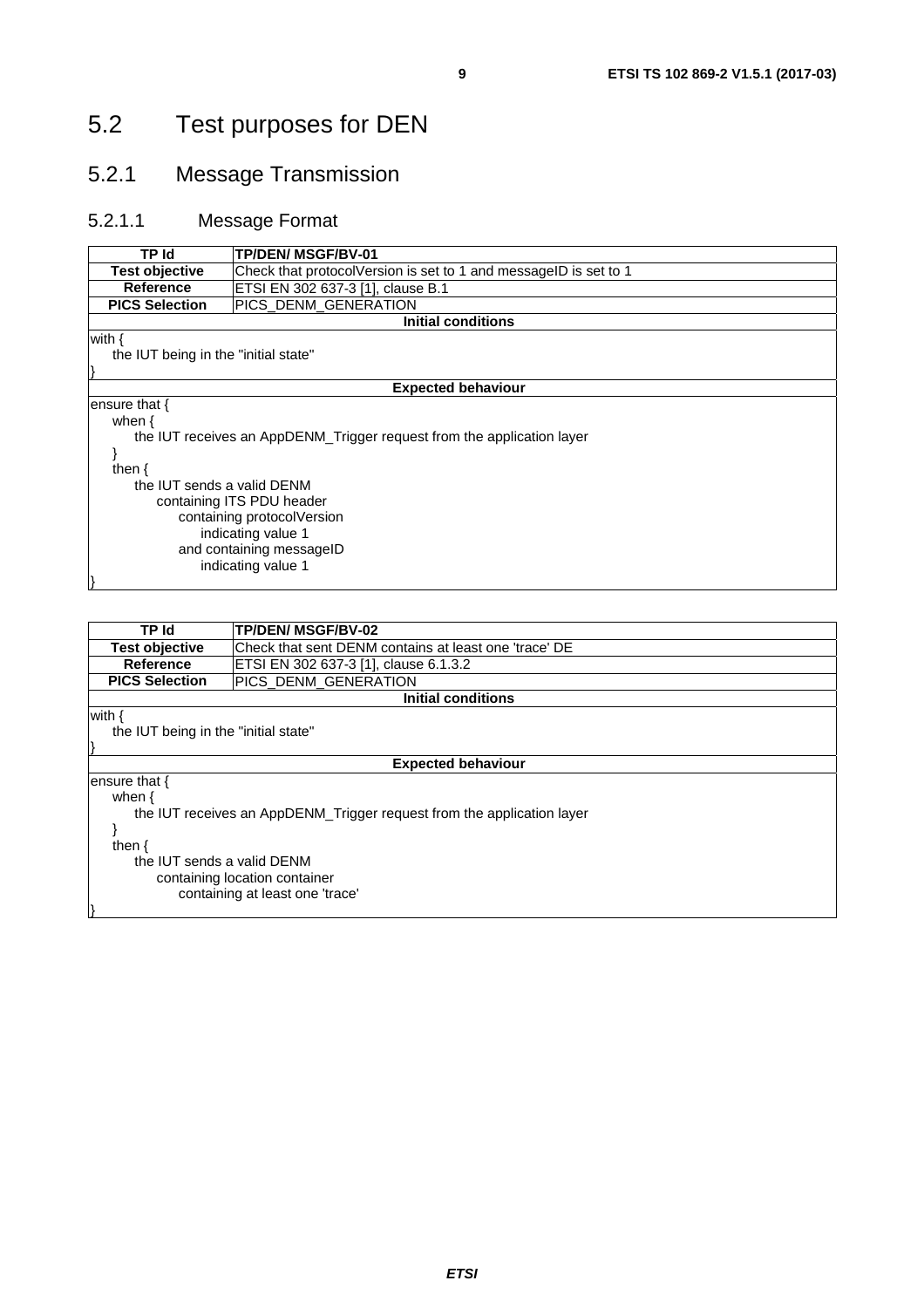## 5.2 Test purposes for DEN

### 5.2.1 Message Transmission

#### 5.2.1.1 Message Format

| TP Id | TP/DEN/ MSGF/BV-01 |
|---|---|
| Test objective | Check that protocolVersion is set to 1 and messageID is set to 1 |
| Reference | ETSI EN 302 637-3 [1], clause B.1 |
| PICS Selection | PICS_DENM_GENERATION |
| **Initial conditions** | |
| with {<br>    the IUT being in the "initial state"<br>} | |
| **Expected behaviour** | |
| ensure that {<br>    when {<br>        the IUT receives an AppDENM_Trigger request from the application layer<br>    }<br>    then {<br>        the IUT sends a valid DENM<br>            containing ITS PDU header<br>                containing protocolVersion<br>                    indicating value 1<br>                and containing messageID<br>                    indicating value 1<br>} | |

| TP Id | TP/DEN/ MSGF/BV-02 |
|---|---|
| Test objective | Check that sent DENM contains at least one 'trace' DE |
| Reference | ETSI EN 302 637-3 [1], clause 6.1.3.2 |
| PICS Selection | PICS_DENM_GENERATION |
| **Initial conditions** | |
| with {<br>    the IUT being in the "initial state"<br>} | |
| **Expected behaviour** | |
| ensure that {<br>    when {<br>        the IUT receives an AppDENM_Trigger request from the application layer<br>    }<br>    then {<br>        the IUT sends a valid DENM<br>            containing location container<br>                containing at least one 'trace'<br>} | |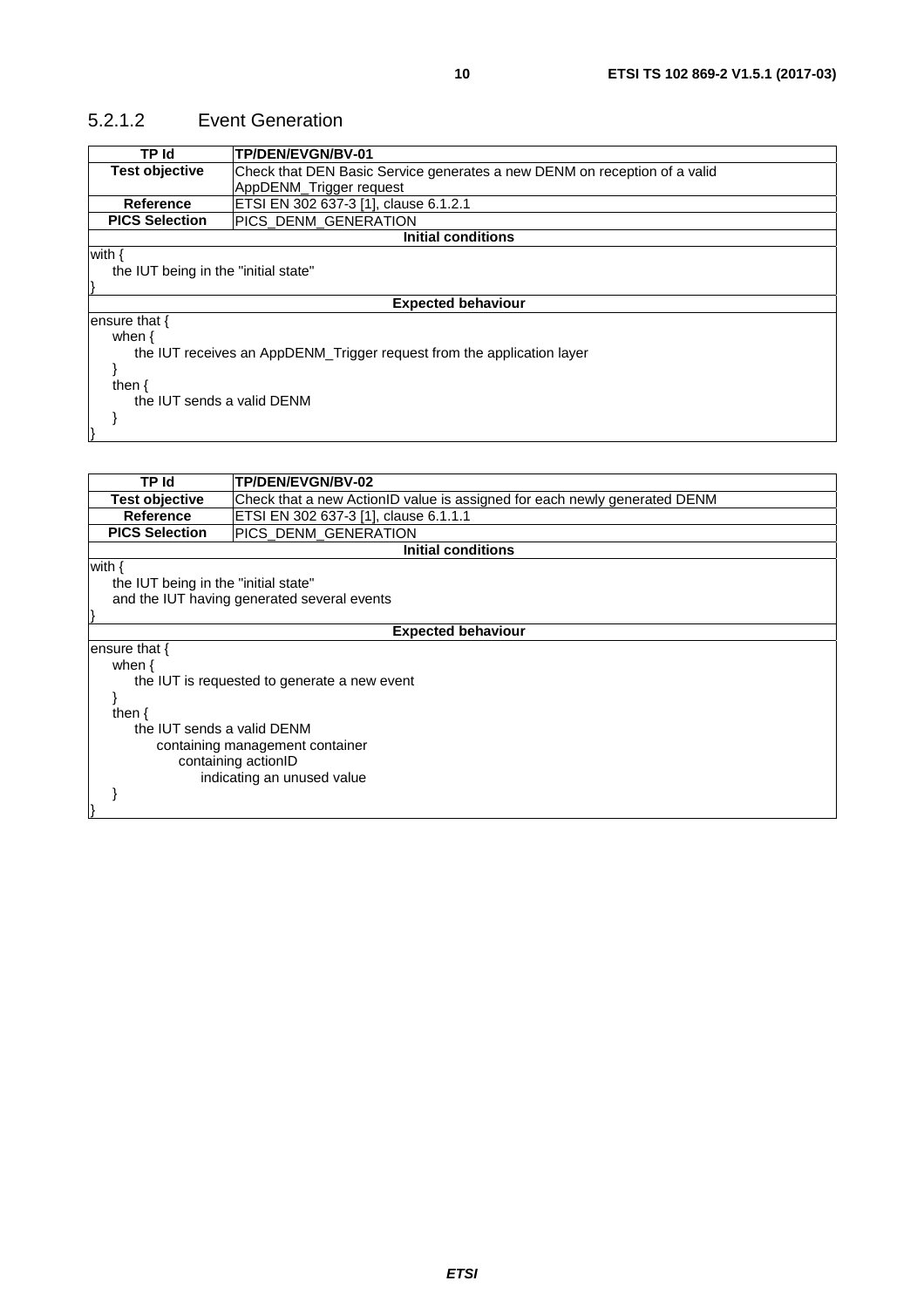### 5.2.1.2 Event Generation

| TP Id | TP/DEN/EVGN/BV-01 |
|---|---|
| **Test objective** | Check that DEN Basic Service generates a new DENM on reception of a valid AppDENM_Trigger request |
| **Reference** | ETSI EN 302 637-3 [1], clause 6.1.2.1 |
| **PICS Selection** | PICS_DENM_GENERATION |
| **Initial conditions** | |

```
with {
    the IUT being in the "initial state"
}
```

**Expected behaviour**

```
ensure that {
    when {
        the IUT receives an AppDENM_Trigger request from the application layer
    }
    then {
        the IUT sends a valid DENM
    }
}
```

| TP Id | TP/DEN/EVGN/BV-02 |
|---|---|
| **Test objective** | Check that a new ActionID value is assigned for each newly generated DENM |
| **Reference** | ETSI EN 302 637-3 [1], clause 6.1.1.1 |
| **PICS Selection** | PICS_DENM_GENERATION |
| **Initial conditions** | |

```
with {
    the IUT being in the "initial state"
    and the IUT having generated several events
}
```

**Expected behaviour**

```
ensure that {
    when {
        the IUT is requested to generate a new event
    }
    then {
        the IUT sends a valid DENM
            containing management container
                containing actionID
                    indicating an unused value
    }
}
```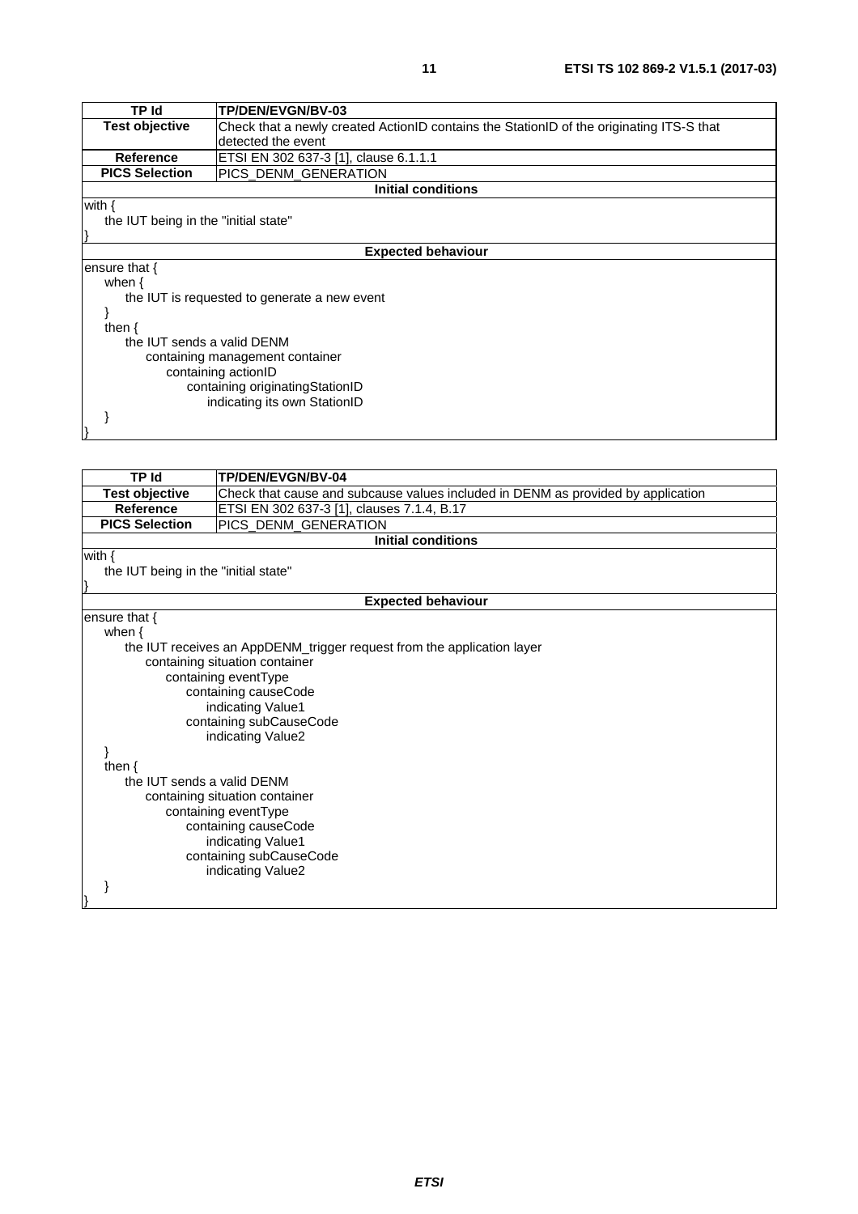| | |
|---|---|
| **TP Id** | **TP/DEN/EVGN/BV-03** |
| **Test objective** | Check that a newly created ActionID contains the StationID of the originating ITS-S that detected the event |
| **Reference** | ETSI EN 302 637-3 [1], clause 6.1.1.1 |
| **PICS Selection** | PICS_DENM_GENERATION |

**Initial conditions**

```
with {
    the IUT being in the "initial state"
}
```

**Expected behaviour**

```
ensure that {
    when {
        the IUT is requested to generate a new event
    }
    then {
        the IUT sends a valid DENM
            containing management container
                containing actionID
                    containing originatingStationID
                        indicating its own StationID
    }
}
```

| | |
|---|---|
| **TP Id** | **TP/DEN/EVGN/BV-04** |
| **Test objective** | Check that cause and subcause values included in DENM as provided by application |
| **Reference** | ETSI EN 302 637-3 [1], clauses 7.1.4, B.17 |
| **PICS Selection** | PICS_DENM_GENERATION |

**Initial conditions**

```
with {
    the IUT being in the "initial state"
}
```

**Expected behaviour**

```
ensure that {
    when {
        the IUT receives an AppDENM_trigger request from the application layer
            containing situation container
                containing eventType
                    containing causeCode
                        indicating Value1
                    containing subCauseCode
                        indicating Value2
    }
    then {
        the IUT sends a valid DENM
            containing situation container
                containing eventType
                    containing causeCode
                        indicating Value1
                    containing subCauseCode
                        indicating Value2
    }
}
```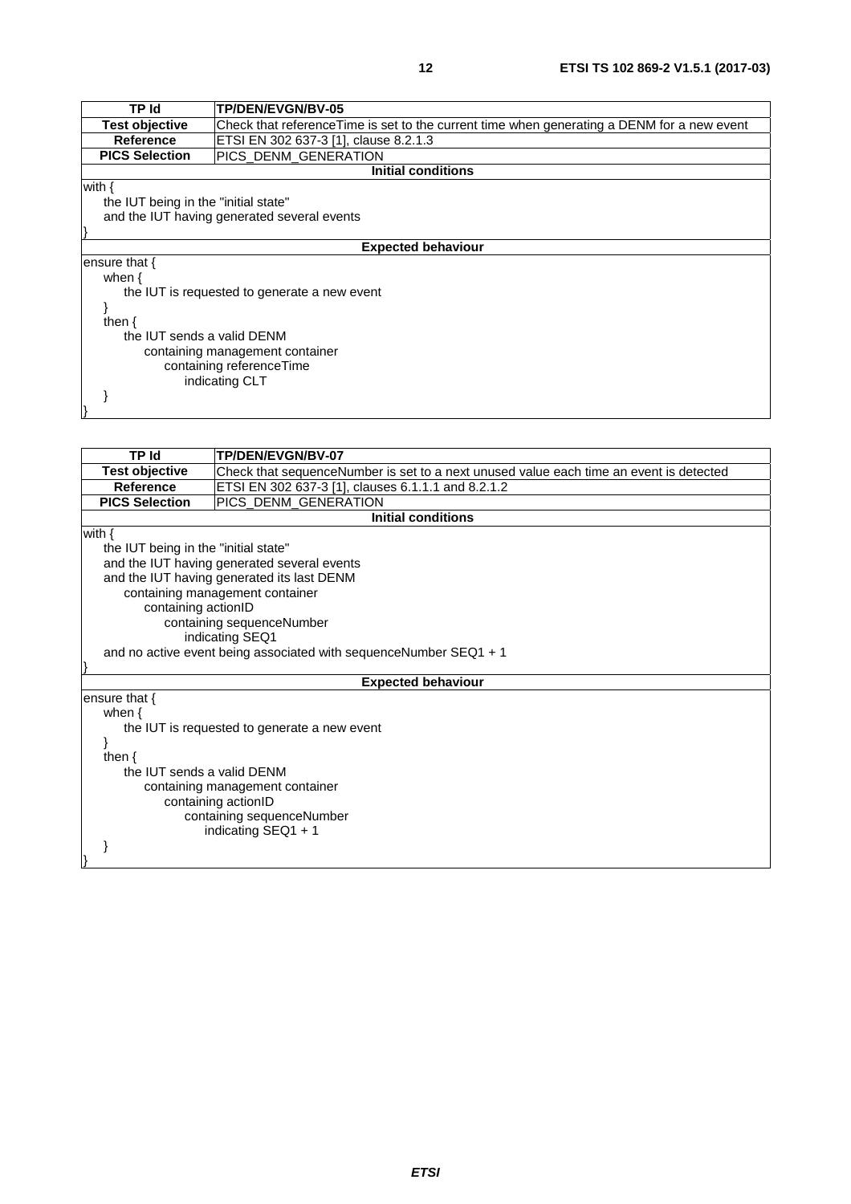| TP Id | TP/DEN/EVGN/BV-05 |
| --- | --- |
| **Test objective** | Check that referenceTime is set to the current time when generating a DENM for a new event |
| **Reference** | ETSI EN 302 637-3 [1], clause 8.2.1.3 |
| **PICS Selection** | PICS_DENM_GENERATION |
| **Initial conditions** | |
| with {<br>    the IUT being in the "initial state"<br>    and the IUT having generated several events<br>} | |
| **Expected behaviour** | |
| ensure that {<br>    when {<br>        the IUT is requested to generate a new event<br>    }<br>    then {<br>        the IUT sends a valid DENM<br>            containing management container<br>                containing referenceTime<br>                    indicating CLT<br>    }<br>} | |

| TP Id | TP/DEN/EVGN/BV-07 |
| --- | --- |
| **Test objective** | Check that sequenceNumber is set to a next unused value each time an event is detected |
| **Reference** | ETSI EN 302 637-3 [1], clauses 6.1.1.1 and 8.2.1.2 |
| **PICS Selection** | PICS_DENM_GENERATION |
| **Initial conditions** | |
| with {<br>    the IUT being in the "initial state"<br>    and the IUT having generated several events<br>    and the IUT having generated its last DENM<br>        containing management container<br>            containing actionID<br>                containing sequenceNumber<br>                    indicating SEQ1<br>    and no active event being associated with sequenceNumber SEQ1 + 1<br>} | |
| **Expected behaviour** | |
| ensure that {<br>    when {<br>        the IUT is requested to generate a new event<br>    }<br>    then {<br>        the IUT sends a valid DENM<br>            containing management container<br>                containing actionID<br>                    containing sequenceNumber<br>                        indicating SEQ1 + 1<br>    }<br>} | |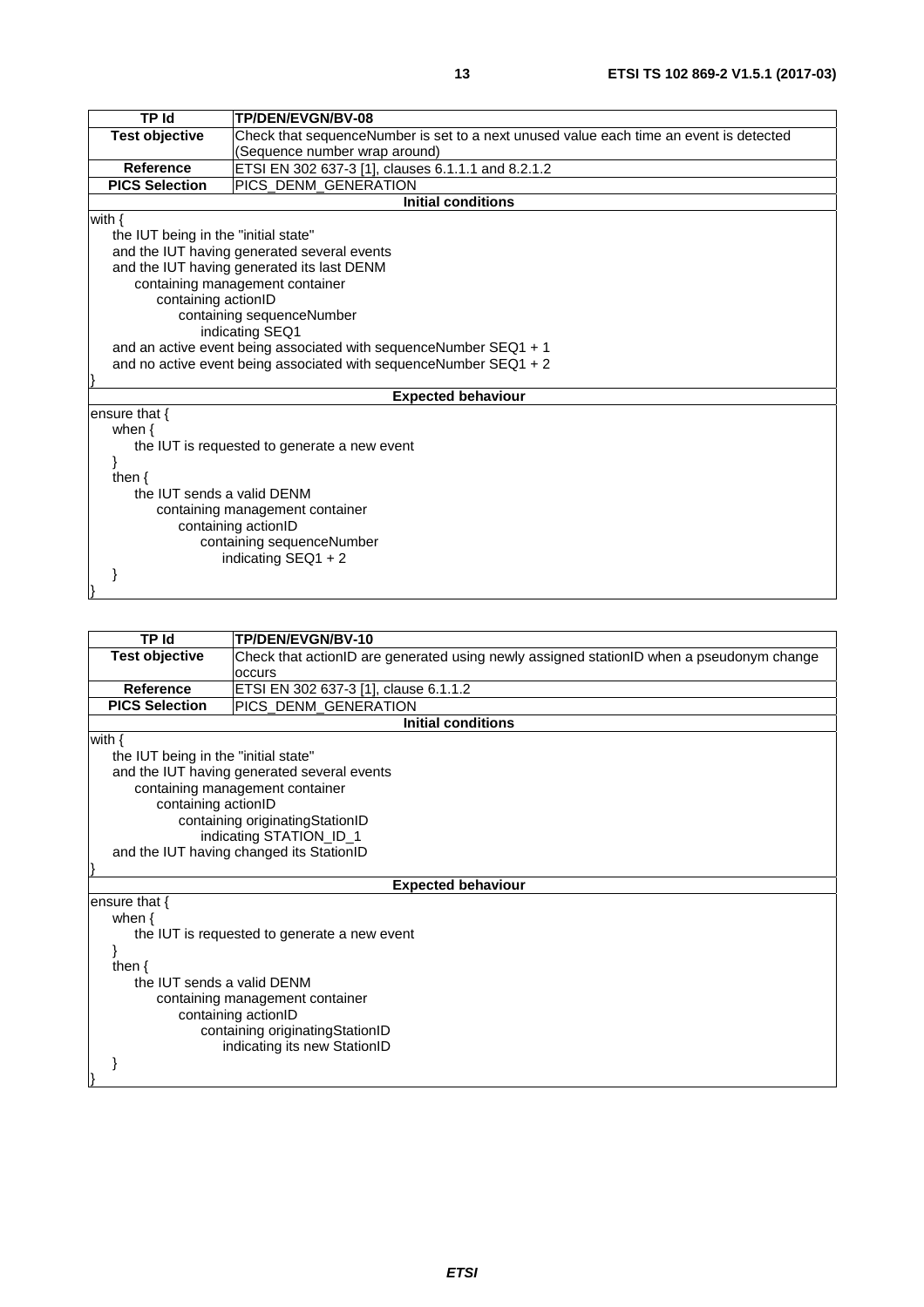| TP Id | TP/DEN/EVGN/BV-08 |
|---|---|
| **Test objective** | Check that sequenceNumber is set to a next unused value each time an event is detected (Sequence number wrap around) |
| **Reference** | ETSI EN 302 637-3 [1], clauses 6.1.1.1 and 8.2.1.2 |
| **PICS Selection** | PICS_DENM_GENERATION |
| **Initial conditions** | |
| with {<br>&nbsp;&nbsp;&nbsp;&nbsp;the IUT being in the "initial state"<br>&nbsp;&nbsp;&nbsp;&nbsp;and the IUT having generated several events<br>&nbsp;&nbsp;&nbsp;&nbsp;and the IUT having generated its last DENM<br>&nbsp;&nbsp;&nbsp;&nbsp;&nbsp;&nbsp;&nbsp;&nbsp;containing management container<br>&nbsp;&nbsp;&nbsp;&nbsp;&nbsp;&nbsp;&nbsp;&nbsp;&nbsp;&nbsp;&nbsp;&nbsp;containing actionID<br>&nbsp;&nbsp;&nbsp;&nbsp;&nbsp;&nbsp;&nbsp;&nbsp;&nbsp;&nbsp;&nbsp;&nbsp;&nbsp;&nbsp;&nbsp;&nbsp;containing sequenceNumber<br>&nbsp;&nbsp;&nbsp;&nbsp;&nbsp;&nbsp;&nbsp;&nbsp;&nbsp;&nbsp;&nbsp;&nbsp;&nbsp;&nbsp;&nbsp;&nbsp;&nbsp;&nbsp;&nbsp;&nbsp;indicating SEQ1<br>&nbsp;&nbsp;&nbsp;&nbsp;and an active event being associated with sequenceNumber SEQ1 + 1<br>&nbsp;&nbsp;&nbsp;&nbsp;and no active event being associated with sequenceNumber SEQ1 + 2<br>} | |
| **Expected behaviour** | |
| ensure that {<br>&nbsp;&nbsp;&nbsp;&nbsp;when {<br>&nbsp;&nbsp;&nbsp;&nbsp;&nbsp;&nbsp;&nbsp;&nbsp;the IUT is requested to generate a new event<br>&nbsp;&nbsp;&nbsp;&nbsp;}<br>&nbsp;&nbsp;&nbsp;&nbsp;then {<br>&nbsp;&nbsp;&nbsp;&nbsp;&nbsp;&nbsp;&nbsp;&nbsp;the IUT sends a valid DENM<br>&nbsp;&nbsp;&nbsp;&nbsp;&nbsp;&nbsp;&nbsp;&nbsp;&nbsp;&nbsp;&nbsp;&nbsp;containing management container<br>&nbsp;&nbsp;&nbsp;&nbsp;&nbsp;&nbsp;&nbsp;&nbsp;&nbsp;&nbsp;&nbsp;&nbsp;&nbsp;&nbsp;&nbsp;&nbsp;containing actionID<br>&nbsp;&nbsp;&nbsp;&nbsp;&nbsp;&nbsp;&nbsp;&nbsp;&nbsp;&nbsp;&nbsp;&nbsp;&nbsp;&nbsp;&nbsp;&nbsp;&nbsp;&nbsp;&nbsp;&nbsp;containing sequenceNumber<br>&nbsp;&nbsp;&nbsp;&nbsp;&nbsp;&nbsp;&nbsp;&nbsp;&nbsp;&nbsp;&nbsp;&nbsp;&nbsp;&nbsp;&nbsp;&nbsp;&nbsp;&nbsp;&nbsp;&nbsp;&nbsp;&nbsp;&nbsp;&nbsp;indicating SEQ1 + 2<br>&nbsp;&nbsp;&nbsp;&nbsp;}<br>} | |

| TP Id | TP/DEN/EVGN/BV-10 |
|---|---|
| **Test objective** | Check that actionID are generated using newly assigned stationID when a pseudonym change occurs |
| **Reference** | ETSI EN 302 637-3 [1], clause 6.1.1.2 |
| **PICS Selection** | PICS_DENM_GENERATION |
| **Initial conditions** | |
| with {<br>&nbsp;&nbsp;&nbsp;&nbsp;the IUT being in the "initial state"<br>&nbsp;&nbsp;&nbsp;&nbsp;and the IUT having generated several events<br>&nbsp;&nbsp;&nbsp;&nbsp;&nbsp;&nbsp;&nbsp;&nbsp;containing management container<br>&nbsp;&nbsp;&nbsp;&nbsp;&nbsp;&nbsp;&nbsp;&nbsp;&nbsp;&nbsp;&nbsp;&nbsp;containing actionID<br>&nbsp;&nbsp;&nbsp;&nbsp;&nbsp;&nbsp;&nbsp;&nbsp;&nbsp;&nbsp;&nbsp;&nbsp;&nbsp;&nbsp;&nbsp;&nbsp;containing originatingStationID<br>&nbsp;&nbsp;&nbsp;&nbsp;&nbsp;&nbsp;&nbsp;&nbsp;&nbsp;&nbsp;&nbsp;&nbsp;&nbsp;&nbsp;&nbsp;&nbsp;&nbsp;&nbsp;&nbsp;&nbsp;indicating STATION_ID_1<br>&nbsp;&nbsp;&nbsp;&nbsp;and the IUT having changed its StationID<br>} | |
| **Expected behaviour** | |
| ensure that {<br>&nbsp;&nbsp;&nbsp;&nbsp;when {<br>&nbsp;&nbsp;&nbsp;&nbsp;&nbsp;&nbsp;&nbsp;&nbsp;the IUT is requested to generate a new event<br>&nbsp;&nbsp;&nbsp;&nbsp;}<br>&nbsp;&nbsp;&nbsp;&nbsp;then {<br>&nbsp;&nbsp;&nbsp;&nbsp;&nbsp;&nbsp;&nbsp;&nbsp;the IUT sends a valid DENM<br>&nbsp;&nbsp;&nbsp;&nbsp;&nbsp;&nbsp;&nbsp;&nbsp;&nbsp;&nbsp;&nbsp;&nbsp;containing management container<br>&nbsp;&nbsp;&nbsp;&nbsp;&nbsp;&nbsp;&nbsp;&nbsp;&nbsp;&nbsp;&nbsp;&nbsp;&nbsp;&nbsp;&nbsp;&nbsp;containing actionID<br>&nbsp;&nbsp;&nbsp;&nbsp;&nbsp;&nbsp;&nbsp;&nbsp;&nbsp;&nbsp;&nbsp;&nbsp;&nbsp;&nbsp;&nbsp;&nbsp;&nbsp;&nbsp;&nbsp;&nbsp;containing originatingStationID<br>&nbsp;&nbsp;&nbsp;&nbsp;&nbsp;&nbsp;&nbsp;&nbsp;&nbsp;&nbsp;&nbsp;&nbsp;&nbsp;&nbsp;&nbsp;&nbsp;&nbsp;&nbsp;&nbsp;&nbsp;&nbsp;&nbsp;&nbsp;&nbsp;indicating its new StationID<br>&nbsp;&nbsp;&nbsp;&nbsp;}<br>} | |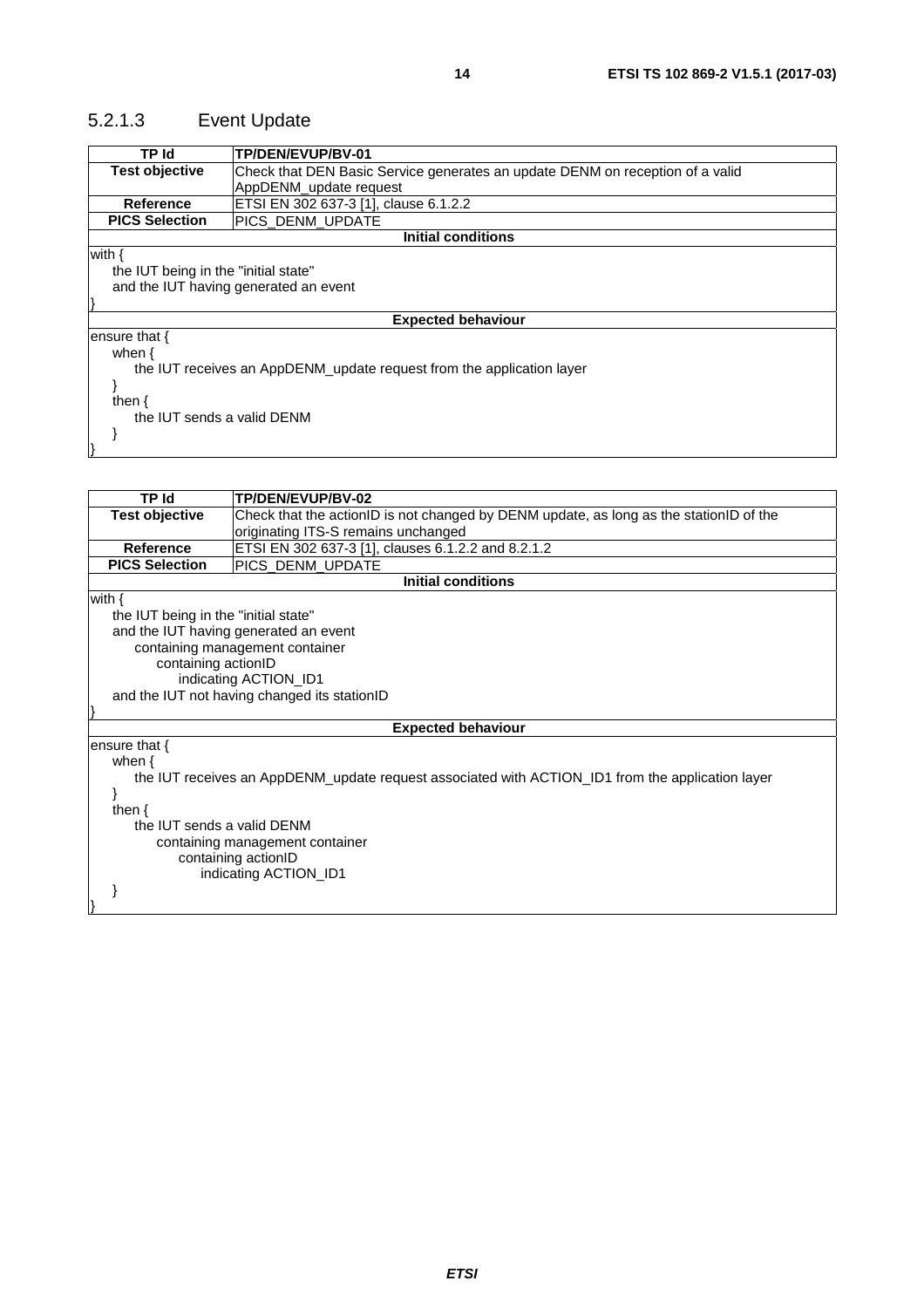### 5.2.1.3 Event Update

| TP Id | TP/DEN/EVUP/BV-01 |
|---|---|
| **Test objective** | Check that DEN Basic Service generates an update DENM on reception of a valid AppDENM_update request |
| **Reference** | ETSI EN 302 637-3 [1], clause 6.1.2.2 |
| **PICS Selection** | PICS_DENM_UPDATE |
| **Initial conditions** | |
| with {<br>&nbsp;&nbsp;&nbsp;&nbsp;the IUT being in the "initial state"<br>&nbsp;&nbsp;&nbsp;&nbsp;and the IUT having generated an event<br>} | |
| **Expected behaviour** | |
| ensure that {<br>&nbsp;&nbsp;&nbsp;&nbsp;when {<br>&nbsp;&nbsp;&nbsp;&nbsp;&nbsp;&nbsp;&nbsp;&nbsp;the IUT receives an AppDENM_update request from the application layer<br>&nbsp;&nbsp;&nbsp;&nbsp;}<br>&nbsp;&nbsp;&nbsp;&nbsp;then {<br>&nbsp;&nbsp;&nbsp;&nbsp;&nbsp;&nbsp;&nbsp;&nbsp;the IUT sends a valid DENM<br>&nbsp;&nbsp;&nbsp;&nbsp;}<br>} | |

| TP Id | TP/DEN/EVUP/BV-02 |
|---|---|
| **Test objective** | Check that the actionID is not changed by DENM update, as long as the stationID of the originating ITS-S remains unchanged |
| **Reference** | ETSI EN 302 637-3 [1], clauses 6.1.2.2 and 8.2.1.2 |
| **PICS Selection** | PICS_DENM_UPDATE |
| **Initial conditions** | |
| with {<br>&nbsp;&nbsp;&nbsp;&nbsp;the IUT being in the "initial state"<br>&nbsp;&nbsp;&nbsp;&nbsp;and the IUT having generated an event<br>&nbsp;&nbsp;&nbsp;&nbsp;&nbsp;&nbsp;&nbsp;&nbsp;containing management container<br>&nbsp;&nbsp;&nbsp;&nbsp;&nbsp;&nbsp;&nbsp;&nbsp;&nbsp;&nbsp;&nbsp;&nbsp;containing actionID<br>&nbsp;&nbsp;&nbsp;&nbsp;&nbsp;&nbsp;&nbsp;&nbsp;&nbsp;&nbsp;&nbsp;&nbsp;&nbsp;&nbsp;&nbsp;&nbsp;indicating ACTION_ID1<br>&nbsp;&nbsp;&nbsp;&nbsp;and the IUT not having changed its stationID<br>} | |
| **Expected behaviour** | |
| ensure that {<br>&nbsp;&nbsp;&nbsp;&nbsp;when {<br>&nbsp;&nbsp;&nbsp;&nbsp;&nbsp;&nbsp;&nbsp;&nbsp;the IUT receives an AppDENM_update request associated with ACTION_ID1 from the application layer<br>&nbsp;&nbsp;&nbsp;&nbsp;}<br>&nbsp;&nbsp;&nbsp;&nbsp;then {<br>&nbsp;&nbsp;&nbsp;&nbsp;&nbsp;&nbsp;&nbsp;&nbsp;the IUT sends a valid DENM<br>&nbsp;&nbsp;&nbsp;&nbsp;&nbsp;&nbsp;&nbsp;&nbsp;&nbsp;&nbsp;&nbsp;&nbsp;containing management container<br>&nbsp;&nbsp;&nbsp;&nbsp;&nbsp;&nbsp;&nbsp;&nbsp;&nbsp;&nbsp;&nbsp;&nbsp;&nbsp;&nbsp;&nbsp;&nbsp;containing actionID<br>&nbsp;&nbsp;&nbsp;&nbsp;&nbsp;&nbsp;&nbsp;&nbsp;&nbsp;&nbsp;&nbsp;&nbsp;&nbsp;&nbsp;&nbsp;&nbsp;&nbsp;&nbsp;&nbsp;&nbsp;indicating ACTION_ID1<br>&nbsp;&nbsp;&nbsp;&nbsp;}<br>} | |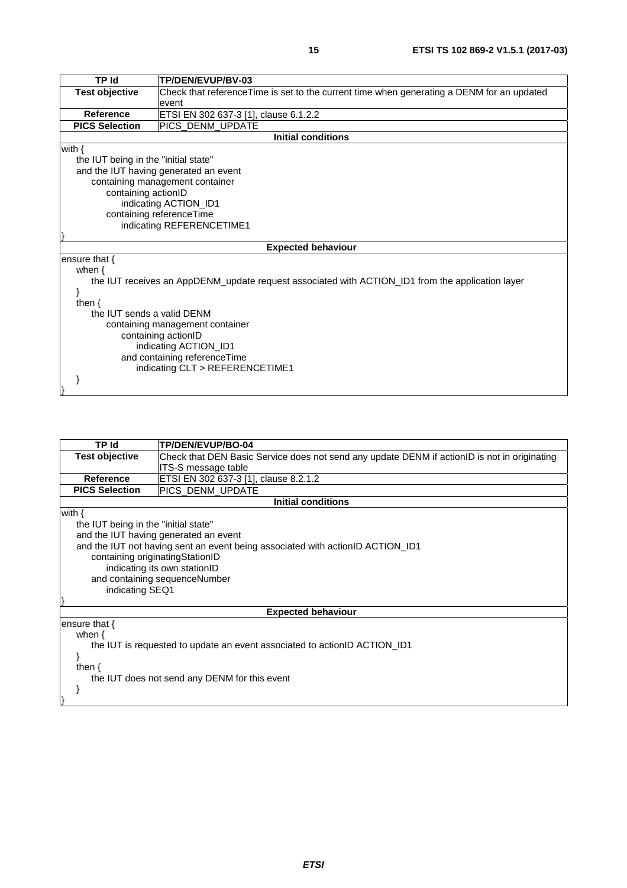| TP Id | TP/DEN/EVUP/BV-03 |
|---|---|
| **Test objective** | Check that referenceTime is set to the current time when generating a DENM for an updated event |
| **Reference** | ETSI EN 302 637-3 [1], clause 6.1.2.2 |
| **PICS Selection** | PICS_DENM_UPDATE |

**Initial conditions**

```
with {
    the IUT being in the "initial state"
    and the IUT having generated an event
        containing management container
            containing actionID
                indicating ACTION_ID1
            containing referenceTime
                indicating REFERENCETIME1
}
```

**Expected behaviour**

```
ensure that {
    when {
        the IUT receives an AppDENM_update request associated with ACTION_ID1 from the application layer
    }
    then {
        the IUT sends a valid DENM
            containing management container
                containing actionID
                    indicating ACTION_ID1
                and containing referenceTime
                    indicating CLT > REFERENCETIME1
    }
}
```

| TP Id | TP/DEN/EVUP/BO-04 |
|---|---|
| **Test objective** | Check that DEN Basic Service does not send any update DENM if actionID is not in originating ITS-S message table |
| **Reference** | ETSI EN 302 637-3 [1], clause 8.2.1.2 |
| **PICS Selection** | PICS_DENM_UPDATE |

**Initial conditions**

```
with {
    the IUT being in the "initial state"
    and the IUT having generated an event
    and the IUT not having sent an event being associated with actionID ACTION_ID1
        containing originatingStationID
            indicating its own stationID
        and containing sequenceNumber
            indicating SEQ1
}
```

**Expected behaviour**

```
ensure that {
    when {
        the IUT is requested to update an event associated to actionID ACTION_ID1
    }
    then {
        the IUT does not send any DENM for this event
    }
}
```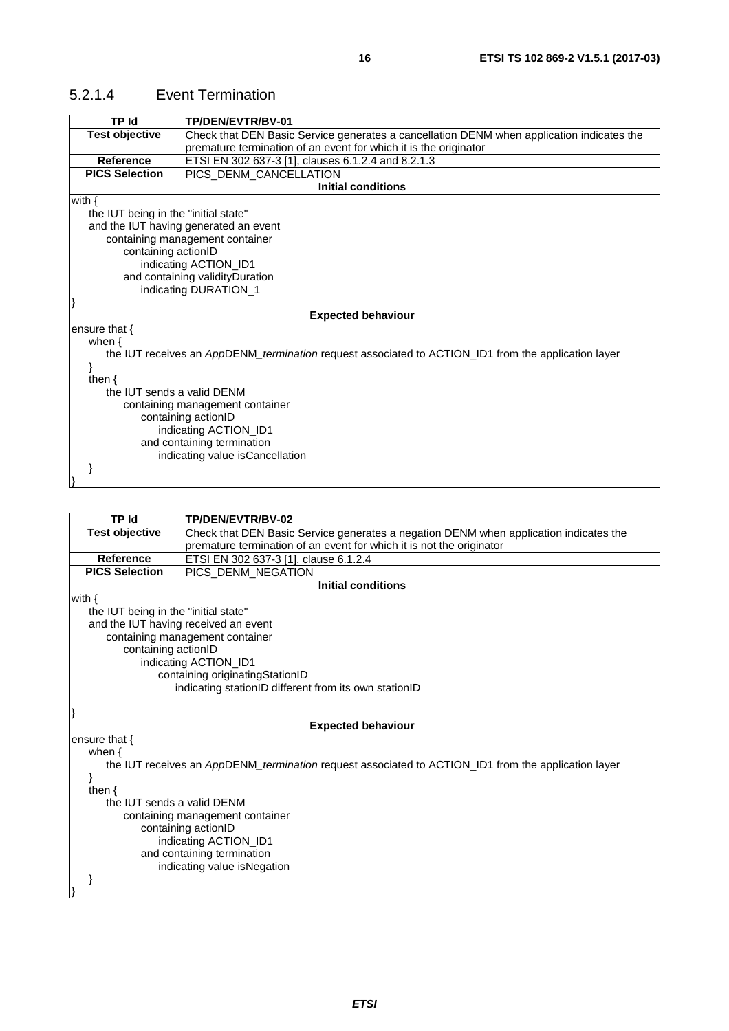### 5.2.1.4 Event Termination

| TP Id | TP/DEN/EVTR/BV-01 |
|---|---|
| **Test objective** | Check that DEN Basic Service generates a cancellation DENM when application indicates the premature termination of an event for which it is the originator |
| **Reference** | ETSI EN 302 637-3 [1], clauses 6.1.2.4 and 8.2.1.3 |
| **PICS Selection** | PICS_DENM_CANCELLATION |
| **Initial conditions** | |
| with {<br>&nbsp;&nbsp;&nbsp;&nbsp;the IUT being in the "initial state"<br>&nbsp;&nbsp;&nbsp;&nbsp;and the IUT having generated an event<br>&nbsp;&nbsp;&nbsp;&nbsp;&nbsp;&nbsp;&nbsp;&nbsp;containing management container<br>&nbsp;&nbsp;&nbsp;&nbsp;&nbsp;&nbsp;&nbsp;&nbsp;&nbsp;&nbsp;&nbsp;&nbsp;containing actionID<br>&nbsp;&nbsp;&nbsp;&nbsp;&nbsp;&nbsp;&nbsp;&nbsp;&nbsp;&nbsp;&nbsp;&nbsp;&nbsp;&nbsp;&nbsp;&nbsp;indicating ACTION_ID1<br>&nbsp;&nbsp;&nbsp;&nbsp;&nbsp;&nbsp;&nbsp;&nbsp;&nbsp;&nbsp;&nbsp;&nbsp;and containing validityDuration<br>&nbsp;&nbsp;&nbsp;&nbsp;&nbsp;&nbsp;&nbsp;&nbsp;&nbsp;&nbsp;&nbsp;&nbsp;&nbsp;&nbsp;&nbsp;&nbsp;indicating DURATION_1<br>} | |
| **Expected behaviour** | |
| ensure that {<br>&nbsp;&nbsp;&nbsp;&nbsp;when {<br>&nbsp;&nbsp;&nbsp;&nbsp;&nbsp;&nbsp;&nbsp;&nbsp;the IUT receives an *App*DENM_*termination* request associated to ACTION_ID1 from the application layer<br>&nbsp;&nbsp;&nbsp;&nbsp;}<br>&nbsp;&nbsp;&nbsp;&nbsp;then {<br>&nbsp;&nbsp;&nbsp;&nbsp;&nbsp;&nbsp;&nbsp;&nbsp;the IUT sends a valid DENM<br>&nbsp;&nbsp;&nbsp;&nbsp;&nbsp;&nbsp;&nbsp;&nbsp;&nbsp;&nbsp;&nbsp;&nbsp;containing management container<br>&nbsp;&nbsp;&nbsp;&nbsp;&nbsp;&nbsp;&nbsp;&nbsp;&nbsp;&nbsp;&nbsp;&nbsp;&nbsp;&nbsp;&nbsp;&nbsp;containing actionID<br>&nbsp;&nbsp;&nbsp;&nbsp;&nbsp;&nbsp;&nbsp;&nbsp;&nbsp;&nbsp;&nbsp;&nbsp;&nbsp;&nbsp;&nbsp;&nbsp;&nbsp;&nbsp;&nbsp;&nbsp;indicating ACTION_ID1<br>&nbsp;&nbsp;&nbsp;&nbsp;&nbsp;&nbsp;&nbsp;&nbsp;&nbsp;&nbsp;&nbsp;&nbsp;&nbsp;&nbsp;&nbsp;&nbsp;and containing termination<br>&nbsp;&nbsp;&nbsp;&nbsp;&nbsp;&nbsp;&nbsp;&nbsp;&nbsp;&nbsp;&nbsp;&nbsp;&nbsp;&nbsp;&nbsp;&nbsp;&nbsp;&nbsp;&nbsp;&nbsp;indicating value isCancellation<br>&nbsp;&nbsp;&nbsp;&nbsp;}<br>} | |

| TP Id | TP/DEN/EVTR/BV-02 |
|---|---|
| **Test objective** | Check that DEN Basic Service generates a negation DENM when application indicates the premature termination of an event for which it is not the originator |
| **Reference** | ETSI EN 302 637-3 [1], clause 6.1.2.4 |
| **PICS Selection** | PICS_DENM_NEGATION |
| **Initial conditions** | |
| with {<br>&nbsp;&nbsp;&nbsp;&nbsp;the IUT being in the "initial state"<br>&nbsp;&nbsp;&nbsp;&nbsp;and the IUT having received an event<br>&nbsp;&nbsp;&nbsp;&nbsp;&nbsp;&nbsp;&nbsp;&nbsp;containing management container<br>&nbsp;&nbsp;&nbsp;&nbsp;&nbsp;&nbsp;&nbsp;&nbsp;&nbsp;&nbsp;&nbsp;&nbsp;containing actionID<br>&nbsp;&nbsp;&nbsp;&nbsp;&nbsp;&nbsp;&nbsp;&nbsp;&nbsp;&nbsp;&nbsp;&nbsp;&nbsp;&nbsp;&nbsp;&nbsp;indicating ACTION_ID1<br>&nbsp;&nbsp;&nbsp;&nbsp;&nbsp;&nbsp;&nbsp;&nbsp;&nbsp;&nbsp;&nbsp;&nbsp;&nbsp;&nbsp;&nbsp;&nbsp;&nbsp;&nbsp;&nbsp;&nbsp;containing originatingStationID<br>&nbsp;&nbsp;&nbsp;&nbsp;&nbsp;&nbsp;&nbsp;&nbsp;&nbsp;&nbsp;&nbsp;&nbsp;&nbsp;&nbsp;&nbsp;&nbsp;&nbsp;&nbsp;&nbsp;&nbsp;&nbsp;&nbsp;&nbsp;&nbsp;indicating stationID different from its own stationID<br>} | |
| **Expected behaviour** | |
| ensure that {<br>&nbsp;&nbsp;&nbsp;&nbsp;when {<br>&nbsp;&nbsp;&nbsp;&nbsp;&nbsp;&nbsp;&nbsp;&nbsp;the IUT receives an *App*DENM_*termination* request associated to ACTION_ID1 from the application layer<br>&nbsp;&nbsp;&nbsp;&nbsp;}<br>&nbsp;&nbsp;&nbsp;&nbsp;then {<br>&nbsp;&nbsp;&nbsp;&nbsp;&nbsp;&nbsp;&nbsp;&nbsp;the IUT sends a valid DENM<br>&nbsp;&nbsp;&nbsp;&nbsp;&nbsp;&nbsp;&nbsp;&nbsp;&nbsp;&nbsp;&nbsp;&nbsp;containing management container<br>&nbsp;&nbsp;&nbsp;&nbsp;&nbsp;&nbsp;&nbsp;&nbsp;&nbsp;&nbsp;&nbsp;&nbsp;&nbsp;&nbsp;&nbsp;&nbsp;containing actionID<br>&nbsp;&nbsp;&nbsp;&nbsp;&nbsp;&nbsp;&nbsp;&nbsp;&nbsp;&nbsp;&nbsp;&nbsp;&nbsp;&nbsp;&nbsp;&nbsp;&nbsp;&nbsp;&nbsp;&nbsp;indicating ACTION_ID1<br>&nbsp;&nbsp;&nbsp;&nbsp;&nbsp;&nbsp;&nbsp;&nbsp;&nbsp;&nbsp;&nbsp;&nbsp;&nbsp;&nbsp;&nbsp;&nbsp;and containing termination<br>&nbsp;&nbsp;&nbsp;&nbsp;&nbsp;&nbsp;&nbsp;&nbsp;&nbsp;&nbsp;&nbsp;&nbsp;&nbsp;&nbsp;&nbsp;&nbsp;&nbsp;&nbsp;&nbsp;&nbsp;indicating value isNegation<br>&nbsp;&nbsp;&nbsp;&nbsp;}<br>} | |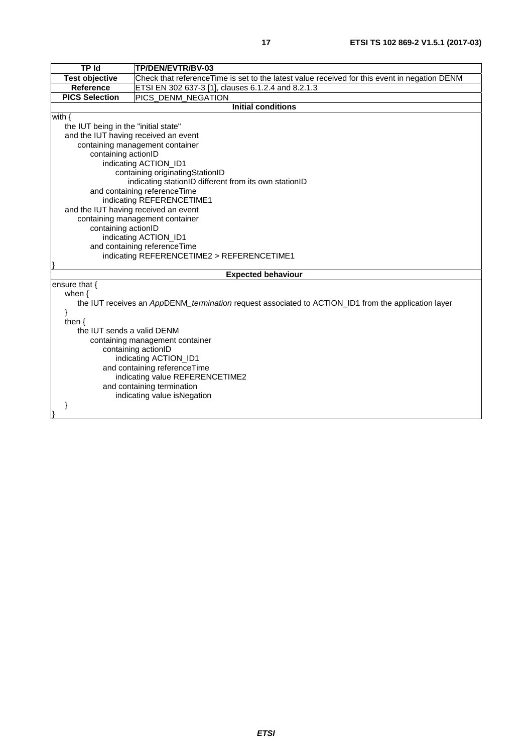| TP Id | TP/DEN/EVTR/BV-03 |
|---|---|
| **Test objective** | Check that referenceTime is set to the latest value received for this event in negation DENM |
| **Reference** | ETSI EN 302 637-3 [1], clauses 6.1.2.4 and 8.2.1.3 |
| **PICS Selection** | PICS_DENM_NEGATION |

**Initial conditions**

```
with {
    the IUT being in the "initial state"
    and the IUT having received an event
        containing management container
            containing actionID
                indicating ACTION_ID1
                    containing originatingStationID
                        indicating stationID different from its own stationID
            and containing referenceTime
                indicating REFERENCETIME1
    and the IUT having received an event
        containing management container
            containing actionID
                indicating ACTION_ID1
            and containing referenceTime
                indicating REFERENCETIME2 > REFERENCETIME1
}
```

**Expected behaviour**

```
ensure that {
    when {
        the IUT receives an AppDENM_termination request associated to ACTION_ID1 from the application layer
    }
    then {
        the IUT sends a valid DENM
            containing management container
                containing actionID
                    indicating ACTION_ID1
                and containing referenceTime
                    indicating value REFERENCETIME2
                and containing termination
                    indicating value isNegation
    }
}
```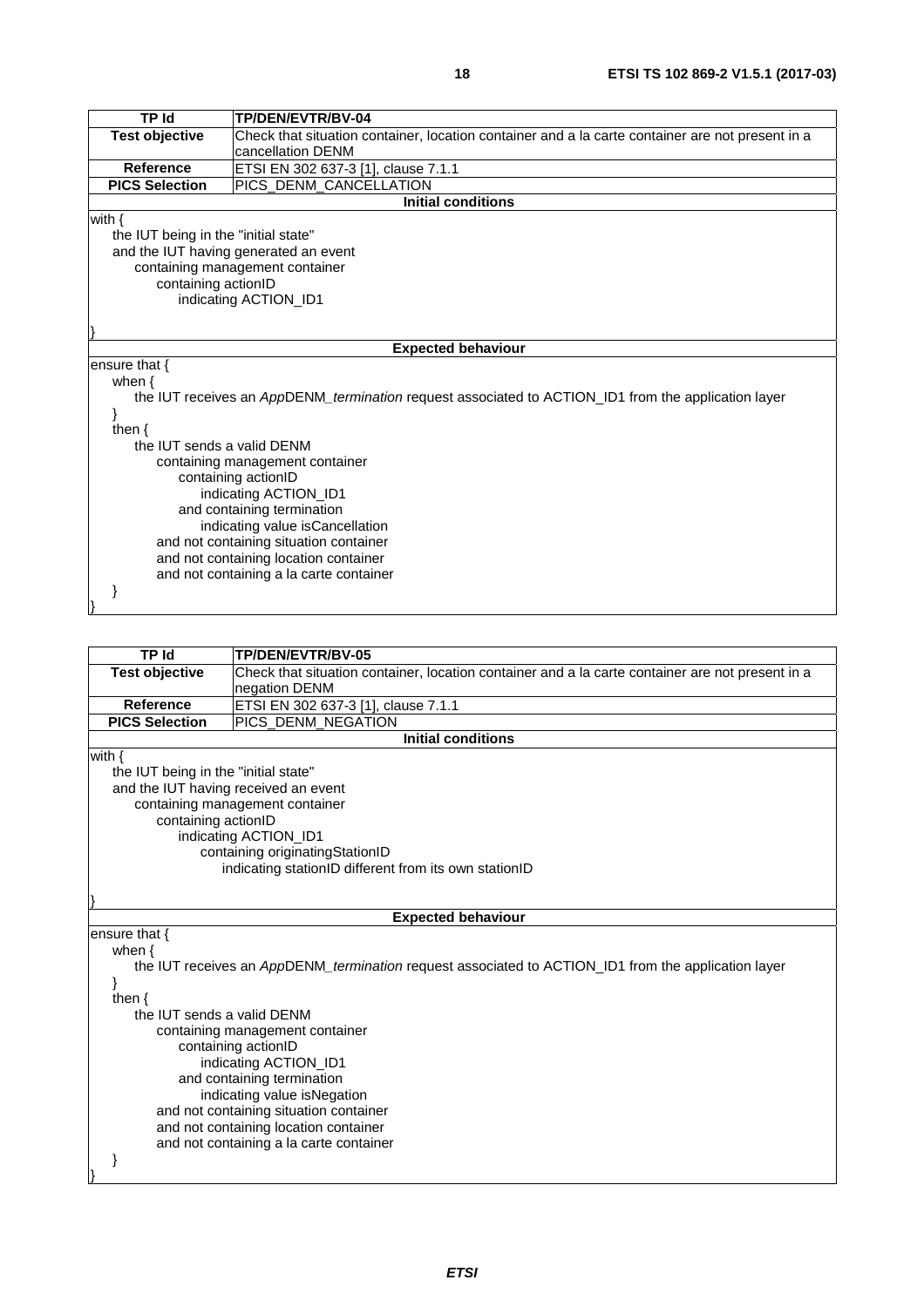| TP Id | TP/DEN/EVTR/BV-04 |
|---|---|
| **Test objective** | Check that situation container, location container and a la carte container are not present in a cancellation DENM |
| **Reference** | ETSI EN 302 637-3 [1], clause 7.1.1 |
| **PICS Selection** | PICS_DENM_CANCELLATION |

**Initial conditions**

```
with {
    the IUT being in the "initial state"
    and the IUT having generated an event
        containing management container
            containing actionID
                indicating ACTION_ID1
}
```

**Expected behaviour**

```
ensure that {
    when {
        the IUT receives an AppDENM_termination request associated to ACTION_ID1 from the application layer
    }
    then {
        the IUT sends a valid DENM
            containing management container
                containing actionID
                    indicating ACTION_ID1
                and containing termination
                    indicating value isCancellation
            and not containing situation container
            and not containing location container
            and not containing a la carte container
    }
}
```

| TP Id | TP/DEN/EVTR/BV-05 |
|---|---|
| **Test objective** | Check that situation container, location container and a la carte container are not present in a negation DENM |
| **Reference** | ETSI EN 302 637-3 [1], clause 7.1.1 |
| **PICS Selection** | PICS_DENM_NEGATION |

**Initial conditions**

```
with {
    the IUT being in the "initial state"
    and the IUT having received an event
        containing management container
            containing actionID
                indicating ACTION_ID1
                    containing originatingStationID
                        indicating stationID different from its own stationID
}
```

**Expected behaviour**

```
ensure that {
    when {
        the IUT receives an AppDENM_termination request associated to ACTION_ID1 from the application layer
    }
    then {
        the IUT sends a valid DENM
            containing management container
                containing actionID
                    indicating ACTION_ID1
                and containing termination
                    indicating value isNegation
            and not containing situation container
            and not containing location container
            and not containing a la carte container
    }
}
```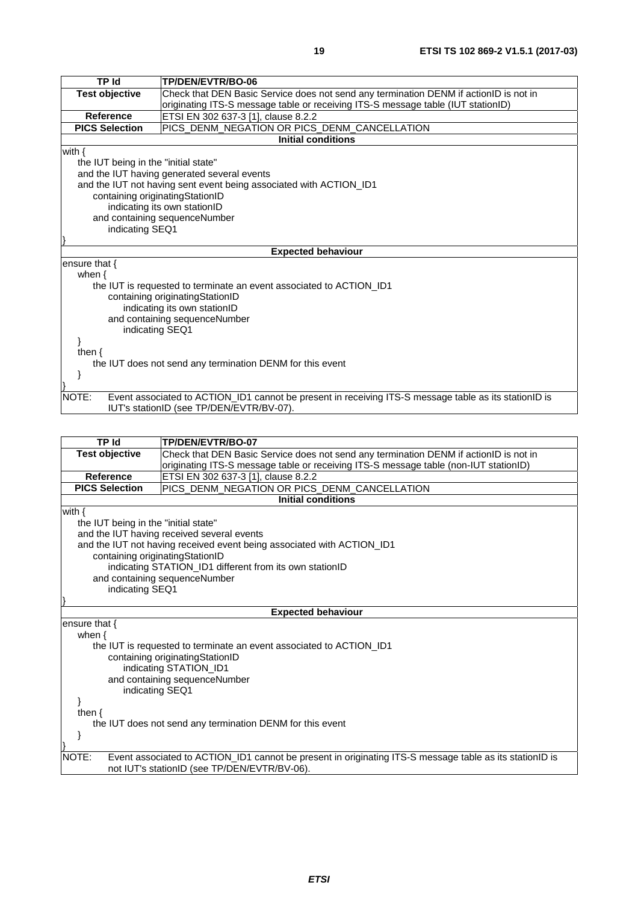| TP Id | TP/DEN/EVTR/BO-06 |
| --- | --- |
| **Test objective** | Check that DEN Basic Service does not send any termination DENM if actionID is not in originating ITS-S message table or receiving ITS-S message table (IUT stationID) |
| **Reference** | ETSI EN 302 637-3 [1], clause 8.2.2 |
| **PICS Selection** | PICS_DENM_NEGATION OR PICS_DENM_CANCELLATION |
| **Initial conditions** | |
| with {<br>  the IUT being in the "initial state"<br>  and the IUT having generated several events<br>  and the IUT not having sent event being associated with ACTION_ID1<br>    containing originatingStationID<br>      indicating its own stationID<br>    and containing sequenceNumber<br>      indicating SEQ1<br>} | |
| **Expected behaviour** | |
| ensure that {<br>  when {<br>    the IUT is requested to terminate an event associated to ACTION_ID1<br>      containing originatingStationID<br>        indicating its own stationID<br>      and containing sequenceNumber<br>        indicating SEQ1<br>  }<br>  then {<br>    the IUT does not send any termination DENM for this event<br>  }<br>} | |
| NOTE: Event associated to ACTION_ID1 cannot be present in receiving ITS-S message table as its stationID is IUT's stationID (see TP/DEN/EVTR/BO-07). | |

| TP Id | TP/DEN/EVTR/BO-07 |
| --- | --- |
| **Test objective** | Check that DEN Basic Service does not send any termination DENM if actionID is not in originating ITS-S message table or receiving ITS-S message table (non-IUT stationID) |
| **Reference** | ETSI EN 302 637-3 [1], clause 8.2.2 |
| **PICS Selection** | PICS_DENM_NEGATION OR PICS_DENM_CANCELLATION |
| **Initial conditions** | |
| with {<br>  the IUT being in the "initial state"<br>  and the IUT having received several events<br>  and the IUT not having received event being associated with ACTION_ID1<br>    containing originatingStationID<br>      indicating STATION_ID1 different from its own stationID<br>    and containing sequenceNumber<br>      indicating SEQ1<br>} | |
| **Expected behaviour** | |
| ensure that {<br>  when {<br>    the IUT is requested to terminate an event associated to ACTION_ID1<br>      containing originatingStationID<br>        indicating STATION_ID1<br>      and containing sequenceNumber<br>        indicating SEQ1<br>  }<br>  then {<br>    the IUT does not send any termination DENM for this event<br>  }<br>} | |
| NOTE: Event associated to ACTION_ID1 cannot be present in originating ITS-S message table as its stationID is not IUT's stationID (see TP/DEN/EVTR/BV-06). | |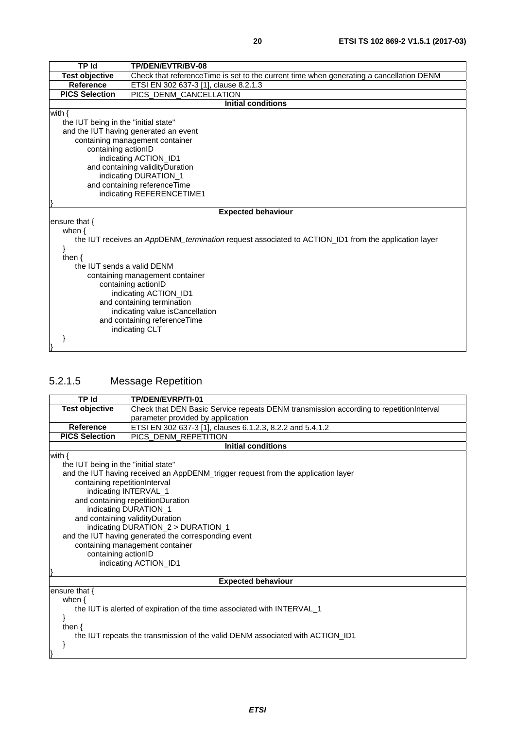| TP Id | TP/DEN/EVTR/BV-08 |
| --- | --- |
| **Test objective** | Check that referenceTime is set to the current time when generating a cancellation DENM |
| **Reference** | ETSI EN 302 637-3 [1], clause 8.2.1.3 |
| **PICS Selection** | PICS_DENM_CANCELLATION |
| **Initial conditions** | |
| with {<br>    the IUT being in the "initial state"<br>    and the IUT having generated an event<br>        containing management container<br>            containing actionID<br>                indicating ACTION_ID1<br>            and containing validityDuration<br>                indicating DURATION_1<br>            and containing referenceTime<br>                indicating REFERENCETIME1<br>} | |
| **Expected behaviour** | |
| ensure that {<br>    when {<br>        the IUT receives an *App*DENM_*termination* request associated to ACTION_ID1 from the application layer<br>    }<br>    then {<br>        the IUT sends a valid DENM<br>            containing management container<br>                containing actionID<br>                    indicating ACTION_ID1<br>                and containing termination<br>                    indicating value isCancellation<br>                and containing referenceTime<br>                    indicating CLT<br>    }<br>} | |

### 5.2.1.5 Message Repetition

| TP Id | TP/DEN/EVRP/TI-01 |
| --- | --- |
| **Test objective** | Check that DEN Basic Service repeats DENM transmission according to repetitionInterval parameter provided by application |
| **Reference** | ETSI EN 302 637-3 [1], clauses 6.1.2.3, 8.2.2 and 5.4.1.2 |
| **PICS Selection** | PICS_DENM_REPETITION |
| **Initial conditions** | |
| with {<br>    the IUT being in the "initial state"<br>    and the IUT having received an AppDENM_trigger request from the application layer<br>        containing repetitionInterval<br>            indicating INTERVAL_1<br>        and containing repetitionDuration<br>            indicating DURATION_1<br>        and containing validityDuration<br>            indicating DURATION_2 > DURATION_1<br>    and the IUT having generated the corresponding event<br>        containing management container<br>            containing actionID<br>                indicating ACTION_ID1<br>} | |
| **Expected behaviour** | |
| ensure that {<br>    when {<br>        the IUT is alerted of expiration of the time associated with INTERVAL_1<br>    }<br>    then {<br>        the IUT repeats the transmission of the valid DENM associated with ACTION_ID1<br>    }<br>} | |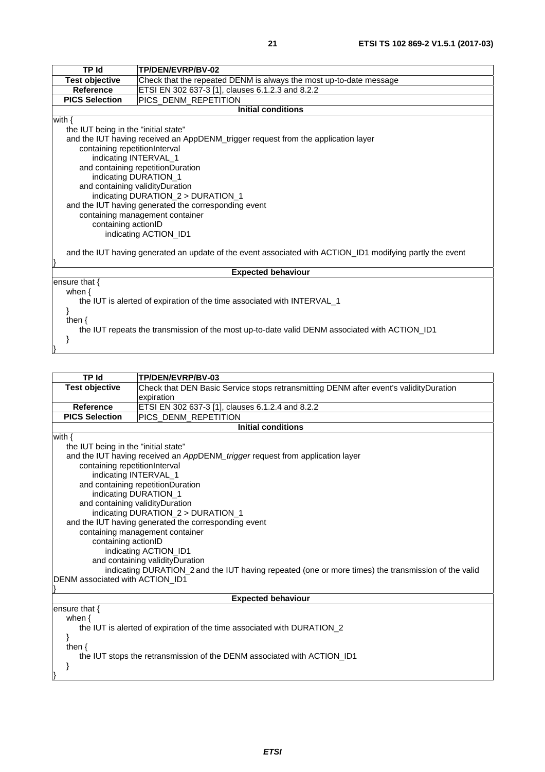| TP Id | TP/DEN/EVRP/BV-02 |
| --- | --- |
| **Test objective** | Check that the repeated DENM is always the most up-to-date message |
| **Reference** | ETSI EN 302 637-3 [1], clauses 6.1.2.3 and 8.2.2 |
| **PICS Selection** | PICS_DENM_REPETITION |
| **Initial conditions** | |
| with {<br>    the IUT being in the "initial state"<br>    and the IUT having received an AppDENM_trigger request from the application layer<br>        containing repetitionInterval<br>            indicating INTERVAL_1<br>        and containing repetitionDuration<br>            indicating DURATION_1<br>        and containing validityDuration<br>            indicating DURATION_2 > DURATION_1<br>    and the IUT having generated the corresponding event<br>        containing management container<br>            containing actionID<br>                indicating ACTION_ID1<br><br>    and the IUT having generated an update of the event associated with ACTION_ID1 modifying partly the event<br>} | |
| **Expected behaviour** | |
| ensure that {<br>    when {<br>        the IUT is alerted of expiration of the time associated with INTERVAL_1<br>    }<br>    then {<br>        the IUT repeats the transmission of the most up-to-date valid DENM associated with ACTION_ID1<br>    }<br>} | |

| TP Id | TP/DEN/EVRP/BV-03 |
| --- | --- |
| **Test objective** | Check that DEN Basic Service stops retransmitting DENM after event's validityDuration expiration |
| **Reference** | ETSI EN 302 637-3 [1], clauses 6.1.2.4 and 8.2.2 |
| **PICS Selection** | PICS_DENM_REPETITION |
| **Initial conditions** | |
| with {<br>    the IUT being in the "initial state"<br>    and the IUT having received an *App*DENM_*trigger* request from application layer<br>        containing repetitionInterval<br>            indicating INTERVAL_1<br>        and containing repetitionDuration<br>            indicating DURATION_1<br>        and containing validityDuration<br>            indicating DURATION_2 > DURATION_1<br>    and the IUT having generated the corresponding event<br>        containing management container<br>            containing actionID<br>                indicating ACTION_ID1<br>            and containing validityDuration<br>                indicating DURATION_2 and the IUT having repeated (one or more times) the transmission of the valid DENM associated with ACTION_ID1<br>} | |
| **Expected behaviour** | |
| ensure that {<br>    when {<br>        the IUT is alerted of expiration of the time associated with DURATION_2<br>    }<br>    then {<br>        the IUT stops the retransmission of the DENM associated with ACTION_ID1<br>    }<br>} | |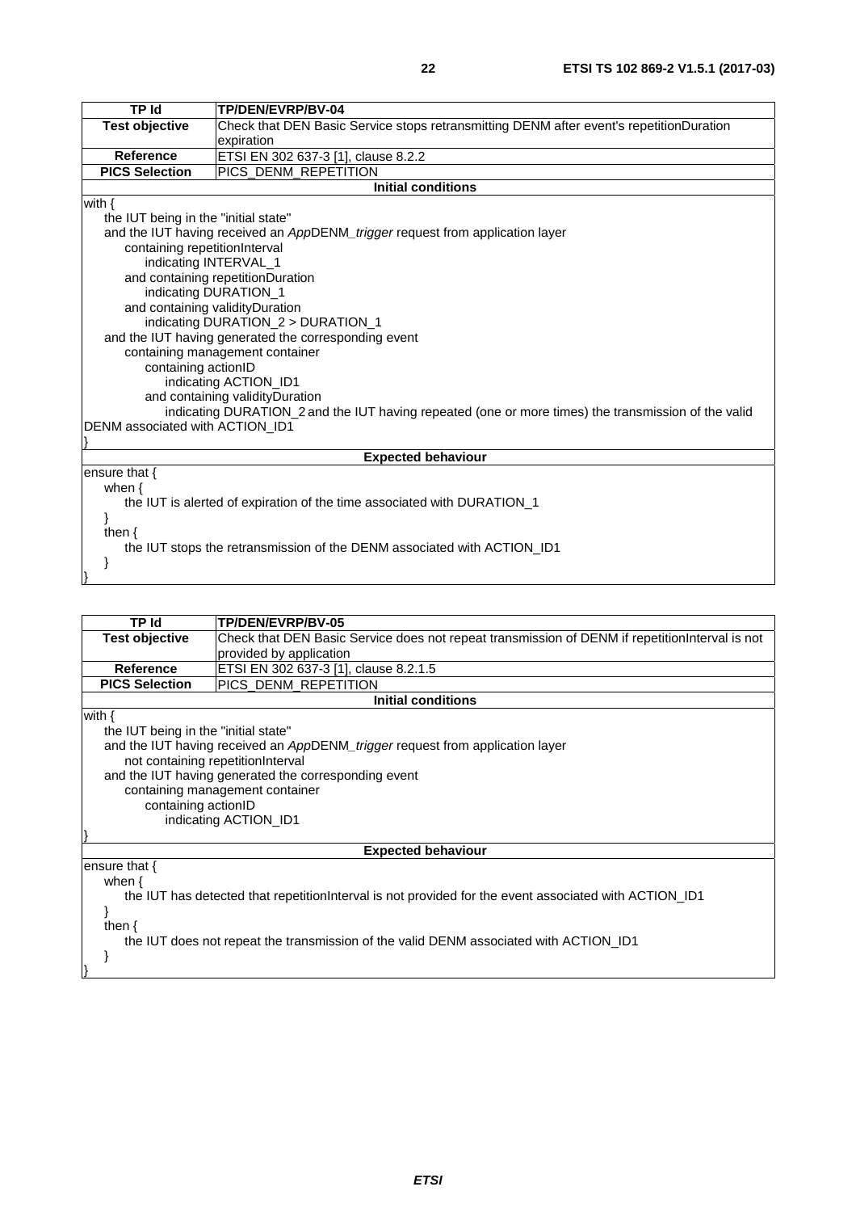| TP Id | TP/DEN/EVRP/BV-04 |
| --- | --- |
| **Test objective** | Check that DEN Basic Service stops retransmitting DENM after event's repetitionDuration expiration |
| **Reference** | ETSI EN 302 637-3 [1], clause 8.2.2 |
| **PICS Selection** | PICS_DENM_REPETITION |

**Initial conditions**

```
with {
    the IUT being in the "initial state"
    and the IUT having received an AppDENM_trigger request from application layer
        containing repetitionInterval
            indicating INTERVAL_1
        and containing repetitionDuration
            indicating DURATION_1
        and containing validityDuration
            indicating DURATION_2 > DURATION_1
    and the IUT having generated the corresponding event
        containing management container
            containing actionID
                indicating ACTION_ID1
            and containing validityDuration
                indicating DURATION_2 and the IUT having repeated (one or more times) the transmission of the valid
DENM associated with ACTION_ID1
}
```

**Expected behaviour**

```
ensure that {
    when {
        the IUT is alerted of expiration of the time associated with DURATION_1
    }
    then {
        the IUT stops the retransmission of the DENM associated with ACTION_ID1
    }
}
```

| TP Id | TP/DEN/EVRP/BV-05 |
| --- | --- |
| **Test objective** | Check that DEN Basic Service does not repeat transmission of DENM if repetitionInterval is not provided by application |
| **Reference** | ETSI EN 302 637-3 [1], clause 8.2.1.5 |
| **PICS Selection** | PICS_DENM_REPETITION |

**Initial conditions**

```
with {
    the IUT being in the "initial state"
    and the IUT having received an AppDENM_trigger request from application layer
        not containing repetitionInterval
    and the IUT having generated the corresponding event
        containing management container
            containing actionID
                indicating ACTION_ID1
}
```

**Expected behaviour**

```
ensure that {
    when {
        the IUT has detected that repetitionInterval is not provided for the event associated with ACTION_ID1
    }
    then {
        the IUT does not repeat the transmission of the valid DENM associated with ACTION_ID1
    }
}
```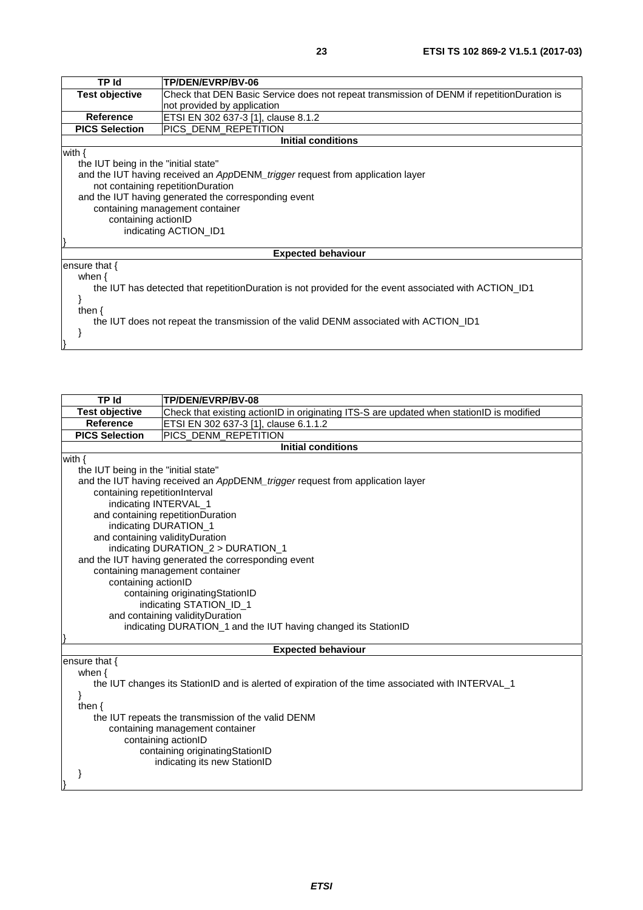| TP Id | TP/DEN/EVRP/BV-06 |
|---|---|
| **Test objective** | Check that DEN Basic Service does not repeat transmission of DENM if repetitionDuration is not provided by application |
| **Reference** | ETSI EN 302 637-3 [1], clause 8.1.2 |
| **PICS Selection** | PICS_DENM_REPETITION |
| **Initial conditions** | |
| with {<br>&nbsp;&nbsp;&nbsp;&nbsp;the IUT being in the "initial state"<br>&nbsp;&nbsp;&nbsp;&nbsp;and the IUT having received an *App*DENM_*trigger* request from application layer<br>&nbsp;&nbsp;&nbsp;&nbsp;&nbsp;&nbsp;&nbsp;&nbsp;not containing repetitionDuration<br>&nbsp;&nbsp;&nbsp;&nbsp;and the IUT having generated the corresponding event<br>&nbsp;&nbsp;&nbsp;&nbsp;&nbsp;&nbsp;&nbsp;&nbsp;containing management container<br>&nbsp;&nbsp;&nbsp;&nbsp;&nbsp;&nbsp;&nbsp;&nbsp;&nbsp;&nbsp;&nbsp;&nbsp;containing actionID<br>&nbsp;&nbsp;&nbsp;&nbsp;&nbsp;&nbsp;&nbsp;&nbsp;&nbsp;&nbsp;&nbsp;&nbsp;&nbsp;&nbsp;&nbsp;&nbsp;indicating ACTION_ID1<br>} | |
| **Expected behaviour** | |
| ensure that {<br>&nbsp;&nbsp;&nbsp;&nbsp;when {<br>&nbsp;&nbsp;&nbsp;&nbsp;&nbsp;&nbsp;&nbsp;&nbsp;the IUT has detected that repetitionDuration is not provided for the event associated with ACTION_ID1<br>&nbsp;&nbsp;&nbsp;&nbsp;}<br>&nbsp;&nbsp;&nbsp;&nbsp;then {<br>&nbsp;&nbsp;&nbsp;&nbsp;&nbsp;&nbsp;&nbsp;&nbsp;the IUT does not repeat the transmission of the valid DENM associated with ACTION_ID1<br>&nbsp;&nbsp;&nbsp;&nbsp;}<br>} | |

| TP Id | TP/DEN/EVRP/BV-08 |
|---|---|
| **Test objective** | Check that existing actionID in originating ITS-S are updated when stationID is modified |
| **Reference** | ETSI EN 302 637-3 [1], clause 6.1.1.2 |
| **PICS Selection** | PICS_DENM_REPETITION |
| **Initial conditions** | |
| with {<br>&nbsp;&nbsp;&nbsp;&nbsp;the IUT being in the "initial state"<br>&nbsp;&nbsp;&nbsp;&nbsp;and the IUT having received an *App*DENM_*trigger* request from application layer<br>&nbsp;&nbsp;&nbsp;&nbsp;&nbsp;&nbsp;&nbsp;&nbsp;containing repetitionInterval<br>&nbsp;&nbsp;&nbsp;&nbsp;&nbsp;&nbsp;&nbsp;&nbsp;&nbsp;&nbsp;&nbsp;&nbsp;indicating INTERVAL_1<br>&nbsp;&nbsp;&nbsp;&nbsp;&nbsp;&nbsp;&nbsp;&nbsp;and containing repetitionDuration<br>&nbsp;&nbsp;&nbsp;&nbsp;&nbsp;&nbsp;&nbsp;&nbsp;&nbsp;&nbsp;&nbsp;&nbsp;indicating DURATION_1<br>&nbsp;&nbsp;&nbsp;&nbsp;&nbsp;&nbsp;&nbsp;&nbsp;and containing validityDuration<br>&nbsp;&nbsp;&nbsp;&nbsp;&nbsp;&nbsp;&nbsp;&nbsp;&nbsp;&nbsp;&nbsp;&nbsp;indicating DURATION_2 > DURATION_1<br>&nbsp;&nbsp;&nbsp;&nbsp;and the IUT having generated the corresponding event<br>&nbsp;&nbsp;&nbsp;&nbsp;&nbsp;&nbsp;&nbsp;&nbsp;containing management container<br>&nbsp;&nbsp;&nbsp;&nbsp;&nbsp;&nbsp;&nbsp;&nbsp;&nbsp;&nbsp;&nbsp;&nbsp;containing actionID<br>&nbsp;&nbsp;&nbsp;&nbsp;&nbsp;&nbsp;&nbsp;&nbsp;&nbsp;&nbsp;&nbsp;&nbsp;&nbsp;&nbsp;&nbsp;&nbsp;containing originatingStationID<br>&nbsp;&nbsp;&nbsp;&nbsp;&nbsp;&nbsp;&nbsp;&nbsp;&nbsp;&nbsp;&nbsp;&nbsp;&nbsp;&nbsp;&nbsp;&nbsp;&nbsp;&nbsp;&nbsp;&nbsp;indicating STATION_ID_1<br>&nbsp;&nbsp;&nbsp;&nbsp;&nbsp;&nbsp;&nbsp;&nbsp;&nbsp;&nbsp;&nbsp;&nbsp;and containing validityDuration<br>&nbsp;&nbsp;&nbsp;&nbsp;&nbsp;&nbsp;&nbsp;&nbsp;&nbsp;&nbsp;&nbsp;&nbsp;&nbsp;&nbsp;&nbsp;&nbsp;indicating DURATION_1 and the IUT having changed its StationID<br>} | |
| **Expected behaviour** | |
| ensure that {<br>&nbsp;&nbsp;&nbsp;&nbsp;when {<br>&nbsp;&nbsp;&nbsp;&nbsp;&nbsp;&nbsp;&nbsp;&nbsp;the IUT changes its StationID and is alerted of expiration of the time associated with INTERVAL_1<br>&nbsp;&nbsp;&nbsp;&nbsp;}<br>&nbsp;&nbsp;&nbsp;&nbsp;then {<br>&nbsp;&nbsp;&nbsp;&nbsp;&nbsp;&nbsp;&nbsp;&nbsp;the IUT repeats the transmission of the valid DENM<br>&nbsp;&nbsp;&nbsp;&nbsp;&nbsp;&nbsp;&nbsp;&nbsp;&nbsp;&nbsp;&nbsp;&nbsp;containing management container<br>&nbsp;&nbsp;&nbsp;&nbsp;&nbsp;&nbsp;&nbsp;&nbsp;&nbsp;&nbsp;&nbsp;&nbsp;&nbsp;&nbsp;&nbsp;&nbsp;containing actionID<br>&nbsp;&nbsp;&nbsp;&nbsp;&nbsp;&nbsp;&nbsp;&nbsp;&nbsp;&nbsp;&nbsp;&nbsp;&nbsp;&nbsp;&nbsp;&nbsp;&nbsp;&nbsp;&nbsp;&nbsp;containing originatingStationID<br>&nbsp;&nbsp;&nbsp;&nbsp;&nbsp;&nbsp;&nbsp;&nbsp;&nbsp;&nbsp;&nbsp;&nbsp;&nbsp;&nbsp;&nbsp;&nbsp;&nbsp;&nbsp;&nbsp;&nbsp;&nbsp;&nbsp;&nbsp;&nbsp;indicating its new StationID<br>&nbsp;&nbsp;&nbsp;&nbsp;}<br>} | |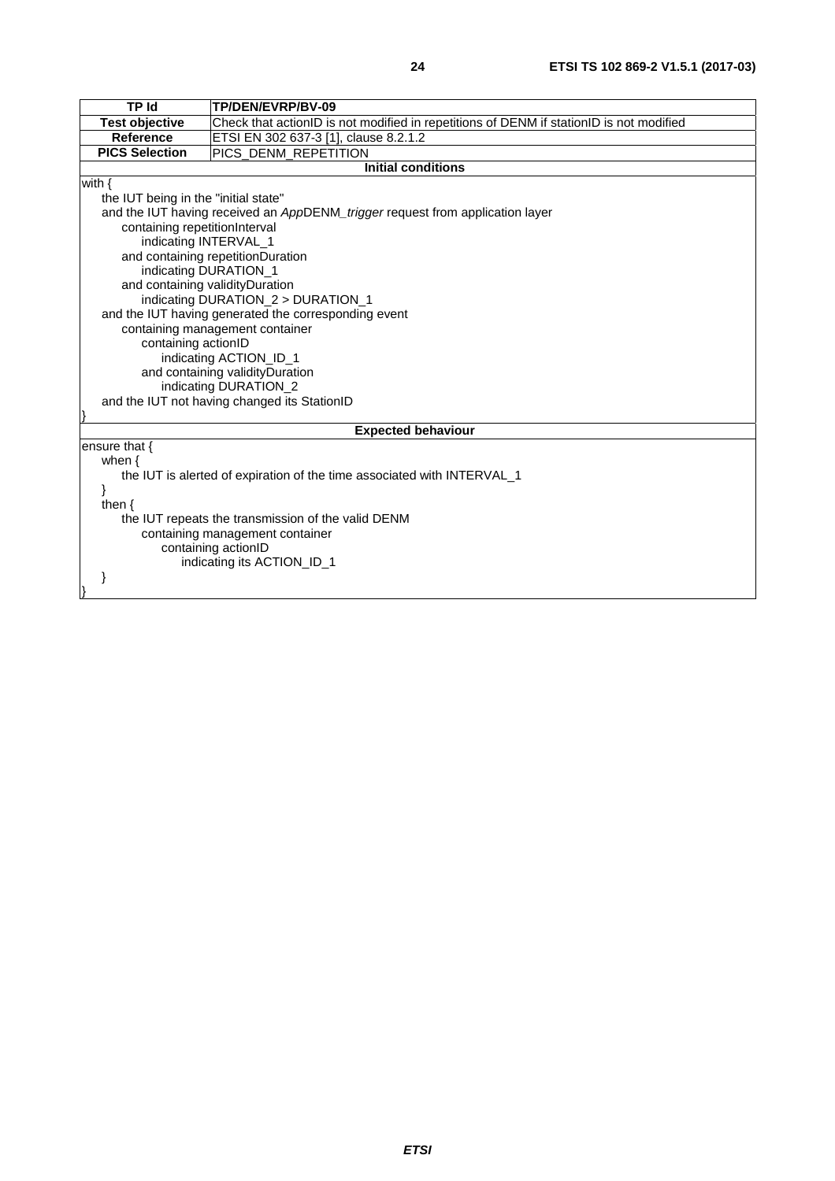| TP Id | TP/DEN/EVRP/BV-09 |
|---|---|
| Test objective | Check that actionID is not modified in repetitions of DENM if stationID is not modified |
| Reference | ETSI EN 302 637-3 [1], clause 8.2.1.2 |
| PICS Selection | PICS_DENM_REPETITION |

**Initial conditions**

```
with {
    the IUT being in the "initial state"
    and the IUT having received an AppDENM_trigger request from application layer
        containing repetitionInterval
            indicating INTERVAL_1
        and containing repetitionDuration
            indicating DURATION_1
        and containing validityDuration
            indicating DURATION_2 > DURATION_1
    and the IUT having generated the corresponding event
        containing management container
            containing actionID
                indicating ACTION_ID_1
            and containing validityDuration
                indicating DURATION_2
    and the IUT not having changed its StationID
}
```

**Expected behaviour**

```
ensure that {
    when {
        the IUT is alerted of expiration of the time associated with INTERVAL_1
    }
    then {
        the IUT repeats the transmission of the valid DENM
            containing management container
                containing actionID
                    indicating its ACTION_ID_1
    }
}
```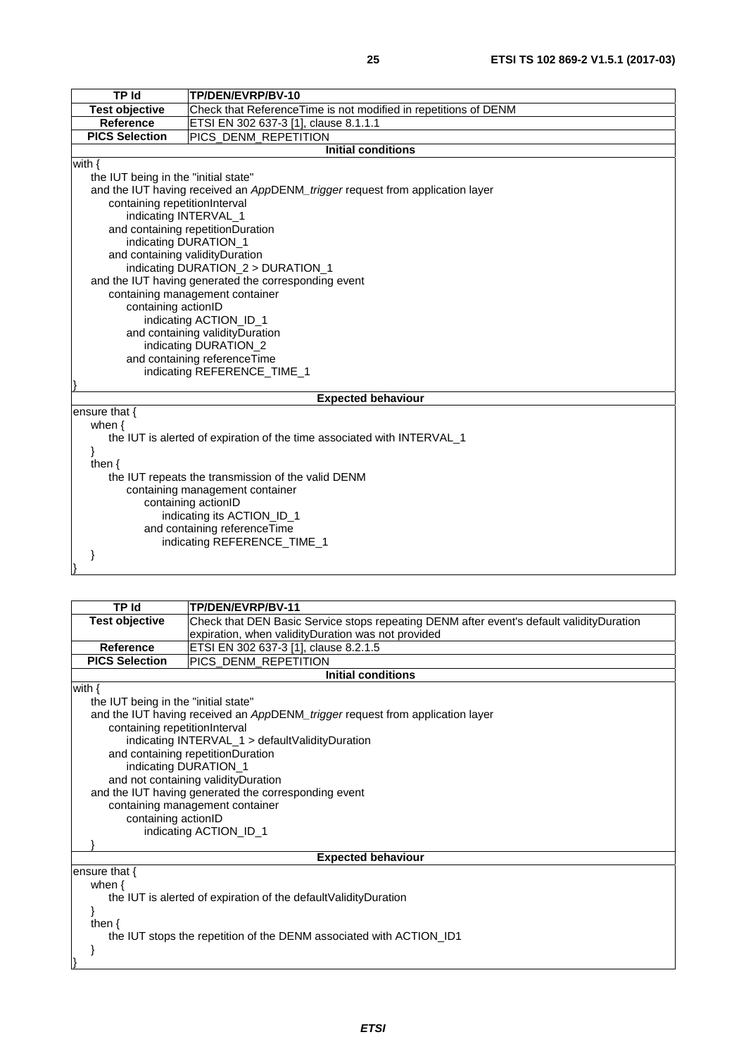| TP Id | TP/DEN/EVRP/BV-10 |
|---|---|
| **Test objective** | Check that ReferenceTime is not modified in repetitions of DENM |
| **Reference** | ETSI EN 302 637-3 [1], clause 8.1.1.1 |
| **PICS Selection** | PICS_DENM_REPETITION |

**Initial conditions**

```
with {
    the IUT being in the "initial state"
    and the IUT having received an AppDENM_trigger request from application layer
        containing repetitionInterval
            indicating INTERVAL_1
        and containing repetitionDuration
            indicating DURATION_1
        and containing validityDuration
            indicating DURATION_2 > DURATION_1
    and the IUT having generated the corresponding event
        containing management container
            containing actionID
                indicating ACTION_ID_1
            and containing validityDuration
                indicating DURATION_2
            and containing referenceTime
                indicating REFERENCE_TIME_1
}
```

**Expected behaviour**

```
ensure that {
    when {
        the IUT is alerted of expiration of the time associated with INTERVAL_1
    }
    then {
        the IUT repeats the transmission of the valid DENM
            containing management container
                containing actionID
                    indicating its ACTION_ID_1
                and containing referenceTime
                    indicating REFERENCE_TIME_1
    }
}
```

| TP Id | TP/DEN/EVRP/BV-11 |
|---|---|
| **Test objective** | Check that DEN Basic Service stops repeating DENM after event's default validityDuration expiration, when validityDuration was not provided |
| **Reference** | ETSI EN 302 637-3 [1], clause 8.2.1.5 |
| **PICS Selection** | PICS_DENM_REPETITION |

**Initial conditions**

```
with {
    the IUT being in the "initial state"
    and the IUT having received an AppDENM_trigger request from application layer
        containing repetitionInterval
            indicating INTERVAL_1 > defaultValidityDuration
        and containing repetitionDuration
            indicating DURATION_1
        and not containing validityDuration
    and the IUT having generated the corresponding event
        containing management container
            containing actionID
                indicating ACTION_ID_1
    }
```

**Expected behaviour**

```
ensure that {
    when {
        the IUT is alerted of expiration of the defaultValidityDuration
    }
    then {
        the IUT stops the repetition of the DENM associated with ACTION_ID1
    }
}
```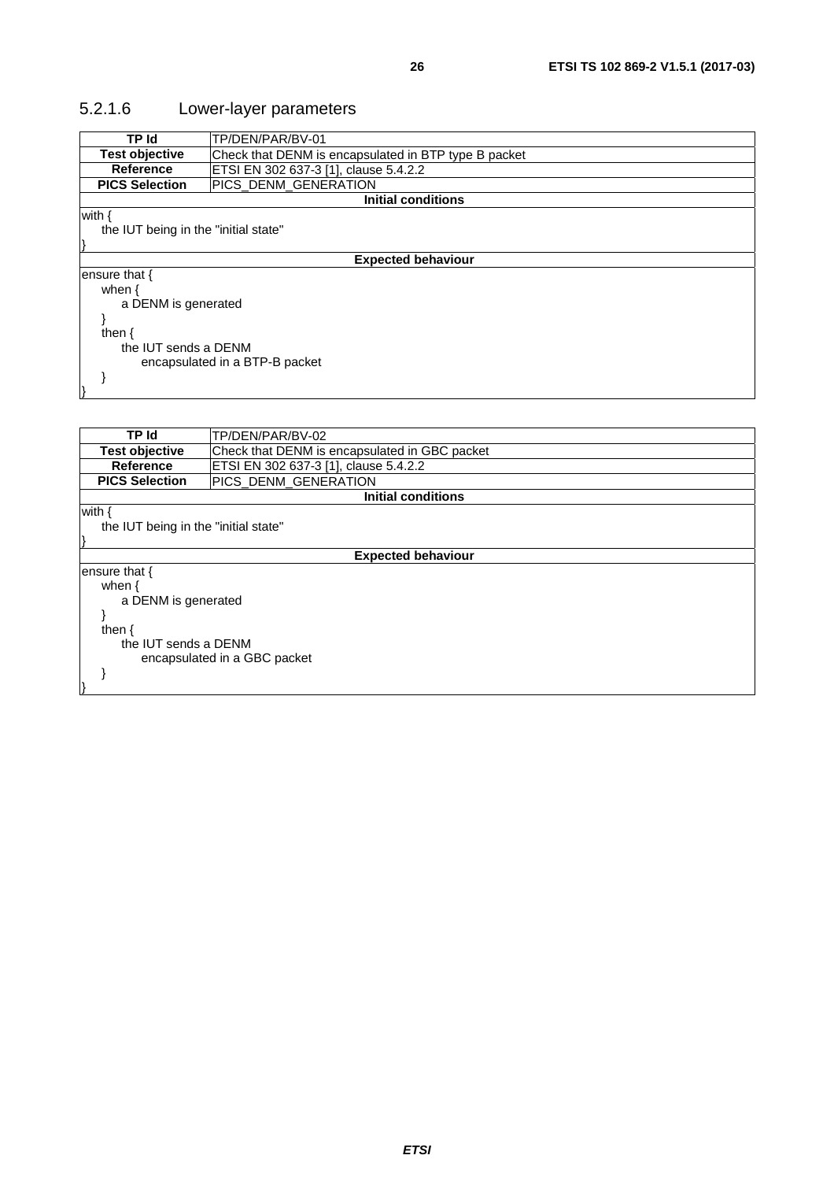### 5.2.1.6 Lower-layer parameters

| TP Id | TP/DEN/PAR/BV-01 |
|---|---|
| **Test objective** | Check that DENM is encapsulated in BTP type B packet |
| **Reference** | ETSI EN 302 637-3 [1], clause 5.4.2.2 |
| **PICS Selection** | PICS_DENM_GENERATION |
| **Initial conditions** | |
| with {<br>    the IUT being in the "initial state"<br>} | |
| **Expected behaviour** | |
| ensure that {<br>    when {<br>        a DENM is generated<br>    }<br>    then {<br>        the IUT sends a DENM<br>            encapsulated in a BTP-B packet<br>    }<br>} | |

| TP Id | TP/DEN/PAR/BV-02 |
|---|---|
| **Test objective** | Check that DENM is encapsulated in GBC packet |
| **Reference** | ETSI EN 302 637-3 [1], clause 5.4.2.2 |
| **PICS Selection** | PICS_DENM_GENERATION |
| **Initial conditions** | |
| with {<br>    the IUT being in the "initial state"<br>} | |
| **Expected behaviour** | |
| ensure that {<br>    when {<br>        a DENM is generated<br>    }<br>    then {<br>        the IUT sends a DENM<br>            encapsulated in a GBC packet<br>    }<br>} | |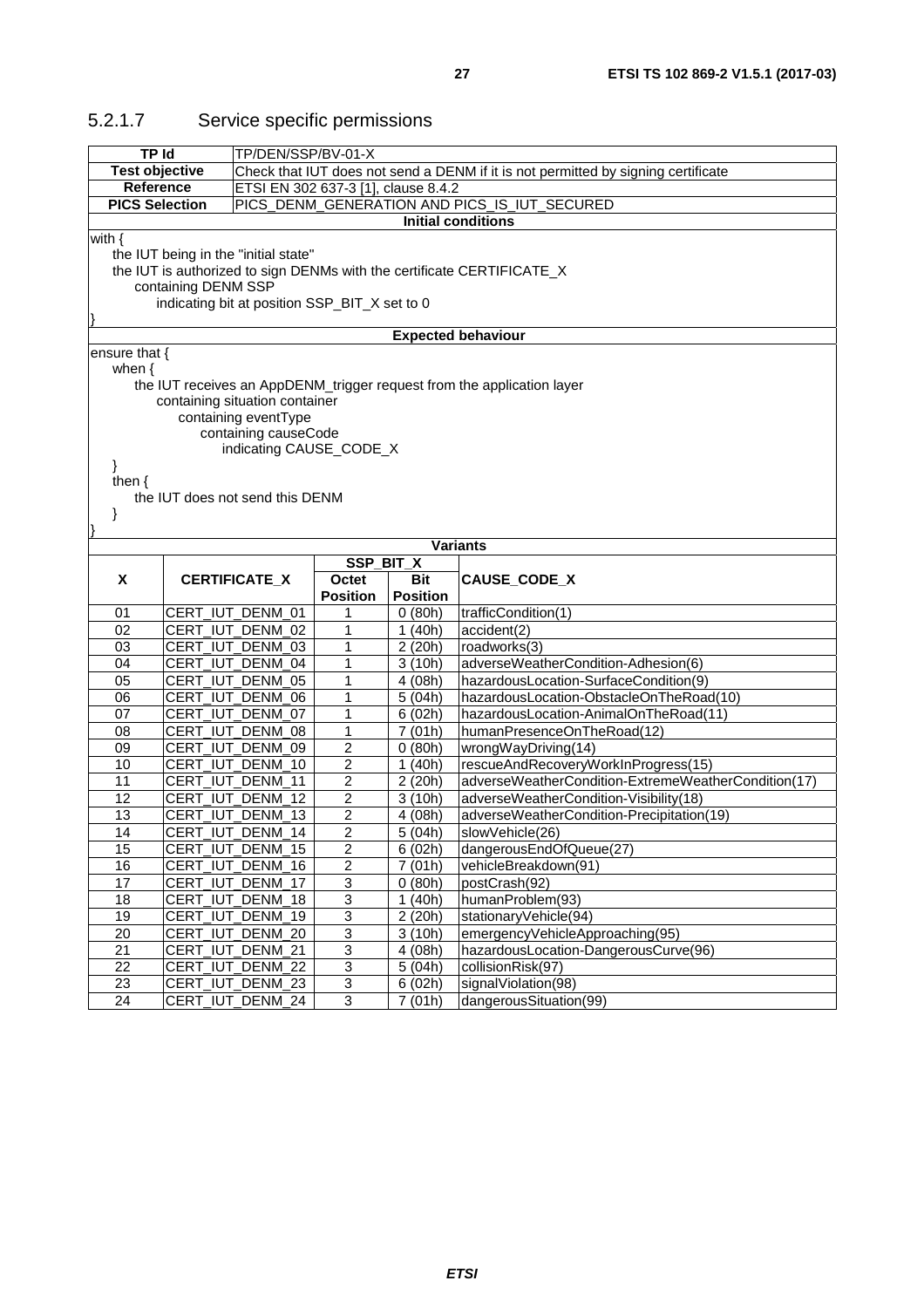### 5.2.1.7 Service specific permissions

| | |
|---|---|
| **TP Id** | TP/DEN/SSP/BV-01-X |
| **Test objective** | Check that IUT does not send a DENM if it is not permitted by signing certificate |
| **Reference** | ETSI EN 302 637-3 [1], clause 8.4.2 |
| **PICS Selection** | PICS_DENM_GENERATION AND PICS_IS_IUT_SECURED |

**Initial conditions**

```
with {
    the IUT being in the "initial state"
    the IUT is authorized to sign DENMs with the certificate CERTIFICATE_X
        containing DENM SSP
            indicating bit at position SSP_BIT_X set to 0
}
```

**Expected behaviour**

```
ensure that {
    when {
        the IUT receives an AppDENM_trigger request from the application layer
            containing situation container
                containing eventType
                    containing causeCode
                        indicating CAUSE_CODE_X
    }
    then {
        the IUT does not send this DENM
    }
}
```

**Variants**

| X | CERTIFICATE_X | SSP_BIT_X | | CAUSE_CODE_X |
|---|---|---|---|---|
| | | Octet Position | Bit Position | |
| 01 | CERT_IUT_DENM_01 | 1 | 0 (80h) | trafficCondition(1) |
| 02 | CERT_IUT_DENM_02 | 1 | 1 (40h) | accident(2) |
| 03 | CERT_IUT_DENM_03 | 1 | 2 (20h) | roadworks(3) |
| 04 | CERT_IUT_DENM_04 | 1 | 3 (10h) | adverseWeatherCondition-Adhesion(6) |
| 05 | CERT_IUT_DENM_05 | 1 | 4 (08h) | hazardousLocation-SurfaceCondition(9) |
| 06 | CERT_IUT_DENM_06 | 1 | 5 (04h) | hazardousLocation-ObstacleOnTheRoad(10) |
| 07 | CERT_IUT_DENM_07 | 1 | 6 (02h) | hazardousLocation-AnimalOnTheRoad(11) |
| 08 | CERT_IUT_DENM_08 | 1 | 7 (01h) | humanPresenceOnTheRoad(12) |
| 09 | CERT_IUT_DENM_09 | 2 | 0 (80h) | wrongWayDriving(14) |
| 10 | CERT_IUT_DENM_10 | 2 | 1 (40h) | rescueAndRecoveryWorkInProgress(15) |
| 11 | CERT_IUT_DENM_11 | 2 | 2 (20h) | adverseWeatherCondition-ExtremeWeatherCondition(17) |
| 12 | CERT_IUT_DENM_12 | 2 | 3 (10h) | adverseWeatherCondition-Visibility(18) |
| 13 | CERT_IUT_DENM_13 | 2 | 4 (08h) | adverseWeatherCondition-Precipitation(19) |
| 14 | CERT_IUT_DENM_14 | 2 | 5 (04h) | slowVehicle(26) |
| 15 | CERT_IUT_DENM_15 | 2 | 6 (02h) | dangerousEndOfQueue(27) |
| 16 | CERT_IUT_DENM_16 | 2 | 7 (01h) | vehicleBreakdown(91) |
| 17 | CERT_IUT_DENM_17 | 3 | 0 (80h) | postCrash(92) |
| 18 | CERT_IUT_DENM_18 | 3 | 1 (40h) | humanProblem(93) |
| 19 | CERT_IUT_DENM_19 | 3 | 2 (20h) | stationaryVehicle(94) |
| 20 | CERT_IUT_DENM_20 | 3 | 3 (10h) | emergencyVehicleApproaching(95) |
| 21 | CERT_IUT_DENM_21 | 3 | 4 (08h) | hazardousLocation-DangerousCurve(96) |
| 22 | CERT_IUT_DENM_22 | 3 | 5 (04h) | collisionRisk(97) |
| 23 | CERT_IUT_DENM_23 | 3 | 6 (02h) | signalViolation(98) |
| 24 | CERT_IUT_DENM_24 | 3 | 7 (01h) | dangerousSituation(99) |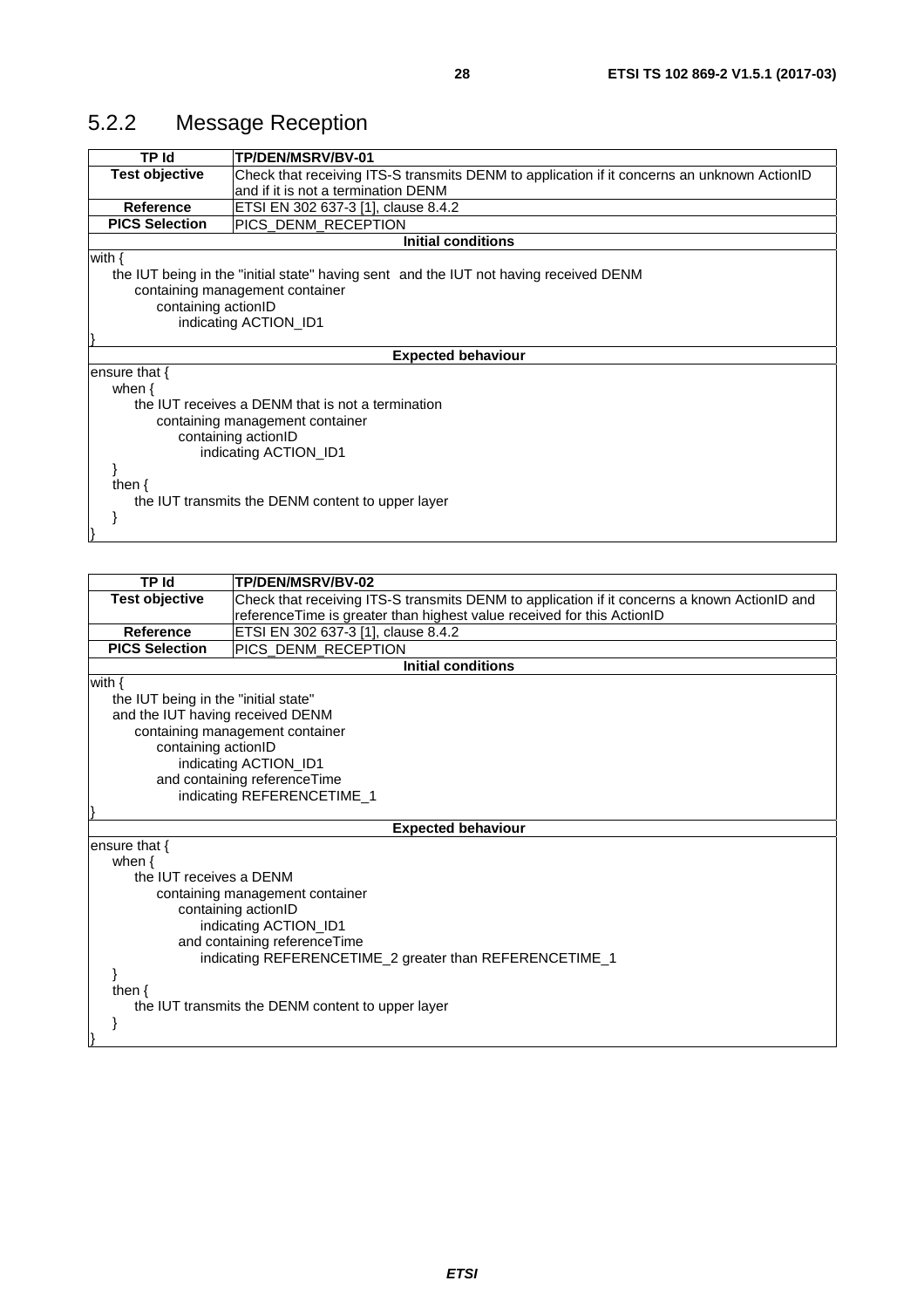## 5.2.2 Message Reception

| TP Id | TP/DEN/MSRV/BV-01 |
| --- | --- |
| **Test objective** | Check that receiving ITS-S transmits DENM to application if it concerns an unknown ActionID and if it is not a termination DENM |
| **Reference** | ETSI EN 302 637-3 [1], clause 8.4.2 |
| **PICS Selection** | PICS_DENM_RECEPTION |

**Initial conditions**

```
with {
    the IUT being in the "initial state" having sent  and the IUT not having received DENM
        containing management container
            containing actionID
                indicating ACTION_ID1
}
```

**Expected behaviour**

```
ensure that {
    when {
        the IUT receives a DENM that is not a termination
            containing management container
                containing actionID
                    indicating ACTION_ID1
    }
    then {
        the IUT transmits the DENM content to upper layer
    }
}
```

| TP Id | TP/DEN/MSRV/BV-02 |
| --- | --- |
| **Test objective** | Check that receiving ITS-S transmits DENM to application if it concerns a known ActionID and referenceTime is greater than highest value received for this ActionID |
| **Reference** | ETSI EN 302 637-3 [1], clause 8.4.2 |
| **PICS Selection** | PICS_DENM_RECEPTION |

**Initial conditions**

```
with {
    the IUT being in the "initial state"
    and the IUT having received DENM
        containing management container
            containing actionID
                indicating ACTION_ID1
            and containing referenceTime
                indicating REFERENCETIME_1
}
```

**Expected behaviour**

```
ensure that {
    when {
        the IUT receives a DENM
            containing management container
                containing actionID
                    indicating ACTION_ID1
                and containing referenceTime
                    indicating REFERENCETIME_2 greater than REFERENCETIME_1
    }
    then {
        the IUT transmits the DENM content to upper layer
    }
}
```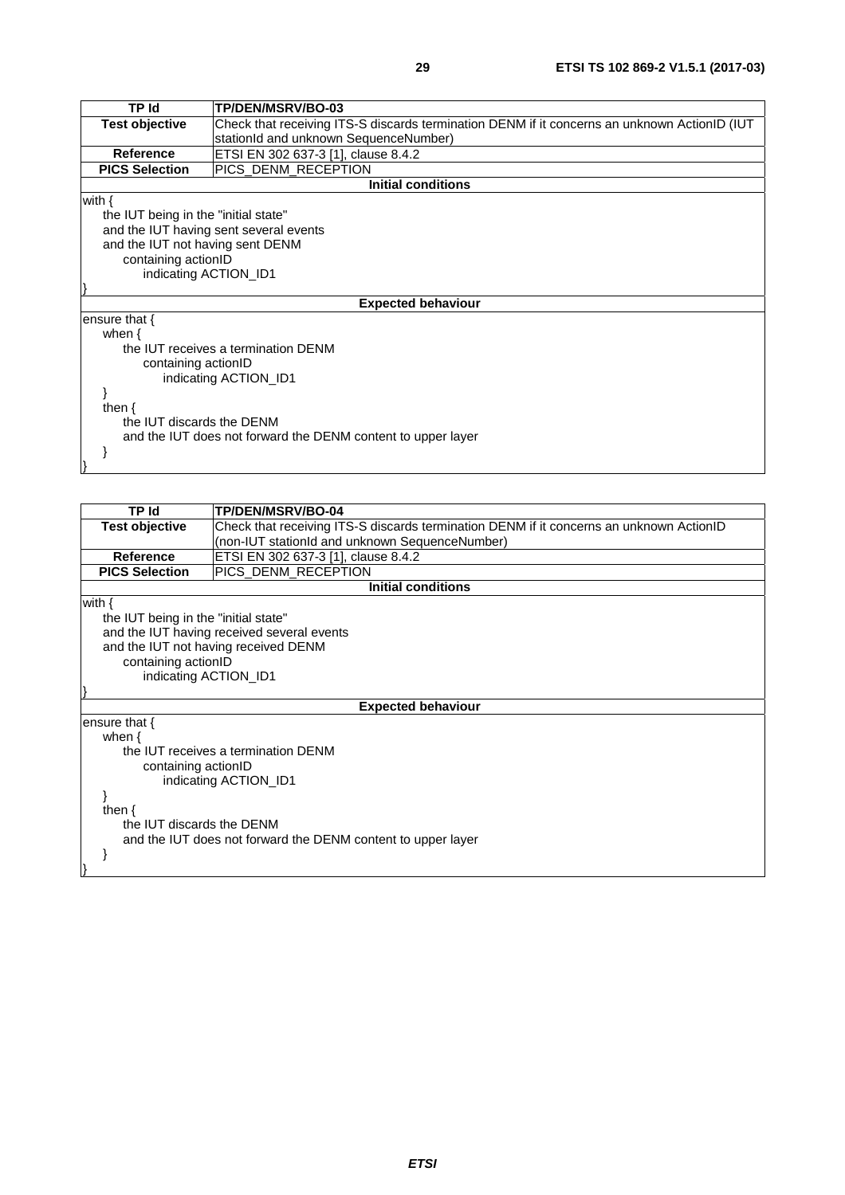| TP Id | TP/DEN/MSRV/BO-03 |
| --- | --- |
| Test objective | Check that receiving ITS-S discards termination DENM if it concerns an unknown ActionID (IUT stationId and unknown SequenceNumber) |
| Reference | ETSI EN 302 637-3 [1], clause 8.4.2 |
| PICS Selection | PICS_DENM_RECEPTION |
| Initial conditions | |
| with {<br>  the IUT being in the "initial state"<br>  and the IUT having sent several events<br>  and the IUT not having sent DENM<br>    containing actionID<br>      indicating ACTION_ID1<br>} | |
| Expected behaviour | |
| ensure that {<br>  when {<br>    the IUT receives a termination DENM<br>      containing actionID<br>        indicating ACTION_ID1<br>  }<br>  then {<br>    the IUT discards the DENM<br>    and the IUT does not forward the DENM content to upper layer<br>  }<br>} | |

| TP Id | TP/DEN/MSRV/BO-04 |
| --- | --- |
| Test objective | Check that receiving ITS-S discards termination DENM if it concerns an unknown ActionID (non-IUT stationId and unknown SequenceNumber) |
| Reference | ETSI EN 302 637-3 [1], clause 8.4.2 |
| PICS Selection | PICS_DENM_RECEPTION |
| Initial conditions | |
| with {<br>  the IUT being in the "initial state"<br>  and the IUT having received several events<br>  and the IUT not having received DENM<br>    containing actionID<br>      indicating ACTION_ID1<br>} | |
| Expected behaviour | |
| ensure that {<br>  when {<br>    the IUT receives a termination DENM<br>      containing actionID<br>        indicating ACTION_ID1<br>  }<br>  then {<br>    the IUT discards the DENM<br>    and the IUT does not forward the DENM content to upper layer<br>  }<br>} | |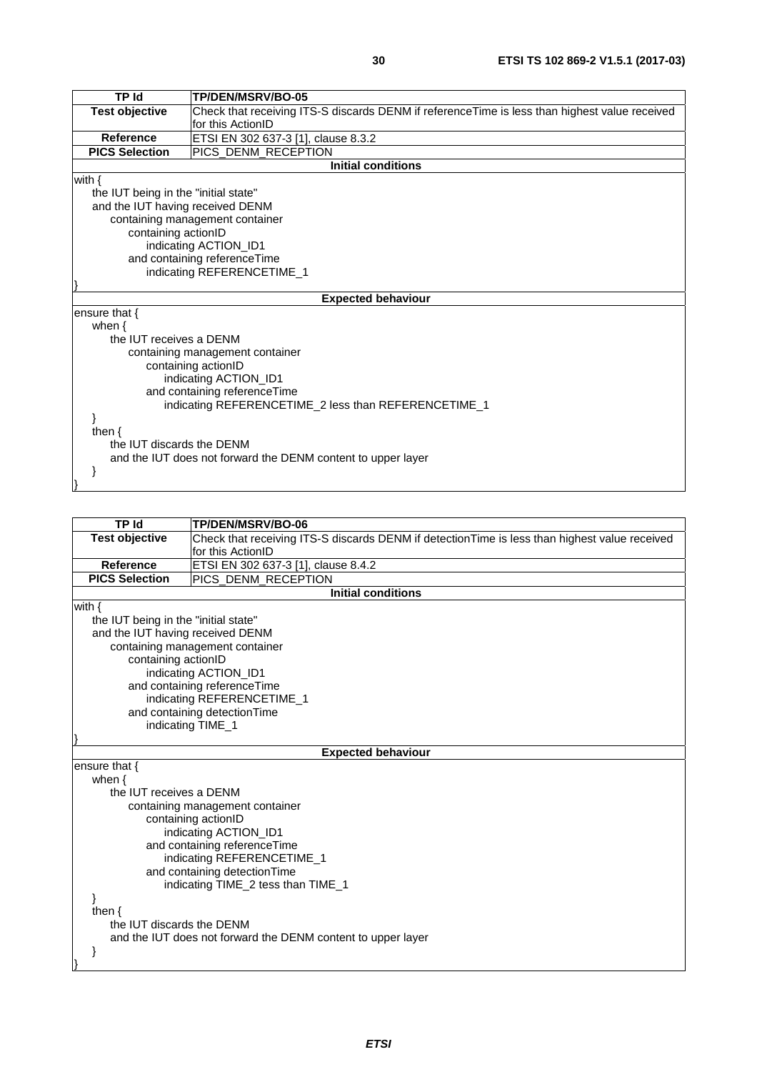| TP Id | TP/DEN/MSRV/BO-05 |
|---|---|
| **Test objective** | Check that receiving ITS-S discards DENM if referenceTime is less than highest value received for this ActionID |
| **Reference** | ETSI EN 302 637-3 [1], clause 8.3.2 |
| **PICS Selection** | PICS_DENM_RECEPTION |
| **Initial conditions** | |
| with {<br>    the IUT being in the "initial state"<br>    and the IUT having received DENM<br>        containing management container<br>            containing actionID<br>                indicating ACTION_ID1<br>            and containing referenceTime<br>                indicating REFERENCETIME_1<br>} | |
| **Expected behaviour** | |
| ensure that {<br>    when {<br>        the IUT receives a DENM<br>            containing management container<br>                containing actionID<br>                    indicating ACTION_ID1<br>                and containing referenceTime<br>                    indicating REFERENCETIME_2 less than REFERENCETIME_1<br>    }<br>    then {<br>        the IUT discards the DENM<br>        and the IUT does not forward the DENM content to upper layer<br>    }<br>} | |

| TP Id | TP/DEN/MSRV/BO-06 |
|---|---|
| **Test objective** | Check that receiving ITS-S discards DENM if detectionTime is less than highest value received for this ActionID |
| **Reference** | ETSI EN 302 637-3 [1], clause 8.4.2 |
| **PICS Selection** | PICS_DENM_RECEPTION |
| **Initial conditions** | |
| with {<br>    the IUT being in the "initial state"<br>    and the IUT having received DENM<br>        containing management container<br>            containing actionID<br>                indicating ACTION_ID1<br>            and containing referenceTime<br>                indicating REFERENCETIME_1<br>            and containing detectionTime<br>                indicating TIME_1<br>} | |
| **Expected behaviour** | |
| ensure that {<br>    when {<br>        the IUT receives a DENM<br>            containing management container<br>                containing actionID<br>                    indicating ACTION_ID1<br>                and containing referenceTime<br>                    indicating REFERENCETIME_1<br>                and containing detectionTime<br>                    indicating TIME_2 tess than TIME_1<br>    }<br>    then {<br>        the IUT discards the DENM<br>        and the IUT does not forward the DENM content to upper layer<br>    }<br>} | |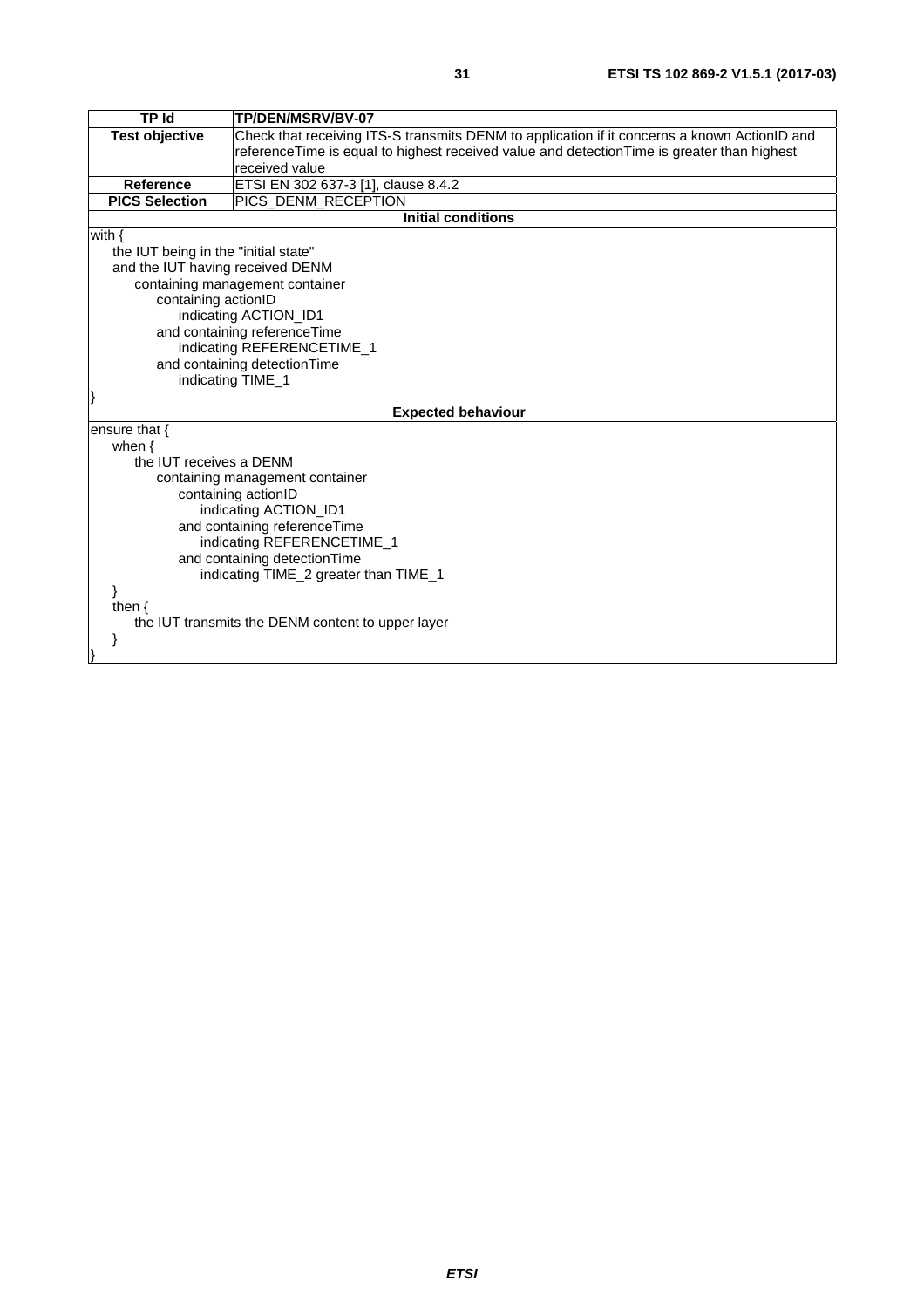| TP Id | TP/DEN/MSRV/BV-07 |
|---|---|
| **Test objective** | Check that receiving ITS-S transmits DENM to application if it concerns a known ActionID and referenceTime is equal to highest received value and detectionTime is greater than highest received value |
| **Reference** | ETSI EN 302 637-3 [1], clause 8.4.2 |
| **PICS Selection** | PICS_DENM_RECEPTION |
| **Initial conditions** | |

```
with {
    the IUT being in the "initial state"
    and the IUT having received DENM
        containing management container
            containing actionID
                indicating ACTION_ID1
            and containing referenceTime
                indicating REFERENCETIME_1
            and containing detectionTime
                indicating TIME_1
}
```

**Expected behaviour**

```
ensure that {
    when {
        the IUT receives a DENM
            containing management container
                containing actionID
                    indicating ACTION_ID1
                and containing referenceTime
                    indicating REFERENCETIME_1
                and containing detectionTime
                    indicating TIME_2 greater than TIME_1
    }
    then {
        the IUT transmits the DENM content to upper layer
    }
}
```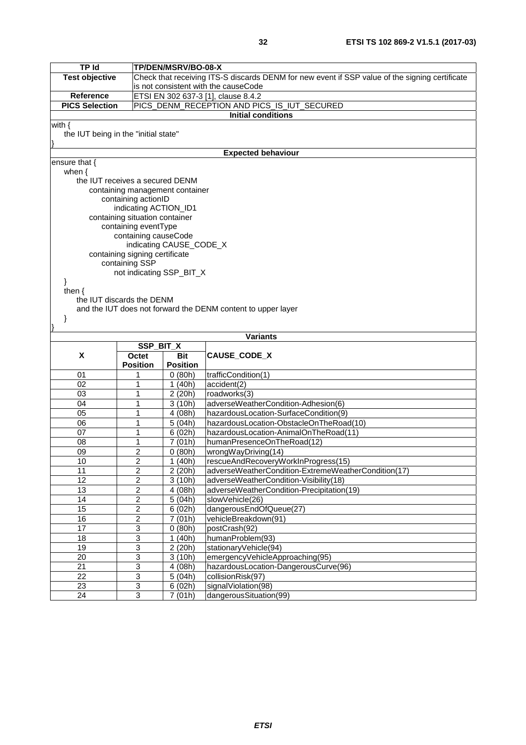| TP Id | TP/DEN/MSRV/BO-08-X |
|---|---|
| Test objective | Check that receiving ITS-S discards DENM for new event if SSP value of the signing certificate is not consistent with the causeCode |
| Reference | ETSI EN 302 637-3 [1], clause 8.4.2 |
| PICS Selection | PICS_DENM_RECEPTION AND PICS_IS_IUT_SECURED |

**Initial conditions**

```
with {
  the IUT being in the "initial state"
}
```

**Expected behaviour**

```
ensure that {
  when {
    the IUT receives a secured DENM
      containing management container
        containing actionID
          indicating ACTION_ID1
      containing situation container
        containing eventType
          containing causeCode
            indicating CAUSE_CODE_X
      containing signing certificate
        containing SSP
          not indicating SSP_BIT_X
  }
  then {
    the IUT discards the DENM
    and the IUT does not forward the DENM content to upper layer
  }
}
```

**Variants**

| X | SSP_BIT_X | | CAUSE_CODE_X |
|---|---|---|---|
| | Octet Position | Bit Position | |
| 01 | 1 | 0 (80h) | trafficCondition(1) |
| 02 | 1 | 1 (40h) | accident(2) |
| 03 | 1 | 2 (20h) | roadworks(3) |
| 04 | 1 | 3 (10h) | adverseWeatherCondition-Adhesion(6) |
| 05 | 1 | 4 (08h) | hazardousLocation-SurfaceCondition(9) |
| 06 | 1 | 5 (04h) | hazardousLocation-ObstacleOnTheRoad(10) |
| 07 | 1 | 6 (02h) | hazardousLocation-AnimalOnTheRoad(11) |
| 08 | 1 | 7 (01h) | humanPresenceOnTheRoad(12) |
| 09 | 2 | 0 (80h) | wrongWayDriving(14) |
| 10 | 2 | 1 (40h) | rescueAndRecoveryWorkInProgress(15) |
| 11 | 2 | 2 (20h) | adverseWeatherCondition-ExtremeWeatherCondition(17) |
| 12 | 2 | 3 (10h) | adverseWeatherCondition-Visibility(18) |
| 13 | 2 | 4 (08h) | adverseWeatherCondition-Precipitation(19) |
| 14 | 2 | 5 (04h) | slowVehicle(26) |
| 15 | 2 | 6 (02h) | dangerousEndOfQueue(27) |
| 16 | 2 | 7 (01h) | vehicleBreakdown(91) |
| 17 | 3 | 0 (80h) | postCrash(92) |
| 18 | 3 | 1 (40h) | humanProblem(93) |
| 19 | 3 | 2 (20h) | stationaryVehicle(94) |
| 20 | 3 | 3 (10h) | emergencyVehicleApproaching(95) |
| 21 | 3 | 4 (08h) | hazardousLocation-DangerousCurve(96) |
| 22 | 3 | 5 (04h) | collisionRisk(97) |
| 23 | 3 | 6 (02h) | signalViolation(98) |
| 24 | 3 | 7 (01h) | dangerousSituation(99) |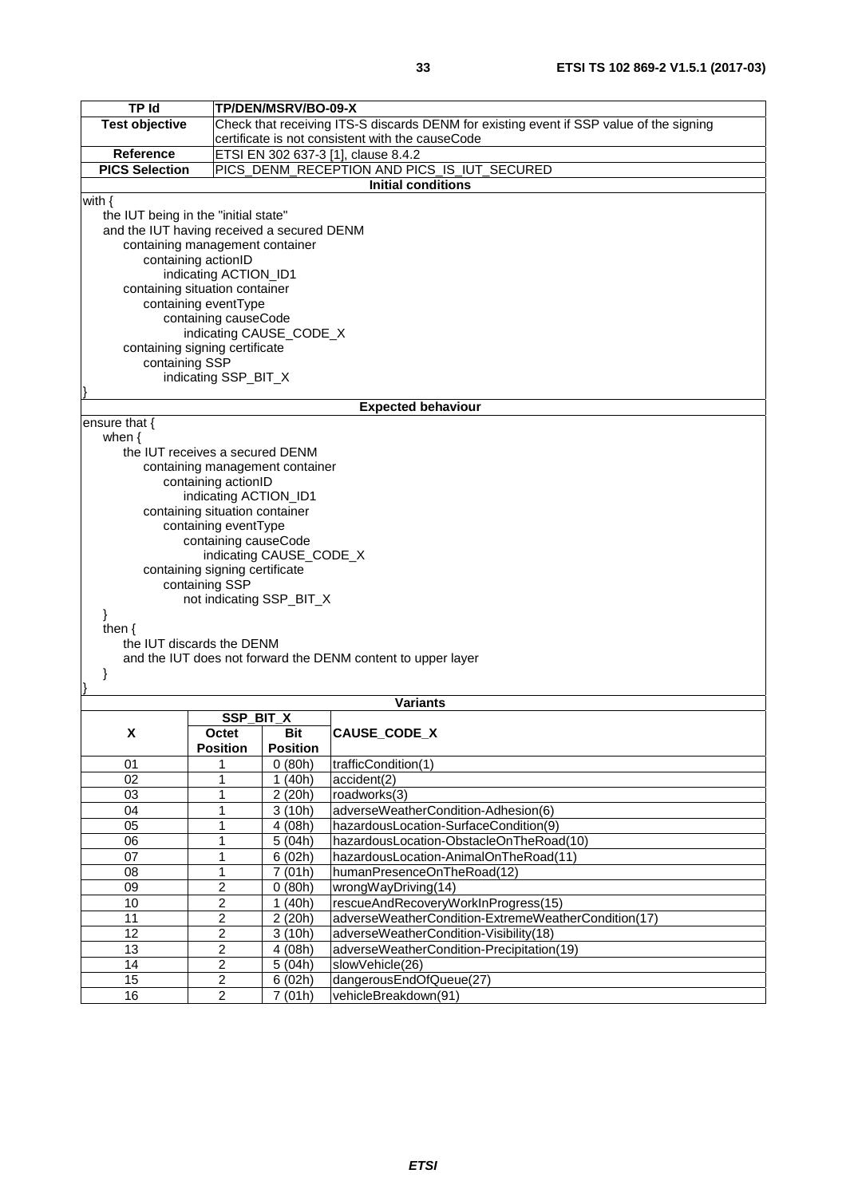| TP Id | TP/DEN/MSRV/BO-09-X |
|---|---|
| **Test objective** | Check that receiving ITS-S discards DENM for existing event if SSP value of the signing certificate is not consistent with the causeCode |
| **Reference** | ETSI EN 302 637-3 [1], clause 8.4.2 |
| **PICS Selection** | PICS_DENM_RECEPTION AND PICS_IS_IUT_SECURED |

**Initial conditions**

```
with {
  the IUT being in the "initial state"
  and the IUT having received a secured DENM
    containing management container
      containing actionID
        indicating ACTION_ID1
    containing situation container
      containing eventType
        containing causeCode
          indicating CAUSE_CODE_X
    containing signing certificate
      containing SSP
        indicating SSP_BIT_X
}
```

**Expected behaviour**

```
ensure that {
  when {
    the IUT receives a secured DENM
      containing management container
        containing actionID
          indicating ACTION_ID1
      containing situation container
        containing eventType
          containing causeCode
            indicating CAUSE_CODE_X
      containing signing certificate
        containing SSP
          not indicating SSP_BIT_X
  }
  then {
    the IUT discards the DENM
    and the IUT does not forward the DENM content to upper layer
  }
}
```

**Variants**

| X | SSP_BIT_X | | CAUSE_CODE_X |
|---|---|---|---|
| | Octet Position | Bit Position | |
| 01 | 1 | 0 (80h) | trafficCondition(1) |
| 02 | 1 | 1 (40h) | accident(2) |
| 03 | 1 | 2 (20h) | roadworks(3) |
| 04 | 1 | 3 (10h) | adverseWeatherCondition-Adhesion(6) |
| 05 | 1 | 4 (08h) | hazardousLocation-SurfaceCondition(9) |
| 06 | 1 | 5 (04h) | hazardousLocation-ObstacleOnTheRoad(10) |
| 07 | 1 | 6 (02h) | hazardousLocation-AnimalOnTheRoad(11) |
| 08 | 1 | 7 (01h) | humanPresenceOnTheRoad(12) |
| 09 | 2 | 0 (80h) | wrongWayDriving(14) |
| 10 | 2 | 1 (40h) | rescueAndRecoveryWorkInProgress(15) |
| 11 | 2 | 2 (20h) | adverseWeatherCondition-ExtremeWeatherCondition(17) |
| 12 | 2 | 3 (10h) | adverseWeatherCondition-Visibility(18) |
| 13 | 2 | 4 (08h) | adverseWeatherCondition-Precipitation(19) |
| 14 | 2 | 5 (04h) | slowVehicle(26) |
| 15 | 2 | 6 (02h) | dangerousEndOfQueue(27) |
| 16 | 2 | 7 (01h) | vehicleBreakdown(91) |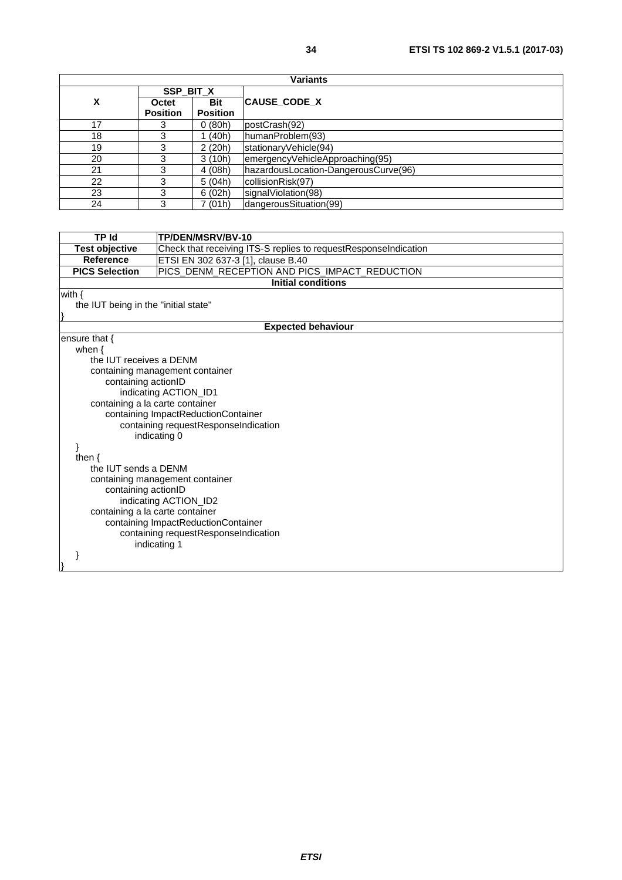| Variants | | | |
|---|---|---|---|
| X | SSP_BIT_X | | CAUSE_CODE_X |
| | Octet Position | Bit Position | |
| 17 | 3 | 0 (80h) | postCrash(92) |
| 18 | 3 | 1 (40h) | humanProblem(93) |
| 19 | 3 | 2 (20h) | stationaryVehicle(94) |
| 20 | 3 | 3 (10h) | emergencyVehicleApproaching(95) |
| 21 | 3 | 4 (08h) | hazardousLocation-DangerousCurve(96) |
| 22 | 3 | 5 (04h) | collisionRisk(97) |
| 23 | 3 | 6 (02h) | signalViolation(98) |
| 24 | 3 | 7 (01h) | dangerousSituation(99) |

| TP Id | TP/DEN/MSRV/BV-10 |
|---|---|
| Test objective | Check that receiving ITS-S replies to requestResponseIndication |
| Reference | ETSI EN 302 637-3 [1], clause B.40 |
| PICS Selection | PICS_DENM_RECEPTION AND PICS_IMPACT_REDUCTION |

**Initial conditions**

```
with {
    the IUT being in the "initial state"
}
```

**Expected behaviour**

```
ensure that {
    when {
        the IUT receives a DENM
        containing management container
            containing actionID
                indicating ACTION_ID1
        containing a la carte container
            containing ImpactReductionContainer
                containing requestResponseIndication
                    indicating 0
    }
    then {
        the IUT sends a DENM
        containing management container
            containing actionID
                indicating ACTION_ID2
        containing a la carte container
            containing ImpactReductionContainer
                containing requestResponseIndication
                    indicating 1
    }
}
```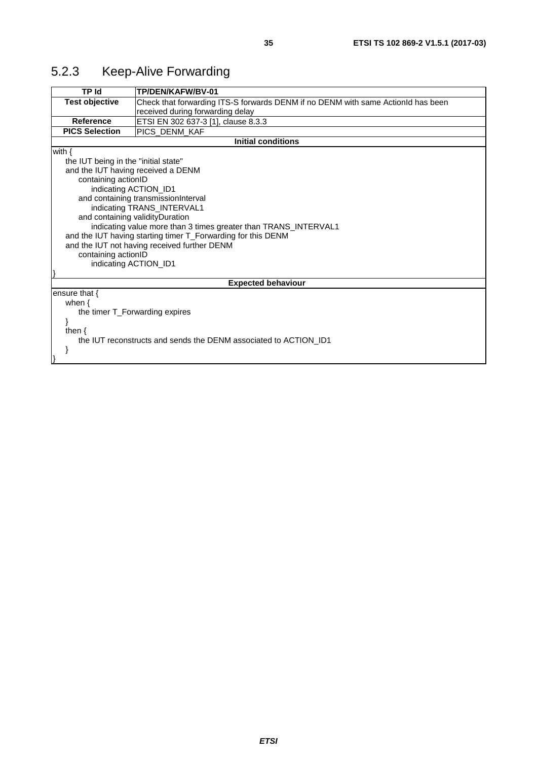### 5.2.3 Keep-Alive Forwarding

| | |
|---|---|
| **TP Id** | **TP/DEN/KAFW/BV-01** |
| **Test objective** | Check that forwarding ITS-S forwards DENM if no DENM with same ActionId has been received during forwarding delay |
| **Reference** | ETSI EN 302 637-3 [1], clause 8.3.3 |
| **PICS Selection** | PICS_DENM_KAF |

**Initial conditions**

```
with {
    the IUT being in the "initial state"
    and the IUT having received a DENM
        containing actionID
            indicating ACTION_ID1
        and containing transmissionInterval
            indicating TRANS_INTERVAL1
        and containing validityDuration
            indicating value more than 3 times greater than TRANS_INTERVAL1
    and the IUT having starting timer T_Forwarding for this DENM
    and the IUT not having received further DENM
        containing actionID
            indicating ACTION_ID1
}
```

**Expected behaviour**

```
ensure that {
    when {
        the timer T_Forwarding expires
    }
    then {
        the IUT reconstructs and sends the DENM associated to ACTION_ID1
    }
}
```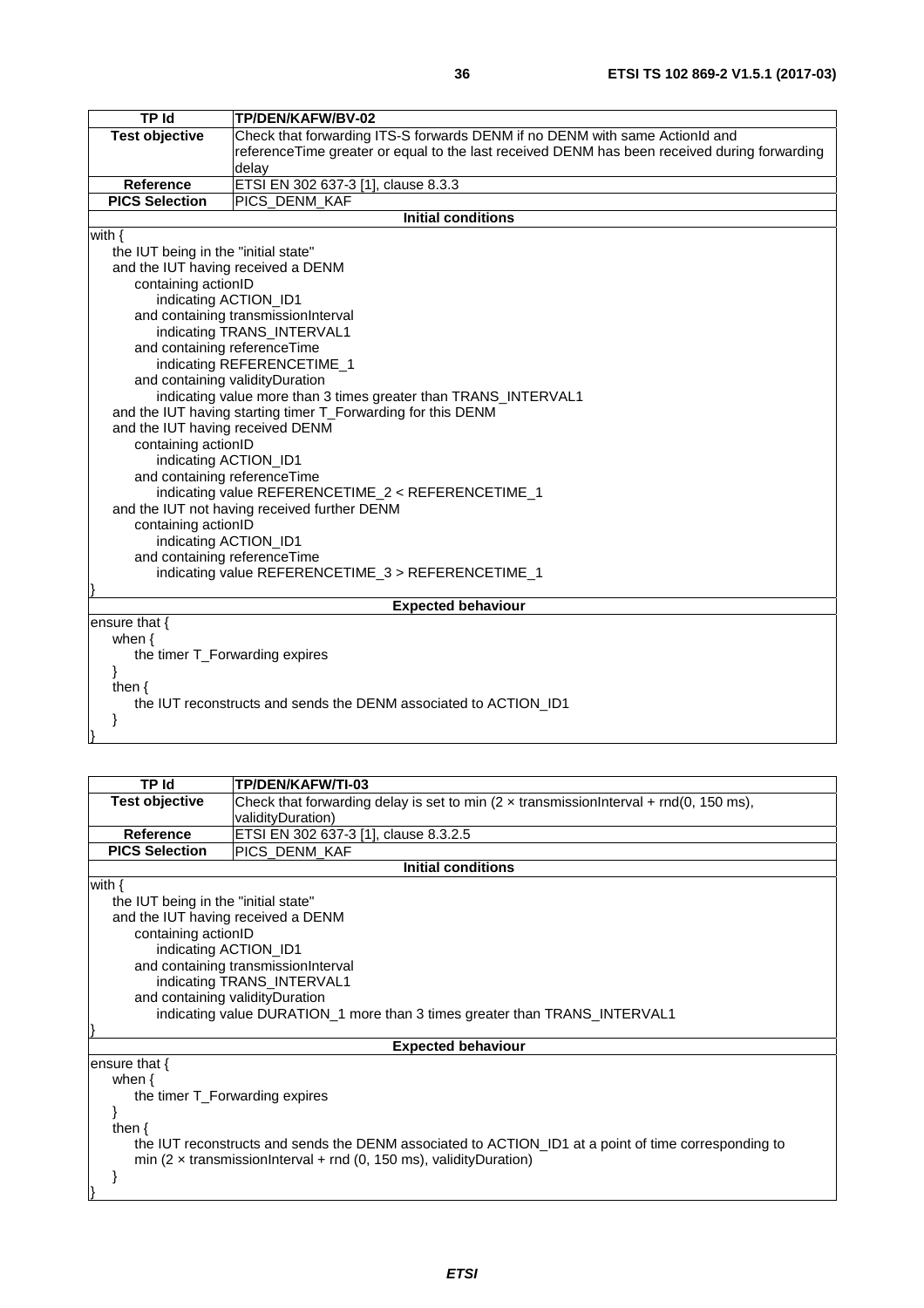| TP Id | TP/DEN/KAFW/BV-02 |
| --- | --- |
| **Test objective** | Check that forwarding ITS-S forwards DENM if no DENM with same ActionId and referenceTime greater or equal to the last received DENM has been received during forwarding delay |
| **Reference** | ETSI EN 302 637-3 [1], clause 8.3.3 |
| **PICS Selection** | PICS_DENM_KAF |
| **Initial conditions** | |

```
with {
    the IUT being in the "initial state"
    and the IUT having received a DENM
        containing actionID
            indicating ACTION_ID1
        and containing transmissionInterval
            indicating TRANS_INTERVAL1
        and containing referenceTime
            indicating REFERENCETIME_1
        and containing validityDuration
            indicating value more than 3 times greater than TRANS_INTERVAL1
    and the IUT having starting timer T_Forwarding for this DENM
    and the IUT having received DENM
        containing actionID
            indicating ACTION_ID1
        and containing referenceTime
            indicating value REFERENCETIME_2 < REFERENCETIME_1
    and the IUT not having received further DENM
        containing actionID
            indicating ACTION_ID1
        and containing referenceTime
            indicating value REFERENCETIME_3 > REFERENCETIME_1
}
```

**Expected behaviour**

```
ensure that {
    when {
        the timer T_Forwarding expires
    }
    then {
        the IUT reconstructs and sends the DENM associated to ACTION_ID1
    }
}
```

| TP Id | TP/DEN/KAFW/TI-03 |
| --- | --- |
| **Test objective** | Check that forwarding delay is set to min (2 × transmissionInterval + rnd(0, 150 ms), validityDuration) |
| **Reference** | ETSI EN 302 637-3 [1], clause 8.3.2.5 |
| **PICS Selection** | PICS_DENM_KAF |
| **Initial conditions** | |

```
with {
    the IUT being in the "initial state"
    and the IUT having received a DENM
        containing actionID
            indicating ACTION_ID1
        and containing transmissionInterval
            indicating TRANS_INTERVAL1
        and containing validityDuration
            indicating value DURATION_1 more than 3 times greater than TRANS_INTERVAL1
}
```

**Expected behaviour**

```
ensure that {
    when {
        the timer T_Forwarding expires
    }
    then {
        the IUT reconstructs and sends the DENM associated to ACTION_ID1 at a point of time corresponding to
        min (2 × transmissionInterval + rnd (0, 150 ms), validityDuration)
    }
}
```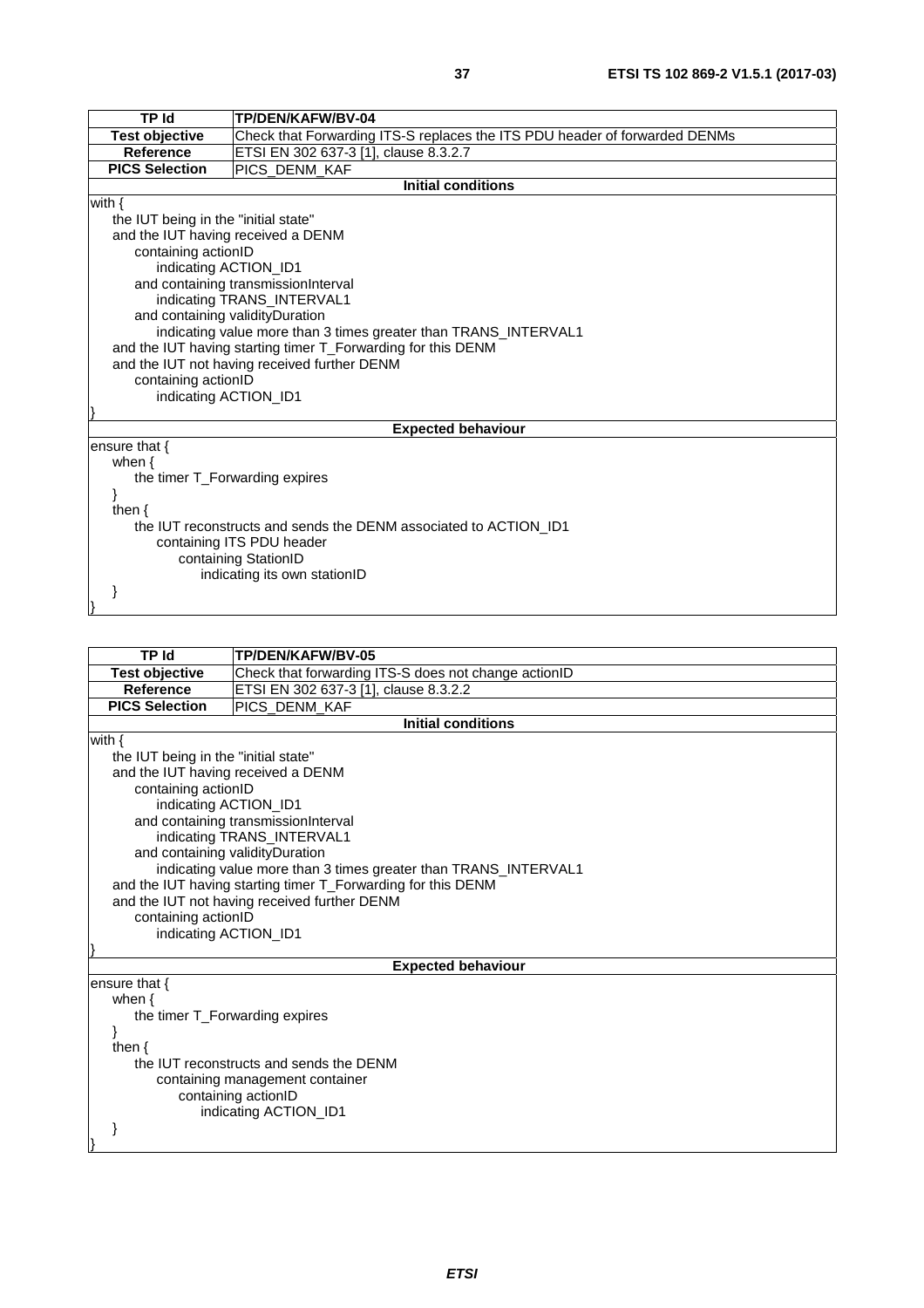| TP Id | TP/DEN/KAFW/BV-04 |
| --- | --- |
| **Test objective** | Check that Forwarding ITS-S replaces the ITS PDU header of forwarded DENMs |
| **Reference** | ETSI EN 302 637-3 [1], clause 8.3.2.7 |
| **PICS Selection** | PICS_DENM_KAF |
| **Initial conditions** | |
| with {<br>&nbsp;&nbsp;&nbsp;&nbsp;the IUT being in the "initial state"<br>&nbsp;&nbsp;&nbsp;&nbsp;and the IUT having received a DENM<br>&nbsp;&nbsp;&nbsp;&nbsp;&nbsp;&nbsp;&nbsp;&nbsp;containing actionID<br>&nbsp;&nbsp;&nbsp;&nbsp;&nbsp;&nbsp;&nbsp;&nbsp;&nbsp;&nbsp;&nbsp;&nbsp;indicating ACTION_ID1<br>&nbsp;&nbsp;&nbsp;&nbsp;&nbsp;&nbsp;&nbsp;&nbsp;and containing transmissionInterval<br>&nbsp;&nbsp;&nbsp;&nbsp;&nbsp;&nbsp;&nbsp;&nbsp;&nbsp;&nbsp;&nbsp;&nbsp;indicating TRANS_INTERVAL1<br>&nbsp;&nbsp;&nbsp;&nbsp;&nbsp;&nbsp;&nbsp;&nbsp;and containing validityDuration<br>&nbsp;&nbsp;&nbsp;&nbsp;&nbsp;&nbsp;&nbsp;&nbsp;&nbsp;&nbsp;&nbsp;&nbsp;indicating value more than 3 times greater than TRANS_INTERVAL1<br>&nbsp;&nbsp;&nbsp;&nbsp;and the IUT having starting timer T_Forwarding for this DENM<br>&nbsp;&nbsp;&nbsp;&nbsp;and the IUT not having received further DENM<br>&nbsp;&nbsp;&nbsp;&nbsp;&nbsp;&nbsp;&nbsp;&nbsp;containing actionID<br>&nbsp;&nbsp;&nbsp;&nbsp;&nbsp;&nbsp;&nbsp;&nbsp;&nbsp;&nbsp;&nbsp;&nbsp;indicating ACTION_ID1<br>} | |
| **Expected behaviour** | |
| ensure that {<br>&nbsp;&nbsp;&nbsp;&nbsp;when {<br>&nbsp;&nbsp;&nbsp;&nbsp;&nbsp;&nbsp;&nbsp;&nbsp;the timer T_Forwarding expires<br>&nbsp;&nbsp;&nbsp;&nbsp;}<br>&nbsp;&nbsp;&nbsp;&nbsp;then {<br>&nbsp;&nbsp;&nbsp;&nbsp;&nbsp;&nbsp;&nbsp;&nbsp;the IUT reconstructs and sends the DENM associated to ACTION_ID1<br>&nbsp;&nbsp;&nbsp;&nbsp;&nbsp;&nbsp;&nbsp;&nbsp;&nbsp;&nbsp;&nbsp;&nbsp;containing ITS PDU header<br>&nbsp;&nbsp;&nbsp;&nbsp;&nbsp;&nbsp;&nbsp;&nbsp;&nbsp;&nbsp;&nbsp;&nbsp;&nbsp;&nbsp;&nbsp;&nbsp;containing StationID<br>&nbsp;&nbsp;&nbsp;&nbsp;&nbsp;&nbsp;&nbsp;&nbsp;&nbsp;&nbsp;&nbsp;&nbsp;&nbsp;&nbsp;&nbsp;&nbsp;&nbsp;&nbsp;&nbsp;&nbsp;indicating its own stationID<br>&nbsp;&nbsp;&nbsp;&nbsp;}<br>} | |

| TP Id | TP/DEN/KAFW/BV-05 |
| --- | --- |
| **Test objective** | Check that forwarding ITS-S does not change actionID |
| **Reference** | ETSI EN 302 637-3 [1], clause 8.3.2.2 |
| **PICS Selection** | PICS_DENM_KAF |
| **Initial conditions** | |
| with {<br>&nbsp;&nbsp;&nbsp;&nbsp;the IUT being in the "initial state"<br>&nbsp;&nbsp;&nbsp;&nbsp;and the IUT having received a DENM<br>&nbsp;&nbsp;&nbsp;&nbsp;&nbsp;&nbsp;&nbsp;&nbsp;containing actionID<br>&nbsp;&nbsp;&nbsp;&nbsp;&nbsp;&nbsp;&nbsp;&nbsp;&nbsp;&nbsp;&nbsp;&nbsp;indicating ACTION_ID1<br>&nbsp;&nbsp;&nbsp;&nbsp;&nbsp;&nbsp;&nbsp;&nbsp;and containing transmissionInterval<br>&nbsp;&nbsp;&nbsp;&nbsp;&nbsp;&nbsp;&nbsp;&nbsp;&nbsp;&nbsp;&nbsp;&nbsp;indicating TRANS_INTERVAL1<br>&nbsp;&nbsp;&nbsp;&nbsp;&nbsp;&nbsp;&nbsp;&nbsp;and containing validityDuration<br>&nbsp;&nbsp;&nbsp;&nbsp;&nbsp;&nbsp;&nbsp;&nbsp;&nbsp;&nbsp;&nbsp;&nbsp;indicating value more than 3 times greater than TRANS_INTERVAL1<br>&nbsp;&nbsp;&nbsp;&nbsp;and the IUT having starting timer T_Forwarding for this DENM<br>&nbsp;&nbsp;&nbsp;&nbsp;and the IUT not having received further DENM<br>&nbsp;&nbsp;&nbsp;&nbsp;&nbsp;&nbsp;&nbsp;&nbsp;containing actionID<br>&nbsp;&nbsp;&nbsp;&nbsp;&nbsp;&nbsp;&nbsp;&nbsp;&nbsp;&nbsp;&nbsp;&nbsp;indicating ACTION_ID1<br>} | |
| **Expected behaviour** | |
| ensure that {<br>&nbsp;&nbsp;&nbsp;&nbsp;when {<br>&nbsp;&nbsp;&nbsp;&nbsp;&nbsp;&nbsp;&nbsp;&nbsp;the timer T_Forwarding expires<br>&nbsp;&nbsp;&nbsp;&nbsp;}<br>&nbsp;&nbsp;&nbsp;&nbsp;then {<br>&nbsp;&nbsp;&nbsp;&nbsp;&nbsp;&nbsp;&nbsp;&nbsp;the IUT reconstructs and sends the DENM<br>&nbsp;&nbsp;&nbsp;&nbsp;&nbsp;&nbsp;&nbsp;&nbsp;&nbsp;&nbsp;&nbsp;&nbsp;containing management container<br>&nbsp;&nbsp;&nbsp;&nbsp;&nbsp;&nbsp;&nbsp;&nbsp;&nbsp;&nbsp;&nbsp;&nbsp;&nbsp;&nbsp;&nbsp;&nbsp;containing actionID<br>&nbsp;&nbsp;&nbsp;&nbsp;&nbsp;&nbsp;&nbsp;&nbsp;&nbsp;&nbsp;&nbsp;&nbsp;&nbsp;&nbsp;&nbsp;&nbsp;&nbsp;&nbsp;&nbsp;&nbsp;indicating ACTION_ID1<br>&nbsp;&nbsp;&nbsp;&nbsp;}<br>} | |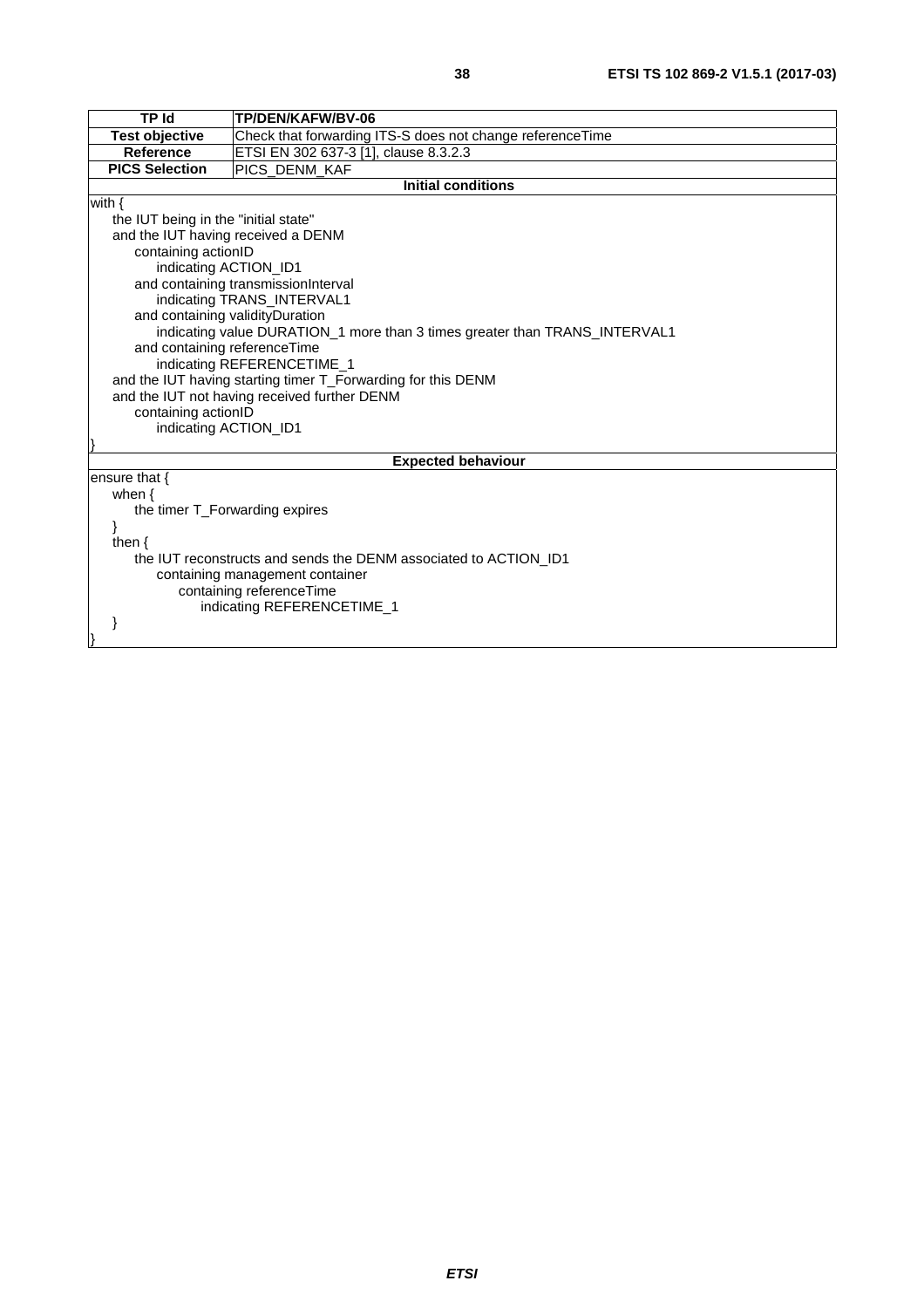| TP Id | TP/DEN/KAFW/BV-06 |
| --- | --- |
| Test objective | Check that forwarding ITS-S does not change referenceTime |
| Reference | ETSI EN 302 637-3 [1], clause 8.3.2.3 |
| PICS Selection | PICS_DENM_KAF |

**Initial conditions**

```
with {
    the IUT being in the "initial state"
    and the IUT having received a DENM
        containing actionID
            indicating ACTION_ID1
        and containing transmissionInterval
            indicating TRANS_INTERVAL1
        and containing validityDuration
            indicating value DURATION_1 more than 3 times greater than TRANS_INTERVAL1
        and containing referenceTime
            indicating REFERENCETIME_1
    and the IUT having starting timer T_Forwarding for this DENM
    and the IUT not having received further DENM
        containing actionID
            indicating ACTION_ID1
}
```

**Expected behaviour**

```
ensure that {
    when {
        the timer T_Forwarding expires
    }
    then {
        the IUT reconstructs and sends the DENM associated to ACTION_ID1
            containing management container
                containing referenceTime
                    indicating REFERENCETIME_1
    }
}
```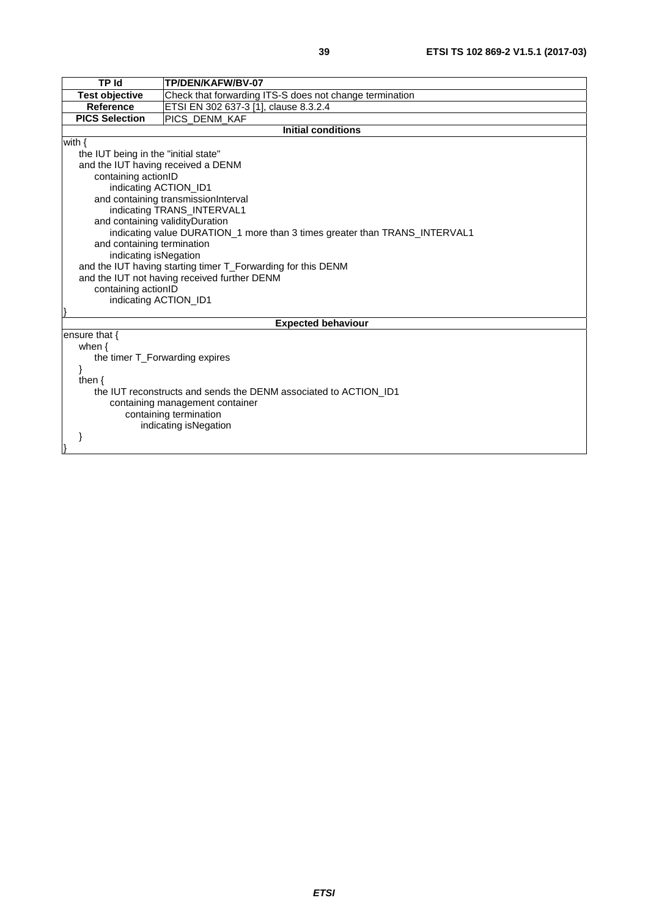| TP Id | TP/DEN/KAFW/BV-07 |
| --- | --- |
| Test objective | Check that forwarding ITS-S does not change termination |
| Reference | ETSI EN 302 637-3 [1], clause 8.3.2.4 |
| PICS Selection | PICS_DENM_KAF |

**Initial conditions**

```
with {
    the IUT being in the "initial state"
    and the IUT having received a DENM
        containing actionID
            indicating ACTION_ID1
        and containing transmissionInterval
            indicating TRANS_INTERVAL1
        and containing validityDuration
            indicating value DURATION_1 more than 3 times greater than TRANS_INTERVAL1
        and containing termination
            indicating isNegation
    and the IUT having starting timer T_Forwarding for this DENM
    and the IUT not having received further DENM
        containing actionID
            indicating ACTION_ID1
}
```

**Expected behaviour**

```
ensure that {
    when {
        the timer T_Forwarding expires
    }
    then {
        the IUT reconstructs and sends the DENM associated to ACTION_ID1
            containing management container
                containing termination
                    indicating isNegation
    }
}
```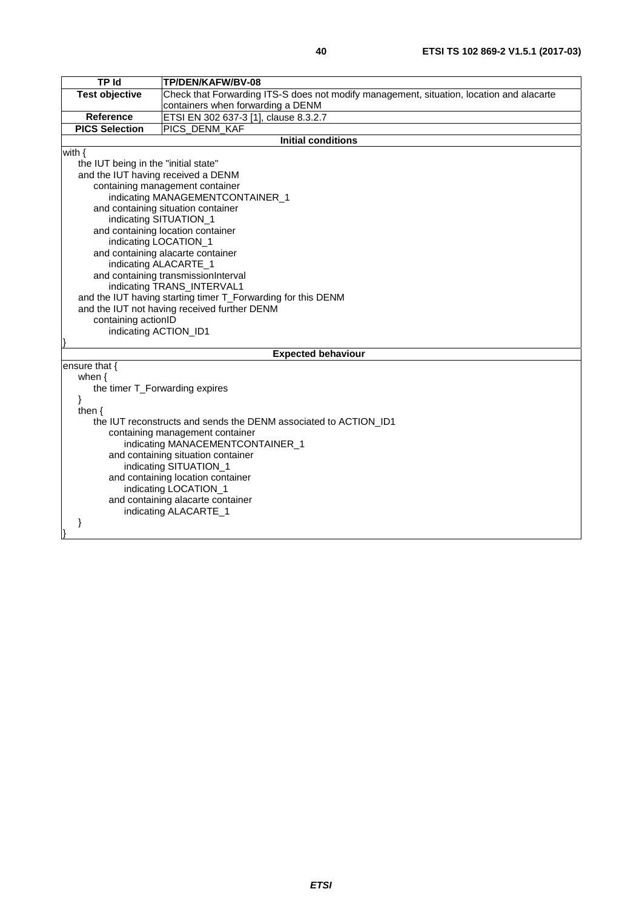| TP Id | TP/DEN/KAFW/BV-08 |
|---|---|
| **Test objective** | Check that Forwarding ITS-S does not modify management, situation, location and alacarte containers when forwarding a DENM |
| **Reference** | ETSI EN 302 637-3 [1], clause 8.3.2.7 |
| **PICS Selection** | PICS_DENM_KAF |
| **Initial conditions** | |
| with {<br>&nbsp;&nbsp;&nbsp;&nbsp;the IUT being in the "initial state"<br>&nbsp;&nbsp;&nbsp;&nbsp;and the IUT having received a DENM<br>&nbsp;&nbsp;&nbsp;&nbsp;&nbsp;&nbsp;&nbsp;&nbsp;containing management container<br>&nbsp;&nbsp;&nbsp;&nbsp;&nbsp;&nbsp;&nbsp;&nbsp;&nbsp;&nbsp;&nbsp;&nbsp;indicating MANAGEMENTCONTAINER_1<br>&nbsp;&nbsp;&nbsp;&nbsp;&nbsp;&nbsp;&nbsp;&nbsp;and containing situation container<br>&nbsp;&nbsp;&nbsp;&nbsp;&nbsp;&nbsp;&nbsp;&nbsp;&nbsp;&nbsp;&nbsp;&nbsp;indicating SITUATION_1<br>&nbsp;&nbsp;&nbsp;&nbsp;&nbsp;&nbsp;&nbsp;&nbsp;and containing location container<br>&nbsp;&nbsp;&nbsp;&nbsp;&nbsp;&nbsp;&nbsp;&nbsp;&nbsp;&nbsp;&nbsp;&nbsp;indicating LOCATION_1<br>&nbsp;&nbsp;&nbsp;&nbsp;&nbsp;&nbsp;&nbsp;&nbsp;and containing alacarte container<br>&nbsp;&nbsp;&nbsp;&nbsp;&nbsp;&nbsp;&nbsp;&nbsp;&nbsp;&nbsp;&nbsp;&nbsp;indicating ALACARTE_1<br>&nbsp;&nbsp;&nbsp;&nbsp;&nbsp;&nbsp;&nbsp;&nbsp;and containing transmissionInterval<br>&nbsp;&nbsp;&nbsp;&nbsp;&nbsp;&nbsp;&nbsp;&nbsp;&nbsp;&nbsp;&nbsp;&nbsp;indicating TRANS_INTERVAL1<br>&nbsp;&nbsp;&nbsp;&nbsp;and the IUT having starting timer T_Forwarding for this DENM<br>&nbsp;&nbsp;&nbsp;&nbsp;and the IUT not having received further DENM<br>&nbsp;&nbsp;&nbsp;&nbsp;&nbsp;&nbsp;&nbsp;&nbsp;containing actionID<br>&nbsp;&nbsp;&nbsp;&nbsp;&nbsp;&nbsp;&nbsp;&nbsp;&nbsp;&nbsp;&nbsp;&nbsp;indicating ACTION_ID1<br>} | |
| **Expected behaviour** | |
| ensure that {<br>&nbsp;&nbsp;&nbsp;&nbsp;when {<br>&nbsp;&nbsp;&nbsp;&nbsp;&nbsp;&nbsp;&nbsp;&nbsp;the timer T_Forwarding expires<br>&nbsp;&nbsp;&nbsp;&nbsp;}<br>&nbsp;&nbsp;&nbsp;&nbsp;then {<br>&nbsp;&nbsp;&nbsp;&nbsp;&nbsp;&nbsp;&nbsp;&nbsp;the IUT reconstructs and sends the DENM associated to ACTION_ID1<br>&nbsp;&nbsp;&nbsp;&nbsp;&nbsp;&nbsp;&nbsp;&nbsp;&nbsp;&nbsp;&nbsp;&nbsp;containing management container<br>&nbsp;&nbsp;&nbsp;&nbsp;&nbsp;&nbsp;&nbsp;&nbsp;&nbsp;&nbsp;&nbsp;&nbsp;&nbsp;&nbsp;&nbsp;&nbsp;indicating MANACEMENTCONTAINER_1<br>&nbsp;&nbsp;&nbsp;&nbsp;&nbsp;&nbsp;&nbsp;&nbsp;&nbsp;&nbsp;&nbsp;&nbsp;and containing situation container<br>&nbsp;&nbsp;&nbsp;&nbsp;&nbsp;&nbsp;&nbsp;&nbsp;&nbsp;&nbsp;&nbsp;&nbsp;&nbsp;&nbsp;&nbsp;&nbsp;indicating SITUATION_1<br>&nbsp;&nbsp;&nbsp;&nbsp;&nbsp;&nbsp;&nbsp;&nbsp;&nbsp;&nbsp;&nbsp;&nbsp;and containing location container<br>&nbsp;&nbsp;&nbsp;&nbsp;&nbsp;&nbsp;&nbsp;&nbsp;&nbsp;&nbsp;&nbsp;&nbsp;&nbsp;&nbsp;&nbsp;&nbsp;indicating LOCATION_1<br>&nbsp;&nbsp;&nbsp;&nbsp;&nbsp;&nbsp;&nbsp;&nbsp;&nbsp;&nbsp;&nbsp;&nbsp;and containing alacarte container<br>&nbsp;&nbsp;&nbsp;&nbsp;&nbsp;&nbsp;&nbsp;&nbsp;&nbsp;&nbsp;&nbsp;&nbsp;&nbsp;&nbsp;&nbsp;&nbsp;indicating ALACARTE_1<br>&nbsp;&nbsp;&nbsp;&nbsp;}<br>} | |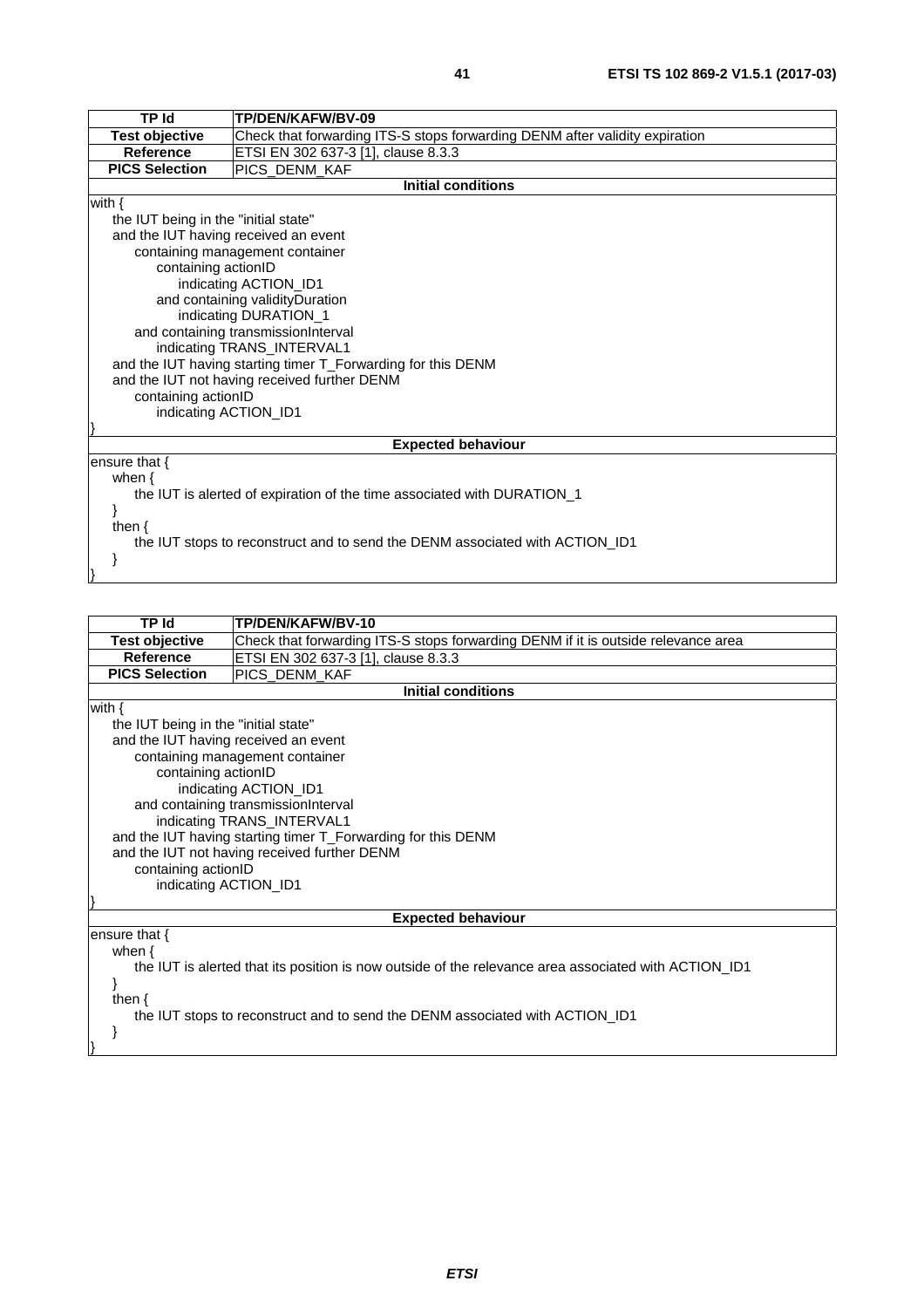| TP Id | TP/DEN/KAFW/BV-09 |
| --- | --- |
| **Test objective** | Check that forwarding ITS-S stops forwarding DENM after validity expiration |
| **Reference** | ETSI EN 302 637-3 [1], clause 8.3.3 |
| **PICS Selection** | PICS_DENM_KAF |
| **Initial conditions** | |
| with {<br>    the IUT being in the "initial state"<br>    and the IUT having received an event<br>        containing management container<br>            containing actionID<br>                indicating ACTION_ID1<br>            and containing validityDuration<br>                indicating DURATION_1<br>        and containing transmissionInterval<br>            indicating TRANS_INTERVAL1<br>    and the IUT having starting timer T_Forwarding for this DENM<br>    and the IUT not having received further DENM<br>        containing actionID<br>            indicating ACTION_ID1<br>} | |
| **Expected behaviour** | |
| ensure that {<br>    when {<br>        the IUT is alerted of expiration of the time associated with DURATION_1<br>    }<br>    then {<br>        the IUT stops to reconstruct and to send the DENM associated with ACTION_ID1<br>    }<br>} | |

| TP Id | TP/DEN/KAFW/BV-10 |
| --- | --- |
| **Test objective** | Check that forwarding ITS-S stops forwarding DENM if it is outside relevance area |
| **Reference** | ETSI EN 302 637-3 [1], clause 8.3.3 |
| **PICS Selection** | PICS_DENM_KAF |
| **Initial conditions** | |
| with {<br>    the IUT being in the "initial state"<br>    and the IUT having received an event<br>        containing management container<br>            containing actionID<br>                indicating ACTION_ID1<br>        and containing transmissionInterval<br>            indicating TRANS_INTERVAL1<br>    and the IUT having starting timer T_Forwarding for this DENM<br>    and the IUT not having received further DENM<br>        containing actionID<br>            indicating ACTION_ID1<br>} | |
| **Expected behaviour** | |
| ensure that {<br>    when {<br>        the IUT is alerted that its position is now outside of the relevance area associated with ACTION_ID1<br>    }<br>    then {<br>        the IUT stops to reconstruct and to send the DENM associated with ACTION_ID1<br>    }<br>} | |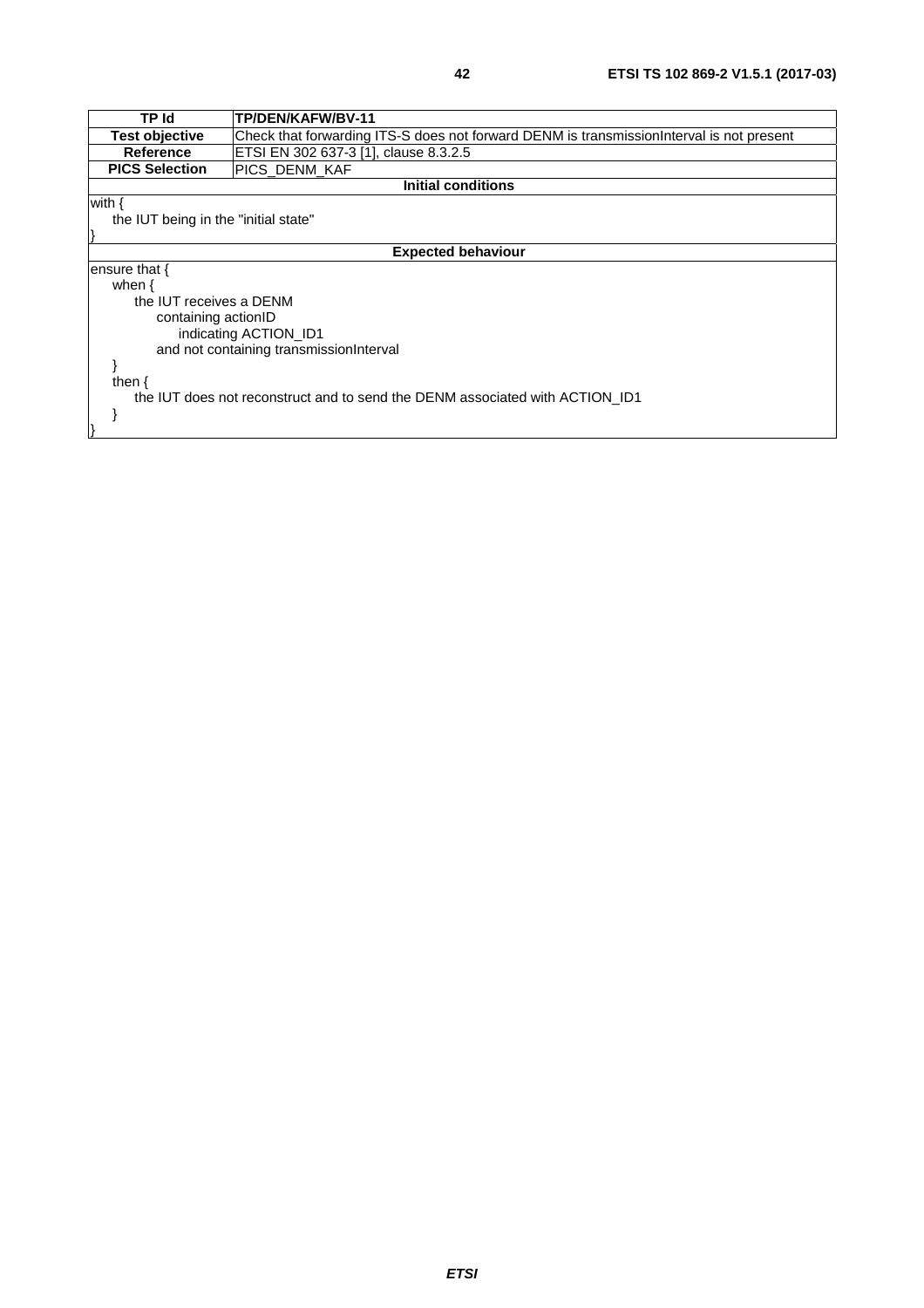| TP Id | TP/DEN/KAFW/BV-11 |
|---|---|
| **Test objective** | Check that forwarding ITS-S does not forward DENM is transmissionInterval is not present |
| **Reference** | ETSI EN 302 637-3 [1], clause 8.3.2.5 |
| **PICS Selection** | PICS_DENM_KAF |
| **Initial conditions** | |
| with {<br>&nbsp;&nbsp;&nbsp;&nbsp;the IUT being in the "initial state"<br>} | |
| **Expected behaviour** | |
| ensure that {<br>&nbsp;&nbsp;&nbsp;&nbsp;when {<br>&nbsp;&nbsp;&nbsp;&nbsp;&nbsp;&nbsp;&nbsp;&nbsp;the IUT receives a DENM<br>&nbsp;&nbsp;&nbsp;&nbsp;&nbsp;&nbsp;&nbsp;&nbsp;&nbsp;&nbsp;&nbsp;&nbsp;containing actionID<br>&nbsp;&nbsp;&nbsp;&nbsp;&nbsp;&nbsp;&nbsp;&nbsp;&nbsp;&nbsp;&nbsp;&nbsp;&nbsp;&nbsp;&nbsp;&nbsp;indicating ACTION_ID1<br>&nbsp;&nbsp;&nbsp;&nbsp;&nbsp;&nbsp;&nbsp;&nbsp;&nbsp;&nbsp;&nbsp;&nbsp;and not containing transmissionInterval<br>&nbsp;&nbsp;&nbsp;&nbsp;}<br>&nbsp;&nbsp;&nbsp;&nbsp;then {<br>&nbsp;&nbsp;&nbsp;&nbsp;&nbsp;&nbsp;&nbsp;&nbsp;the IUT does not reconstruct and to send the DENM associated with ACTION_ID1<br>&nbsp;&nbsp;&nbsp;&nbsp;}<br>} | |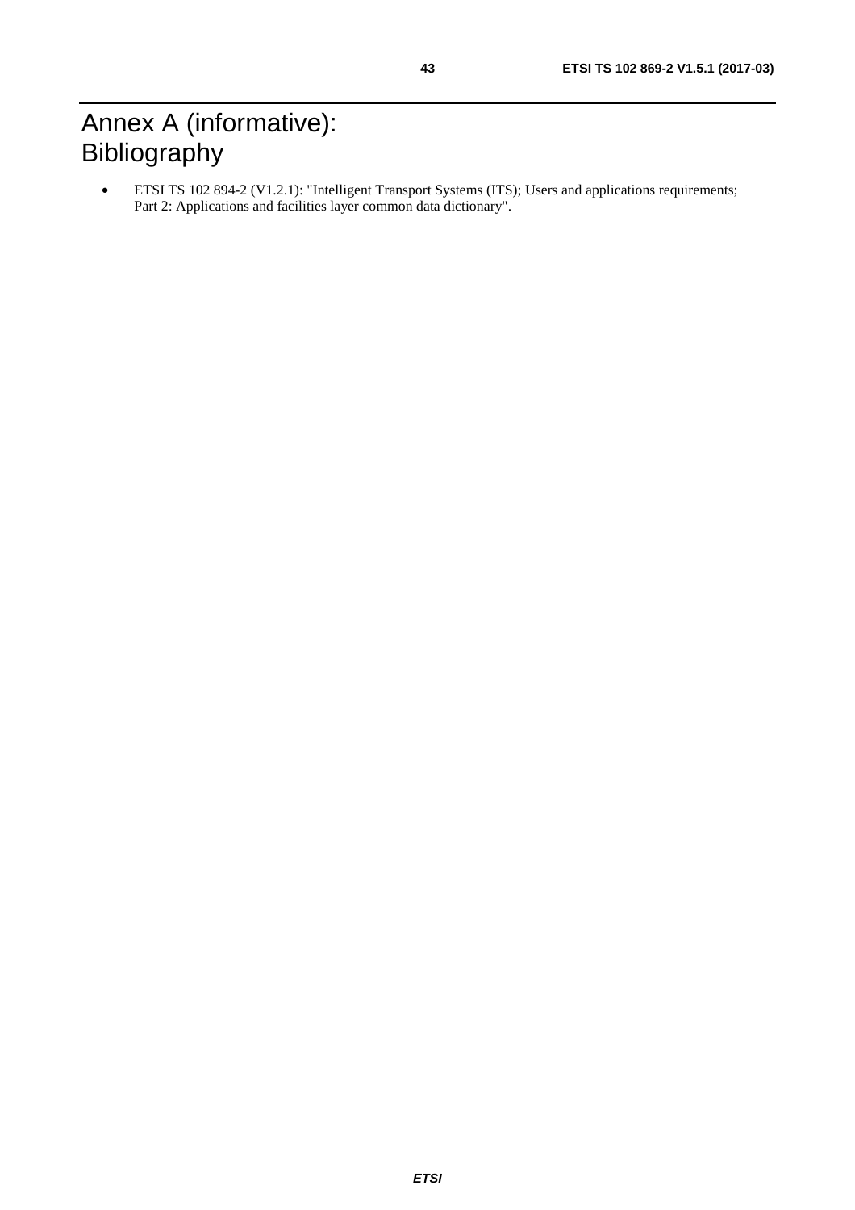# Annex A (informative): Bibliography

- ETSI TS 102 894-2 (V1.2.1): "Intelligent Transport Systems (ITS); Users and applications requirements; Part 2: Applications and facilities layer common data dictionary".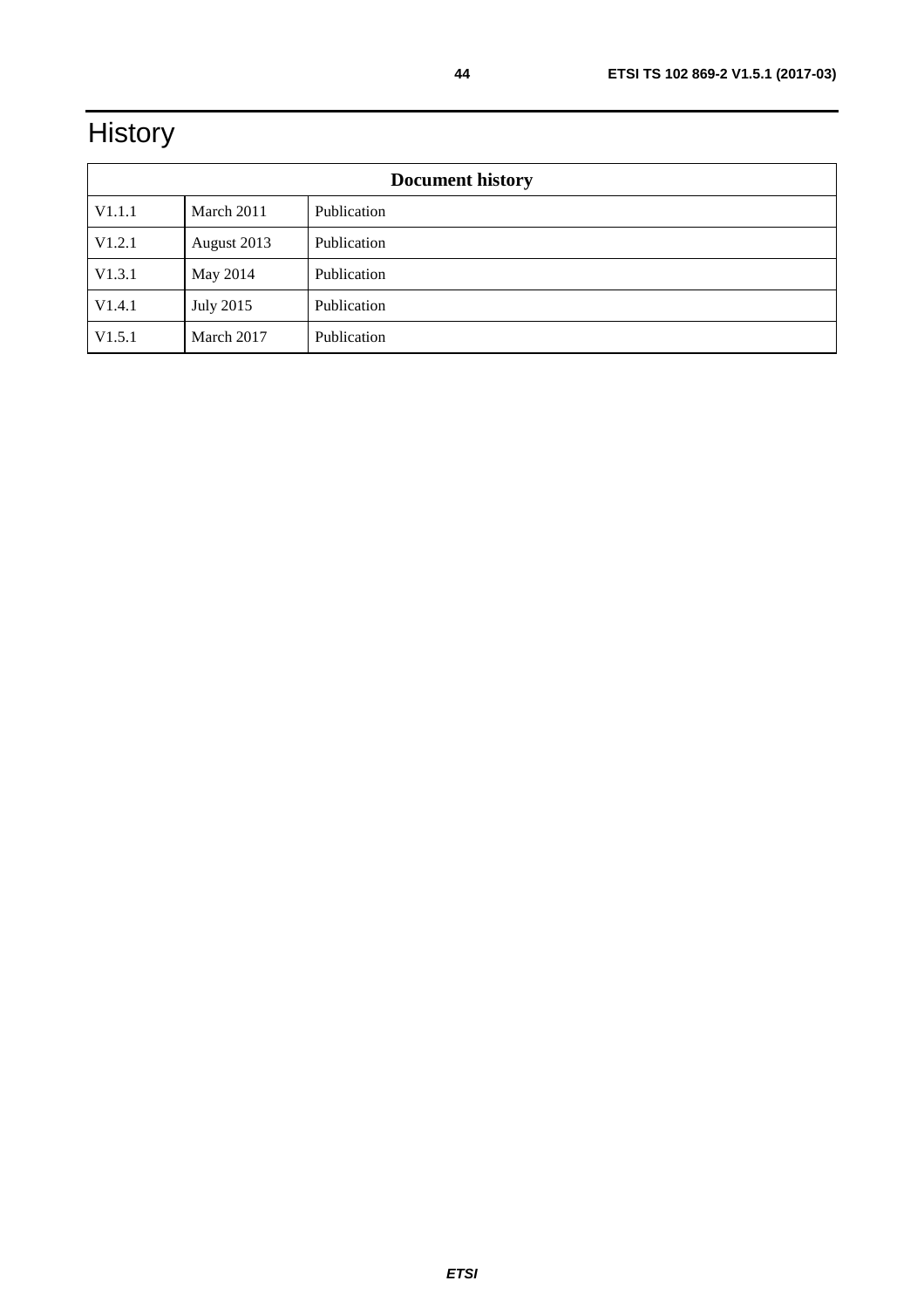# History

| Document history | | |
|---|---|---|
| V1.1.1 | March 2011 | Publication |
| V1.2.1 | August 2013 | Publication |
| V1.3.1 | May 2014 | Publication |
| V1.4.1 | July 2015 | Publication |
| V1.5.1 | March 2017 | Publication |